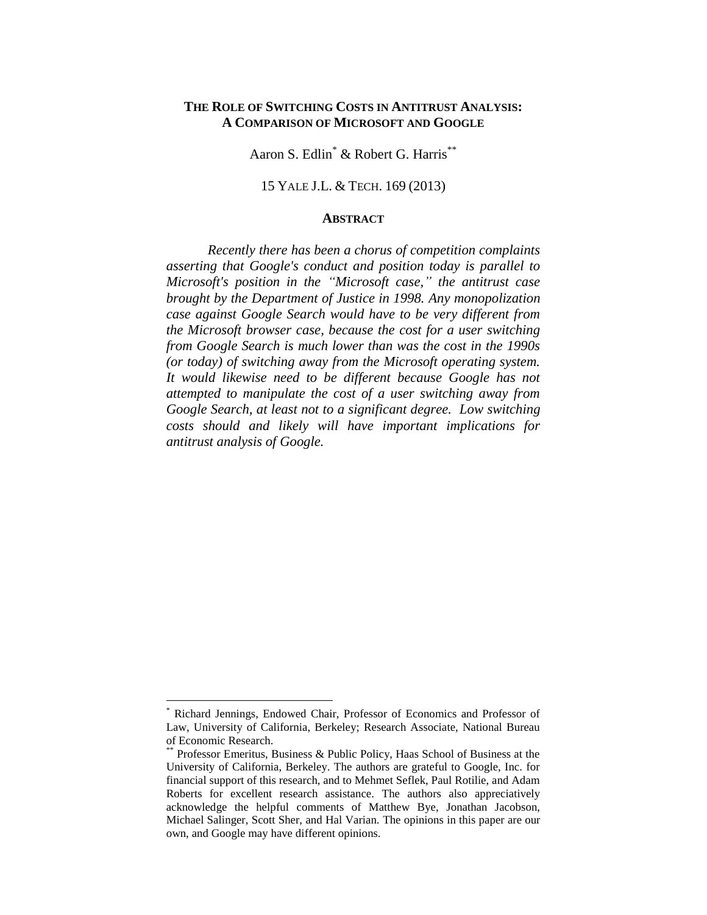# THE ROLE OF SWITCHING COSTS IN ANTITRUST ANALYSIS: A COMPARISON OF MICROSOFT AND GOOGLE

Aaron S. Edlin[*] & Robert G. Harris[**]

15 YALE J.L. & TECH. 169 (2013)

## ABSTRACT

*Recently there has been a chorus of competition complaints asserting that Google's conduct and position today is parallel to Microsoft's position in the "Microsoft case," the antitrust case brought by the Department of Justice in 1998. Any monopolization case against Google Search would have to be very different from the Microsoft browser case, because the cost for a user switching from Google Search is much lower than was the cost in the 1990s (or today) of switching away from the Microsoft operating system. It would likewise need to be different because Google has not attempted to manipulate the cost of a user switching away from Google Search, at least not to a significant degree. Low switching costs should and likely will have important implications for antitrust analysis of Google.*

---

[*] Richard Jennings, Endowed Chair, Professor of Economics and Professor of Law, University of California, Berkeley; Research Associate, National Bureau of Economic Research.

[**] Professor Emeritus, Business & Public Policy, Haas School of Business at the University of California, Berkeley. The authors are grateful to Google, Inc. for financial support of this research, and to Mehmet Seflek, Paul Rotilie, and Adam Roberts for excellent research assistance. The authors also appreciatively acknowledge the helpful comments of Matthew Bye, Jonathan Jacobson, Michael Salinger, Scott Sher, and Hal Varian. The opinions in this paper are our own, and Google may have different opinions.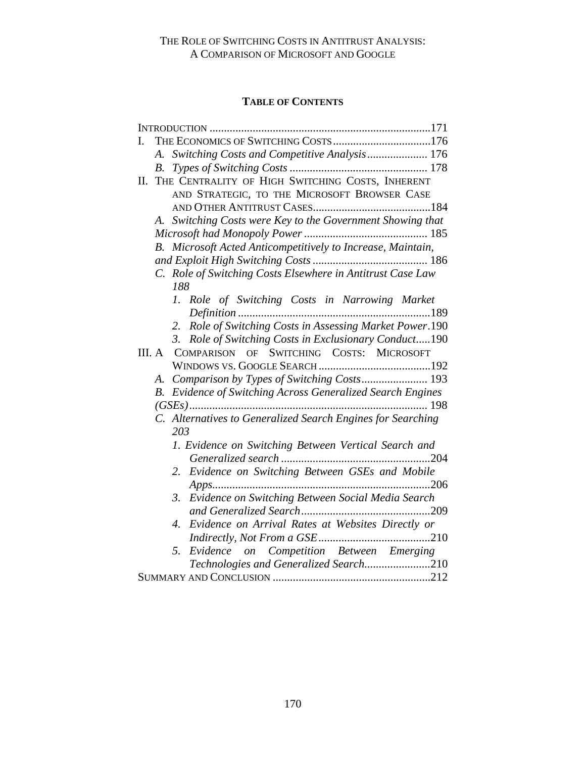THE ROLE OF SWITCHING COSTS IN ANTITRUST ANALYSIS:
A COMPARISON OF MICROSOFT AND GOOGLE

**TABLE OF CONTENTS**

INTRODUCTION ............................................................................171

I. THE ECONOMICS OF SWITCHING COSTS ..................................176
   - *A. Switching Costs and Competitive Analysis* ..................... 176
   - *B. Types of Switching Costs* ................................................ 178

II. THE CENTRALITY OF HIGH SWITCHING COSTS, INHERENT AND STRATEGIC, TO THE MICROSOFT BROWSER CASE AND OTHER ANTITRUST CASES.........................................184
   - *A. Switching Costs were Key to the Government Showing that Microsoft had Monopoly Power* ........................................... 185
   - *B. Microsoft Acted Anticompetitively to Increase, Maintain, and Exploit High Switching Costs* ........................................ 186
   - *C. Role of Switching Costs Elsewhere in Antitrust Case Law* 188
     1. *Role of Switching Costs in Narrowing Market Definition* ..................................................................189
     2. *Role of Switching Costs in Assessing Market Power*.190
     3. *Role of Switching Costs in Exclusionary Conduct*.....190

III. A COMPARISON OF SWITCHING COSTS: MICROSOFT WINDOWS VS. GOOGLE SEARCH .......................................192
   - *A. Comparison by Types of Switching Costs*....................... 193
   - *B. Evidence of Switching Across Generalized Search Engines (GSEs)* .................................................................................. 198
   - *C. Alternatives to Generalized Search Engines for Searching* 203
     1. *Evidence on Switching Between Vertical Search and Generalized search* ...................................................204
     2. *Evidence on Switching Between GSEs and Mobile Apps*...........................................................................206
     3. *Evidence on Switching Between Social Media Search and Generalized Search*.............................................209
     4. *Evidence on Arrival Rates at Websites Directly or Indirectly, Not From a GSE*.......................................210
     5. *Evidence on Competition Between Emerging Technologies and Generalized Search*.......................210

SUMMARY AND CONCLUSION .......................................................212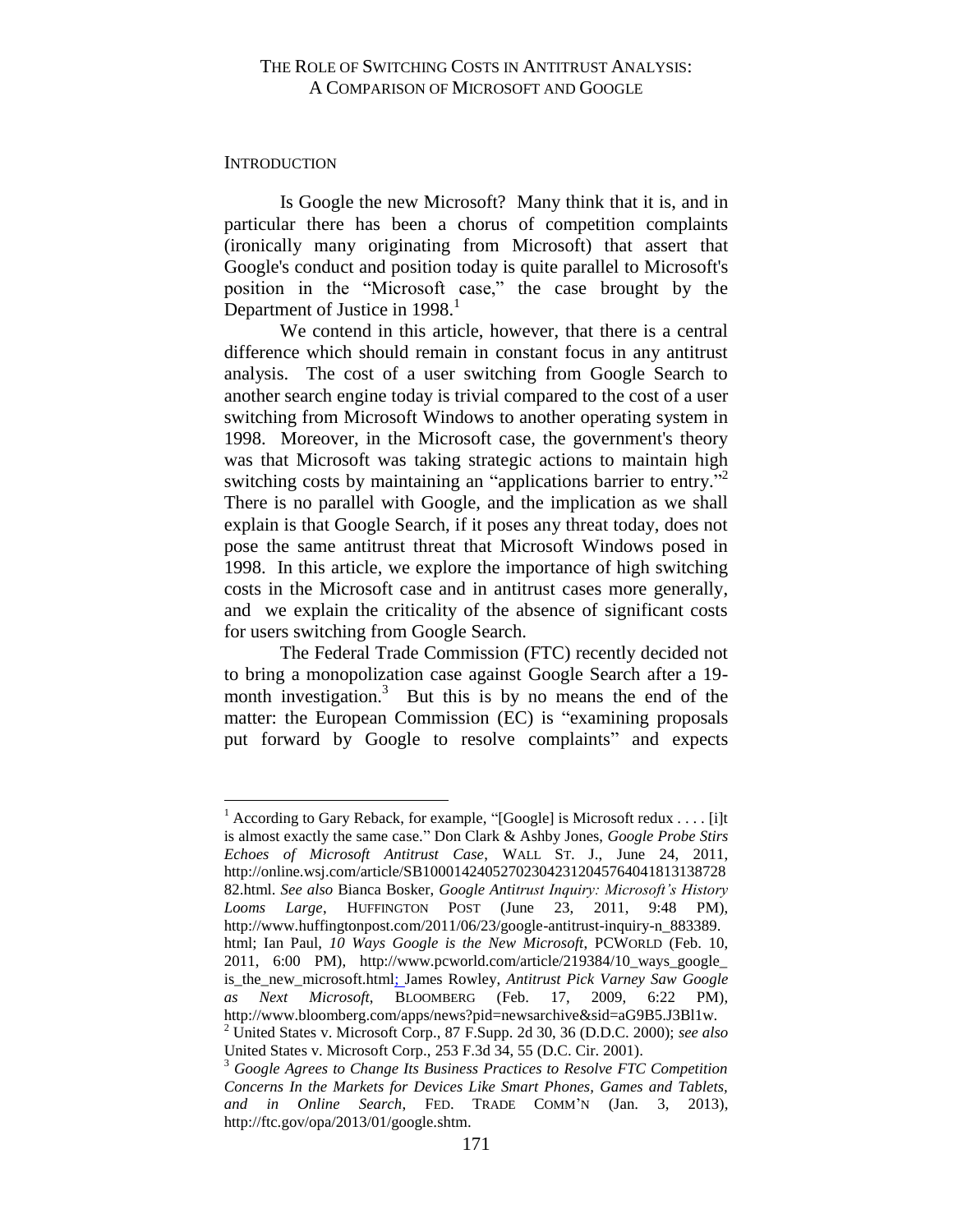# THE ROLE OF SWITCHING COSTS IN ANTITRUST ANALYSIS: A COMPARISON OF MICROSOFT AND GOOGLE

## INTRODUCTION

Is Google the new Microsoft? Many think that it is, and in particular there has been a chorus of competition complaints (ironically many originating from Microsoft) that assert that Google's conduct and position today is quite parallel to Microsoft's position in the "Microsoft case," the case brought by the Department of Justice in 1998.[1]

We contend in this article, however, that there is a central difference which should remain in constant focus in any antitrust analysis. The cost of a user switching from Google Search to another search engine today is trivial compared to the cost of a user switching from Microsoft Windows to another operating system in 1998. Moreover, in the Microsoft case, the government's theory was that Microsoft was taking strategic actions to maintain high switching costs by maintaining an "applications barrier to entry."[2] There is no parallel with Google, and the implication as we shall explain is that Google Search, if it poses any threat today, does not pose the same antitrust threat that Microsoft Windows posed in 1998. In this article, we explore the importance of high switching costs in the Microsoft case and in antitrust cases more generally, and we explain the criticality of the absence of significant costs for users switching from Google Search.

The Federal Trade Commission (FTC) recently decided not to bring a monopolization case against Google Search after a 19-month investigation.[3] But this is by no means the end of the matter: the European Commission (EC) is "examining proposals put forward by Google to resolve complaints" and expects

---

[1] According to Gary Reback, for example, "[Google] is Microsoft redux . . . . [i]t is almost exactly the same case." Don Clark & Ashby Jones, *Google Probe Stirs Echoes of Microsoft Antitrust Case*, WALL ST. J., June 24, 2011, http://online.wsj.com/article/SB10001424052702304231204576404181313872882.html. *See also* Bianca Bosker, *Google Antitrust Inquiry: Microsoft's History Looms Large*, HUFFINGTON POST (June 23, 2011, 9:48 PM), http://www.huffingtonpost.com/2011/06/23/google-antitrust-inquiry-n_883389.html; Ian Paul, *10 Ways Google is the New Microsoft*, PCWORLD (Feb. 10, 2011, 6:00 PM), http://www.pcworld.com/article/219384/10_ways_google_is_the_new_microsoft.html; James Rowley, *Antitrust Pick Varney Saw Google as Next Microsoft*, BLOOMBERG (Feb. 17, 2009, 6:22 PM), http://www.bloomberg.com/apps/news?pid=newsarchive&sid=aG9B5.J3Bl1w.

[2] United States v. Microsoft Corp., 87 F.Supp. 2d 30, 36 (D.D.C. 2000); *see also* United States v. Microsoft Corp., 253 F.3d 34, 55 (D.C. Cir. 2001).

[3] *Google Agrees to Change Its Business Practices to Resolve FTC Competition Concerns In the Markets for Devices Like Smart Phones, Games and Tablets, and in Online Search*, FED. TRADE COMM'N (Jan. 3, 2013), http://ftc.gov/opa/2013/01/google.shtm.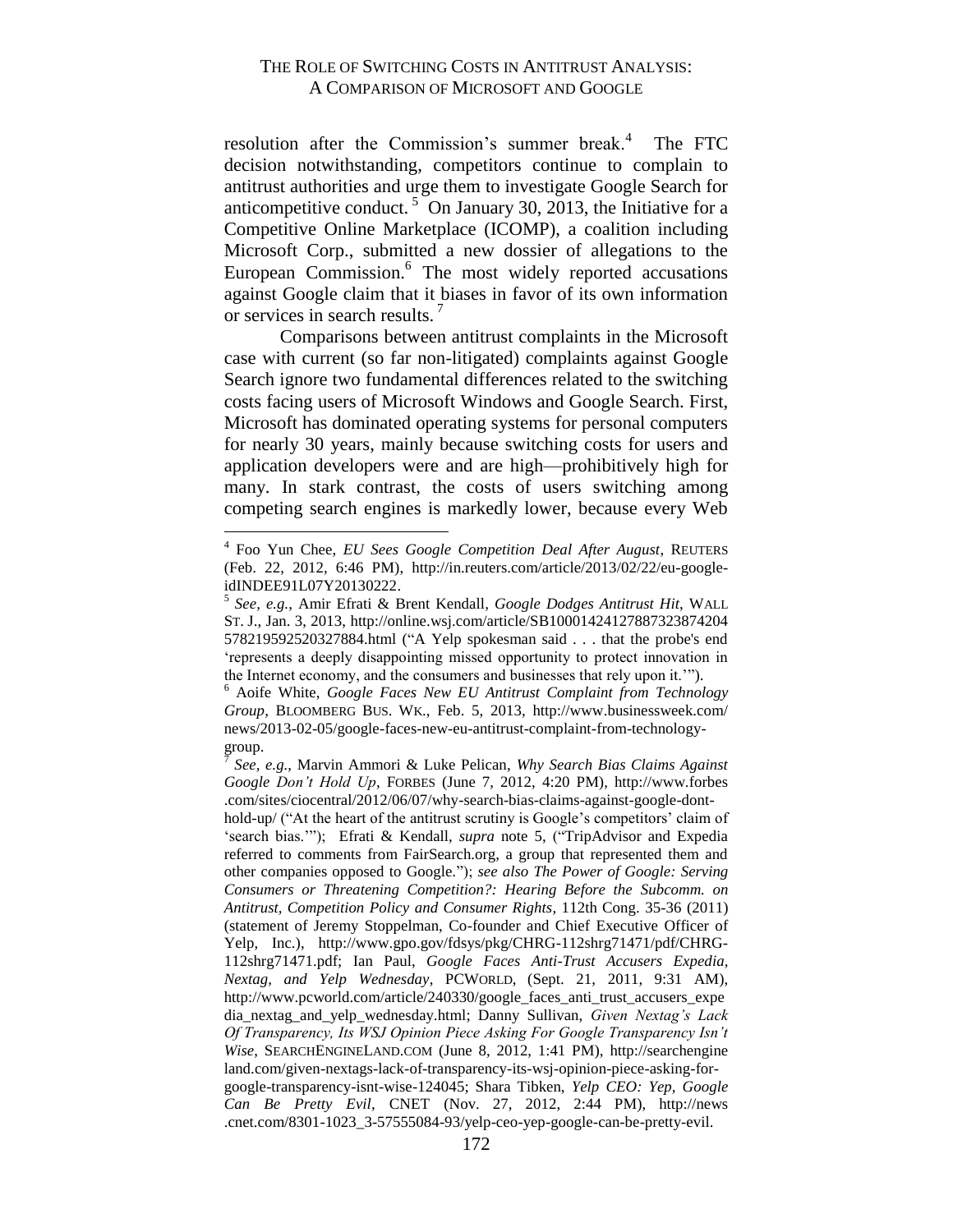resolution after the Commission's summer break.[4] The FTC decision notwithstanding, competitors continue to complain to antitrust authorities and urge them to investigate Google Search for anticompetitive conduct.[5] On January 30, 2013, the Initiative for a Competitive Online Marketplace (ICOMP), a coalition including Microsoft Corp., submitted a new dossier of allegations to the European Commission.[6] The most widely reported accusations against Google claim that it biases in favor of its own information or services in search results.[7]

Comparisons between antitrust complaints in the Microsoft case with current (so far non-litigated) complaints against Google Search ignore two fundamental differences related to the switching costs facing users of Microsoft Windows and Google Search. First, Microsoft has dominated operating systems for personal computers for nearly 30 years, mainly because switching costs for users and application developers were and are high—prohibitively high for many. In stark contrast, the costs of users switching among competing search engines is markedly lower, because every Web

---

[4] Foo Yun Chee, *EU Sees Google Competition Deal After August*, REUTERS (Feb. 22, 2012, 6:46 PM), http://in.reuters.com/article/2013/02/22/eu-google-idINDEE91L07Y20130222.

[5] *See, e.g.*, Amir Efrati & Brent Kendall, *Google Dodges Antitrust Hit*, WALL ST. J., Jan. 3, 2013, http://online.wsj.com/article/SB10001424127887323874204578219592520327884.html ("A Yelp spokesman said . . . that the probe's end 'represents a deeply disappointing missed opportunity to protect innovation in the Internet economy, and the consumers and businesses that rely upon it.'").

[6] Aoife White, *Google Faces New EU Antitrust Complaint from Technology Group*, BLOOMBERG BUS. WK., Feb. 5, 2013, http://www.businessweek.com/news/2013-02-05/google-faces-new-eu-antitrust-complaint-from-technology-group.

[7] *See, e.g.*, Marvin Ammori & Luke Pelican, *Why Search Bias Claims Against Google Don't Hold Up*, FORBES (June 7, 2012, 4:20 PM), http://www.forbes.com/sites/ciocentral/2012/06/07/why-search-bias-claims-against-google-dont-hold-up/ ("At the heart of the antitrust scrutiny is Google's competitors' claim of 'search bias.'"); Efrati & Kendall, *supra* note 5, ("TripAdvisor and Expedia referred to comments from FairSearch.org, a group that represented them and other companies opposed to Google."); *see also The Power of Google: Serving Consumers or Threatening Competition?: Hearing Before the Subcomm. on Antitrust, Competition Policy and Consumer Rights*, 112th Cong. 35-36 (2011) (statement of Jeremy Stoppelman, Co-founder and Chief Executive Officer of Yelp, Inc.), http://www.gpo.gov/fdsys/pkg/CHRG-112shrg71471/pdf/CHRG-112shrg71471.pdf; Ian Paul, *Google Faces Anti-Trust Accusers Expedia, Nextag, and Yelp Wednesday*, PCWORLD, (Sept. 21, 2011, 9:31 AM), http://www.pcworld.com/article/240330/google_faces_anti_trust_accusers_expedia_nextag_and_yelp_wednesday.html; Danny Sullivan, *Given Nextag's Lack Of Transparency, Its WSJ Opinion Piece Asking For Google Transparency Isn't Wise*, SEARCHENGINELAND.COM (June 8, 2012, 1:41 PM), http://searchengineland.com/given-nextags-lack-of-transparency-its-wsj-opinion-piece-asking-for-google-transparency-isnt-wise-124045; Shara Tibken, *Yelp CEO: Yep, Google Can Be Pretty Evil*, CNET (Nov. 27, 2012, 2:44 PM), http://news.cnet.com/8301-1023_3-57555084-93/yelp-ceo-yep-google-can-be-pretty-evil.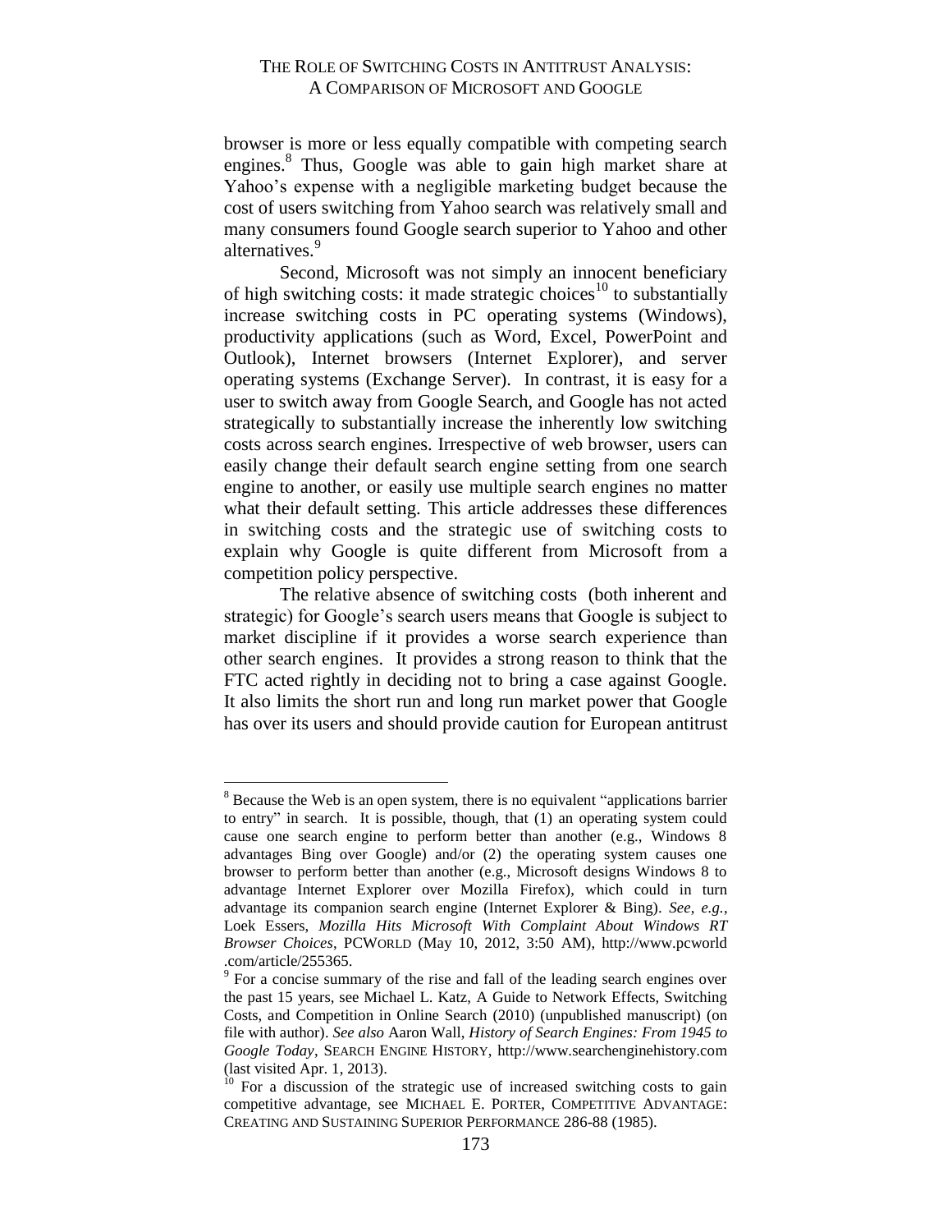browser is more or less equally compatible with competing search engines.[8] Thus, Google was able to gain high market share at Yahoo's expense with a negligible marketing budget because the cost of users switching from Yahoo search was relatively small and many consumers found Google search superior to Yahoo and other alternatives.[9]

Second, Microsoft was not simply an innocent beneficiary of high switching costs: it made strategic choices[10] to substantially increase switching costs in PC operating systems (Windows), productivity applications (such as Word, Excel, PowerPoint and Outlook), Internet browsers (Internet Explorer), and server operating systems (Exchange Server). In contrast, it is easy for a user to switch away from Google Search, and Google has not acted strategically to substantially increase the inherently low switching costs across search engines. Irrespective of web browser, users can easily change their default search engine setting from one search engine to another, or easily use multiple search engines no matter what their default setting. This article addresses these differences in switching costs and the strategic use of switching costs to explain why Google is quite different from Microsoft from a competition policy perspective.

The relative absence of switching costs (both inherent and strategic) for Google's search users means that Google is subject to market discipline if it provides a worse search experience than other search engines. It provides a strong reason to think that the FTC acted rightly in deciding not to bring a case against Google. It also limits the short run and long run market power that Google has over its users and should provide caution for European antitrust

---

[8] Because the Web is an open system, there is no equivalent "applications barrier to entry" in search. It is possible, though, that (1) an operating system could cause one search engine to perform better than another (e.g., Windows 8 advantages Bing over Google) and/or (2) the operating system causes one browser to perform better than another (e.g., Microsoft designs Windows 8 to advantage Internet Explorer over Mozilla Firefox), which could in turn advantage its companion search engine (Internet Explorer & Bing). *See, e.g.*, Loek Essers, *Mozilla Hits Microsoft With Complaint About Windows RT Browser Choices*, PCWORLD (May 10, 2012, 3:50 AM), http://www.pcworld.com/article/255365.

[9] For a concise summary of the rise and fall of the leading search engines over the past 15 years, see Michael L. Katz, A Guide to Network Effects, Switching Costs, and Competition in Online Search (2010) (unpublished manuscript) (on file with author). *See also* Aaron Wall, *History of Search Engines: From 1945 to Google Today*, SEARCH ENGINE HISTORY, http://www.searchenginehistory.com (last visited Apr. 1, 2013).

[10] For a discussion of the strategic use of increased switching costs to gain competitive advantage, see MICHAEL E. PORTER, COMPETITIVE ADVANTAGE: CREATING AND SUSTAINING SUPERIOR PERFORMANCE 286-88 (1985).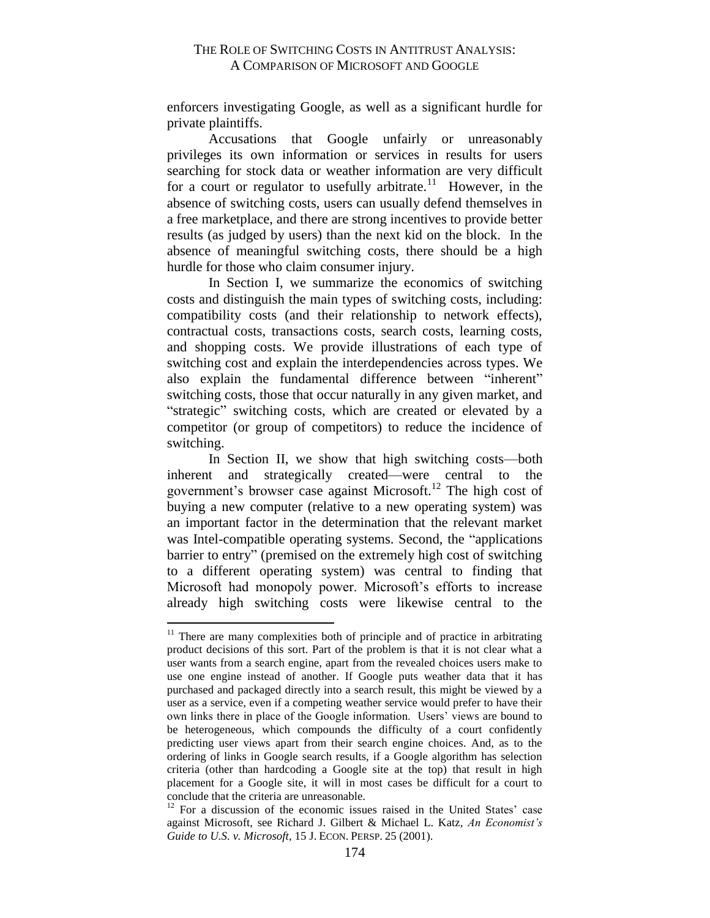enforcers investigating Google, as well as a significant hurdle for private plaintiffs.

Accusations that Google unfairly or unreasonably privileges its own information or services in results for users searching for stock data or weather information are very difficult for a court or regulator to usefully arbitrate.[11] However, in the absence of switching costs, users can usually defend themselves in a free marketplace, and there are strong incentives to provide better results (as judged by users) than the next kid on the block. In the absence of meaningful switching costs, there should be a high hurdle for those who claim consumer injury.

In Section I, we summarize the economics of switching costs and distinguish the main types of switching costs, including: compatibility costs (and their relationship to network effects), contractual costs, transactions costs, search costs, learning costs, and shopping costs. We provide illustrations of each type of switching cost and explain the interdependencies across types. We also explain the fundamental difference between "inherent" switching costs, those that occur naturally in any given market, and "strategic" switching costs, which are created or elevated by a competitor (or group of competitors) to reduce the incidence of switching.

In Section II, we show that high switching costs—both inherent and strategically created—were central to the government's browser case against Microsoft.[12] The high cost of buying a new computer (relative to a new operating system) was an important factor in the determination that the relevant market was Intel-compatible operating systems. Second, the "applications barrier to entry" (premised on the extremely high cost of switching to a different operating system) was central to finding that Microsoft had monopoly power. Microsoft's efforts to increase already high switching costs were likewise central to the

---

[11] There are many complexities both of principle and of practice in arbitrating product decisions of this sort. Part of the problem is that it is not clear what a user wants from a search engine, apart from the revealed choices users make to use one engine instead of another. If Google puts weather data that it has purchased and packaged directly into a search result, this might be viewed by a user as a service, even if a competing weather service would prefer to have their own links there in place of the Google information. Users' views are bound to be heterogeneous, which compounds the difficulty of a court confidently predicting user views apart from their search engine choices. And, as to the ordering of links in Google search results, if a Google algorithm has selection criteria (other than hardcoding a Google site at the top) that result in high placement for a Google site, it will in most cases be difficult for a court to conclude that the criteria are unreasonable.

[12] For a discussion of the economic issues raised in the United States' case against Microsoft, see Richard J. Gilbert & Michael L. Katz, *An Economist's Guide to U.S. v. Microsoft*, 15 J. ECON. PERSP. 25 (2001).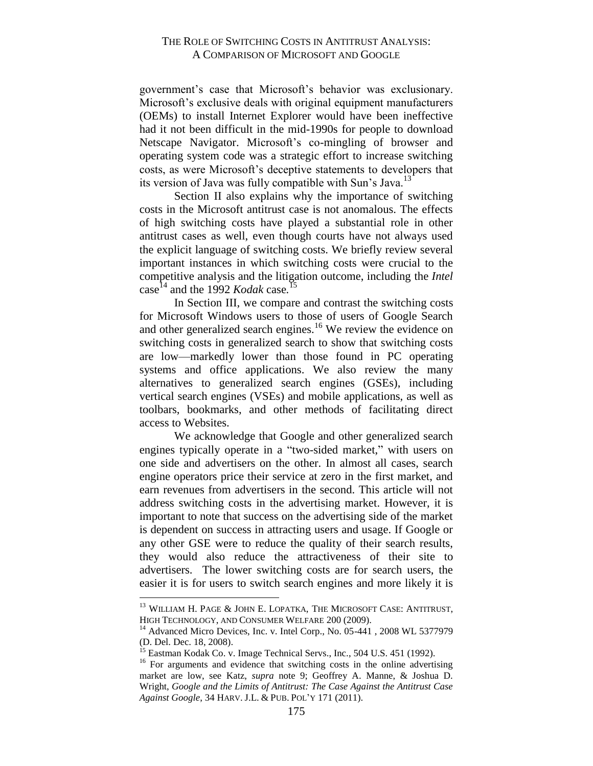government's case that Microsoft's behavior was exclusionary. Microsoft's exclusive deals with original equipment manufacturers (OEMs) to install Internet Explorer would have been ineffective had it not been difficult in the mid-1990s for people to download Netscape Navigator. Microsoft's co-mingling of browser and operating system code was a strategic effort to increase switching costs, as were Microsoft's deceptive statements to developers that its version of Java was fully compatible with Sun's Java.[13]

Section II also explains why the importance of switching costs in the Microsoft antitrust case is not anomalous. The effects of high switching costs have played a substantial role in other antitrust cases as well, even though courts have not always used the explicit language of switching costs. We briefly review several important instances in which switching costs were crucial to the competitive analysis and the litigation outcome, including the *Intel* case[14] and the 1992 *Kodak* case.[15]

In Section III, we compare and contrast the switching costs for Microsoft Windows users to those of users of Google Search and other generalized search engines.[16] We review the evidence on switching costs in generalized search to show that switching costs are low—markedly lower than those found in PC operating systems and office applications. We also review the many alternatives to generalized search engines (GSEs), including vertical search engines (VSEs) and mobile applications, as well as toolbars, bookmarks, and other methods of facilitating direct access to Websites.

We acknowledge that Google and other generalized search engines typically operate in a "two-sided market," with users on one side and advertisers on the other. In almost all cases, search engine operators price their service at zero in the first market, and earn revenues from advertisers in the second. This article will not address switching costs in the advertising market. However, it is important to note that success on the advertising side of the market is dependent on success in attracting users and usage. If Google or any other GSE were to reduce the quality of their search results, they would also reduce the attractiveness of their site to advertisers. The lower switching costs are for search users, the easier it is for users to switch search engines and more likely it is

---

[13] WILLIAM H. PAGE & JOHN E. LOPATKA, THE MICROSOFT CASE: ANTITRUST, HIGH TECHNOLOGY, AND CONSUMER WELFARE 200 (2009).

[14] Advanced Micro Devices, Inc. v. Intel Corp., No. 05-441 , 2008 WL 5377979 (D. Del. Dec. 18, 2008).

[15] Eastman Kodak Co. v. Image Technical Servs., Inc., 504 U.S. 451 (1992).

[16] For arguments and evidence that switching costs in the online advertising market are low, see Katz, *supra* note 9; Geoffrey A. Manne, & Joshua D. Wright, *Google and the Limits of Antitrust: The Case Against the Antitrust Case Against Google*, 34 HARV. J.L. & PUB. POL'Y 171 (2011).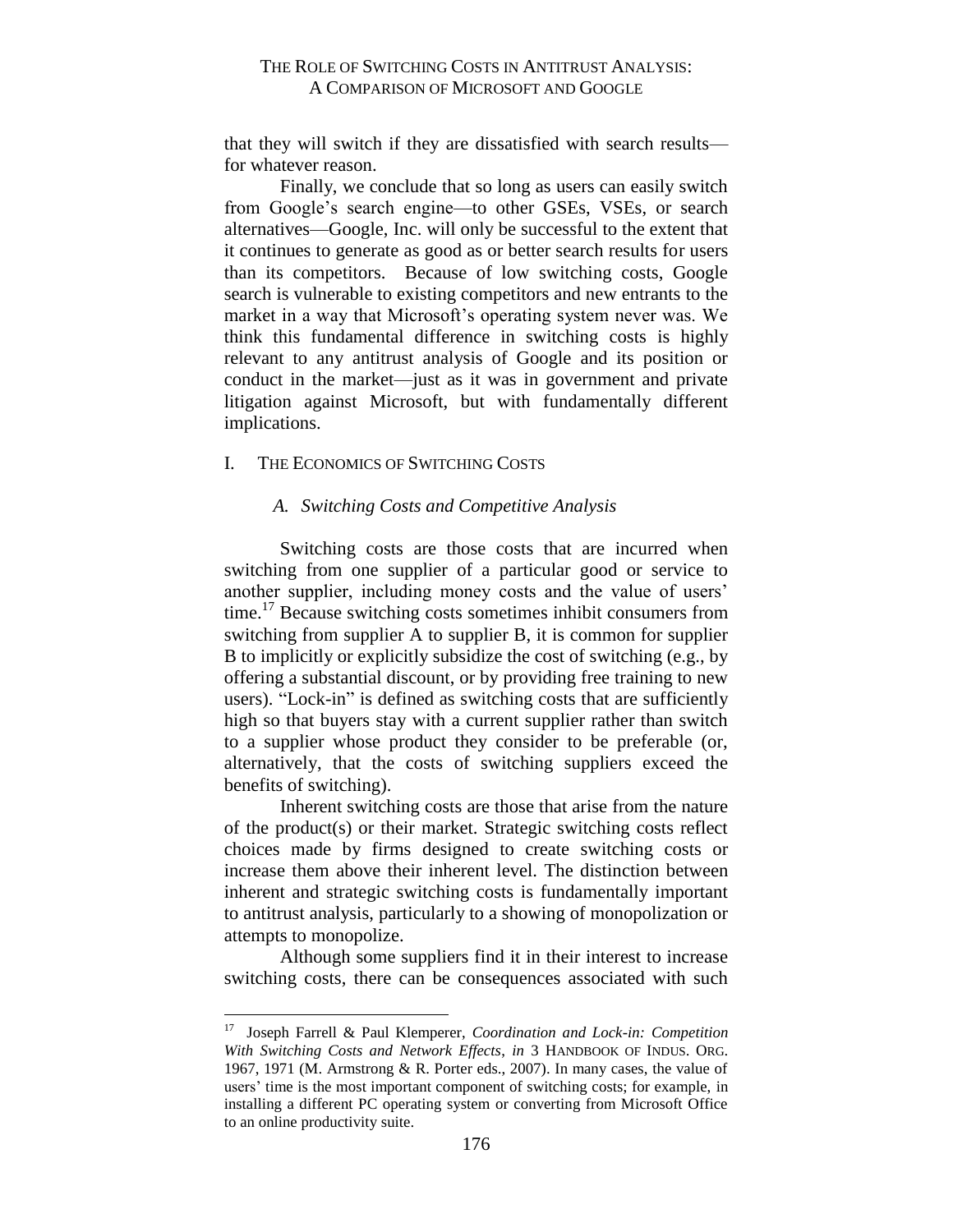that they will switch if they are dissatisfied with search results—for whatever reason.

Finally, we conclude that so long as users can easily switch from Google's search engine—to other GSEs, VSEs, or search alternatives—Google, Inc. will only be successful to the extent that it continues to generate as good as or better search results for users than its competitors. Because of low switching costs, Google search is vulnerable to existing competitors and new entrants to the market in a way that Microsoft's operating system never was. We think this fundamental difference in switching costs is highly relevant to any antitrust analysis of Google and its position or conduct in the market—just as it was in government and private litigation against Microsoft, but with fundamentally different implications.

## I. THE ECONOMICS OF SWITCHING COSTS

### *A. Switching Costs and Competitive Analysis*

Switching costs are those costs that are incurred when switching from one supplier of a particular good or service to another supplier, including money costs and the value of users' time.[17] Because switching costs sometimes inhibit consumers from switching from supplier A to supplier B, it is common for supplier B to implicitly or explicitly subsidize the cost of switching (e.g., by offering a substantial discount, or by providing free training to new users). "Lock-in" is defined as switching costs that are sufficiently high so that buyers stay with a current supplier rather than switch to a supplier whose product they consider to be preferable (or, alternatively, that the costs of switching suppliers exceed the benefits of switching).

Inherent switching costs are those that arise from the nature of the product(s) or their market. Strategic switching costs reflect choices made by firms designed to create switching costs or increase them above their inherent level. The distinction between inherent and strategic switching costs is fundamentally important to antitrust analysis, particularly to a showing of monopolization or attempts to monopolize.

Although some suppliers find it in their interest to increase switching costs, there can be consequences associated with such

---

[17] Joseph Farrell & Paul Klemperer, *Coordination and Lock-in: Competition With Switching Costs and Network Effects*, *in* 3 HANDBOOK OF INDUS. ORG. 1967, 1971 (M. Armstrong & R. Porter eds., 2007). In many cases, the value of users' time is the most important component of switching costs; for example, in installing a different PC operating system or converting from Microsoft Office to an online productivity suite.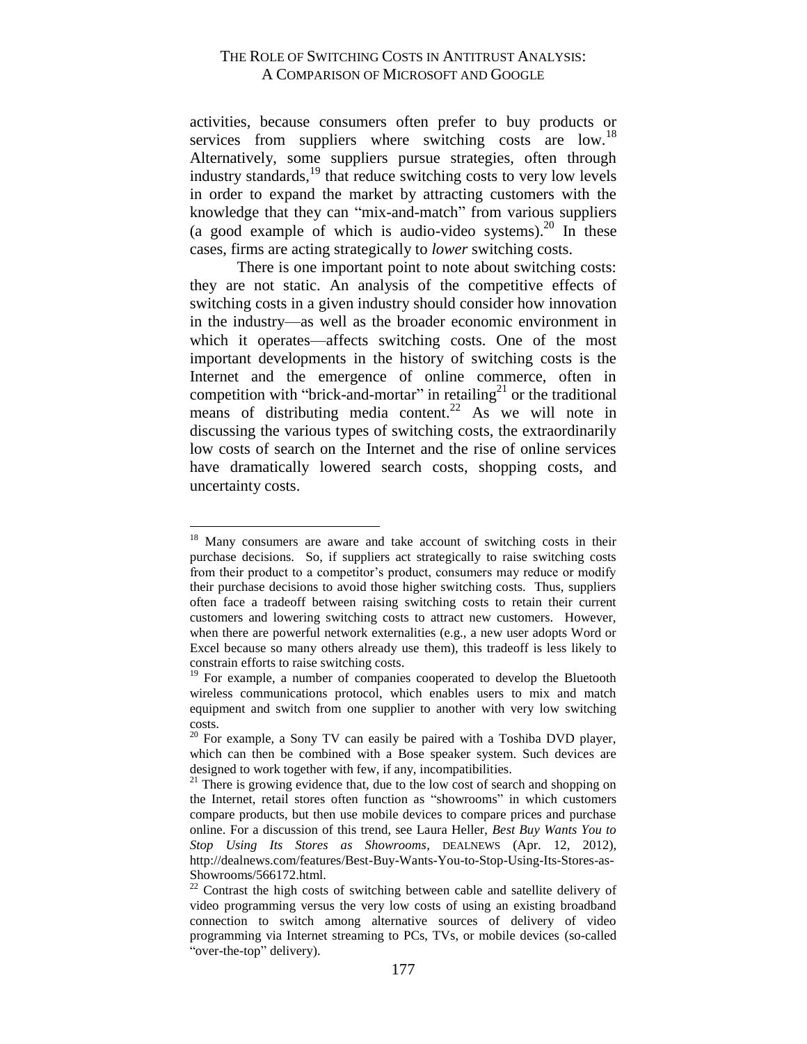activities, because consumers often prefer to buy products or services from suppliers where switching costs are low.[18] Alternatively, some suppliers pursue strategies, often through industry standards,[19] that reduce switching costs to very low levels in order to expand the market by attracting customers with the knowledge that they can "mix-and-match" from various suppliers (a good example of which is audio-video systems).[20] In these cases, firms are acting strategically to *lower* switching costs.

There is one important point to note about switching costs: they are not static. An analysis of the competitive effects of switching costs in a given industry should consider how innovation in the industry—as well as the broader economic environment in which it operates—affects switching costs. One of the most important developments in the history of switching costs is the Internet and the emergence of online commerce, often in competition with "brick-and-mortar" in retailing[21] or the traditional means of distributing media content.[22] As we will note in discussing the various types of switching costs, the extraordinarily low costs of search on the Internet and the rise of online services have dramatically lowered search costs, shopping costs, and uncertainty costs.

---

[18] Many consumers are aware and take account of switching costs in their purchase decisions. So, if suppliers act strategically to raise switching costs from their product to a competitor's product, consumers may reduce or modify their purchase decisions to avoid those higher switching costs. Thus, suppliers often face a tradeoff between raising switching costs to retain their current customers and lowering switching costs to attract new customers. However, when there are powerful network externalities (e.g., a new user adopts Word or Excel because so many others already use them), this tradeoff is less likely to constrain efforts to raise switching costs.

[19] For example, a number of companies cooperated to develop the Bluetooth wireless communications protocol, which enables users to mix and match equipment and switch from one supplier to another with very low switching costs.

[20] For example, a Sony TV can easily be paired with a Toshiba DVD player, which can then be combined with a Bose speaker system. Such devices are designed to work together with few, if any, incompatibilities.

[21] There is growing evidence that, due to the low cost of search and shopping on the Internet, retail stores often function as "showrooms" in which customers compare products, but then use mobile devices to compare prices and purchase online. For a discussion of this trend, see Laura Heller, *Best Buy Wants You to Stop Using Its Stores as Showrooms*, DEALNEWS (Apr. 12, 2012), http://dealnews.com/features/Best-Buy-Wants-You-to-Stop-Using-Its-Stores-as-Showrooms/566172.html.

[22] Contrast the high costs of switching between cable and satellite delivery of video programming versus the very low costs of using an existing broadband connection to switch among alternative sources of delivery of video programming via Internet streaming to PCs, TVs, or mobile devices (so-called "over-the-top" delivery).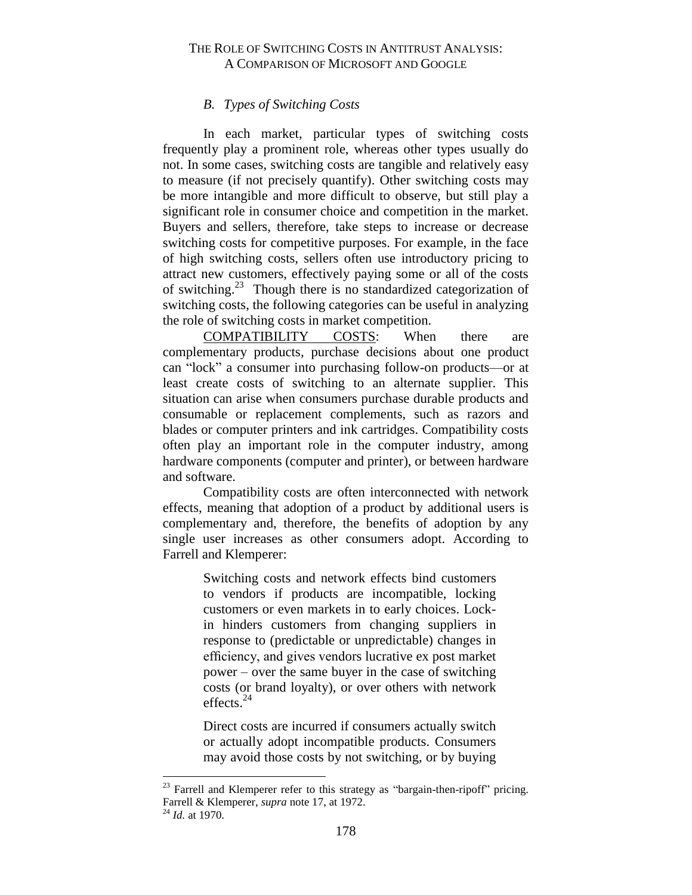### *B. Types of Switching Costs*

In each market, particular types of switching costs frequently play a prominent role, whereas other types usually do not. In some cases, switching costs are tangible and relatively easy to measure (if not precisely quantify). Other switching costs may be more intangible and more difficult to observe, but still play a significant role in consumer choice and competition in the market. Buyers and sellers, therefore, take steps to increase or decrease switching costs for competitive purposes. For example, in the face of high switching costs, sellers often use introductory pricing to attract new customers, effectively paying some or all of the costs of switching.[23] Though there is no standardized categorization of switching costs, the following categories can be useful in analyzing the role of switching costs in market competition.

<u>COMPATIBILITY COSTS</u>: When there are complementary products, purchase decisions about one product can "lock" a consumer into purchasing follow-on products—or at least create costs of switching to an alternate supplier. This situation can arise when consumers purchase durable products and consumable or replacement complements, such as razors and blades or computer printers and ink cartridges. Compatibility costs often play an important role in the computer industry, among hardware components (computer and printer), or between hardware and software.

Compatibility costs are often interconnected with network effects, meaning that adoption of a product by additional users is complementary and, therefore, the benefits of adoption by any single user increases as other consumers adopt. According to Farrell and Klemperer:

> Switching costs and network effects bind customers to vendors if products are incompatible, locking customers or even markets in to early choices. Lock-in hinders customers from changing suppliers in response to (predictable or unpredictable) changes in efficiency, and gives vendors lucrative ex post market power – over the same buyer in the case of switching costs (or brand loyalty), or over others with network effects.[24]
>
> Direct costs are incurred if consumers actually switch or actually adopt incompatible products. Consumers may avoid those costs by not switching, or by buying

---

[23] Farrell and Klemperer refer to this strategy as "bargain-then-ripoff" pricing. Farrell & Klemperer, *supra* note 17, at 1972.

[24] *Id.* at 1970.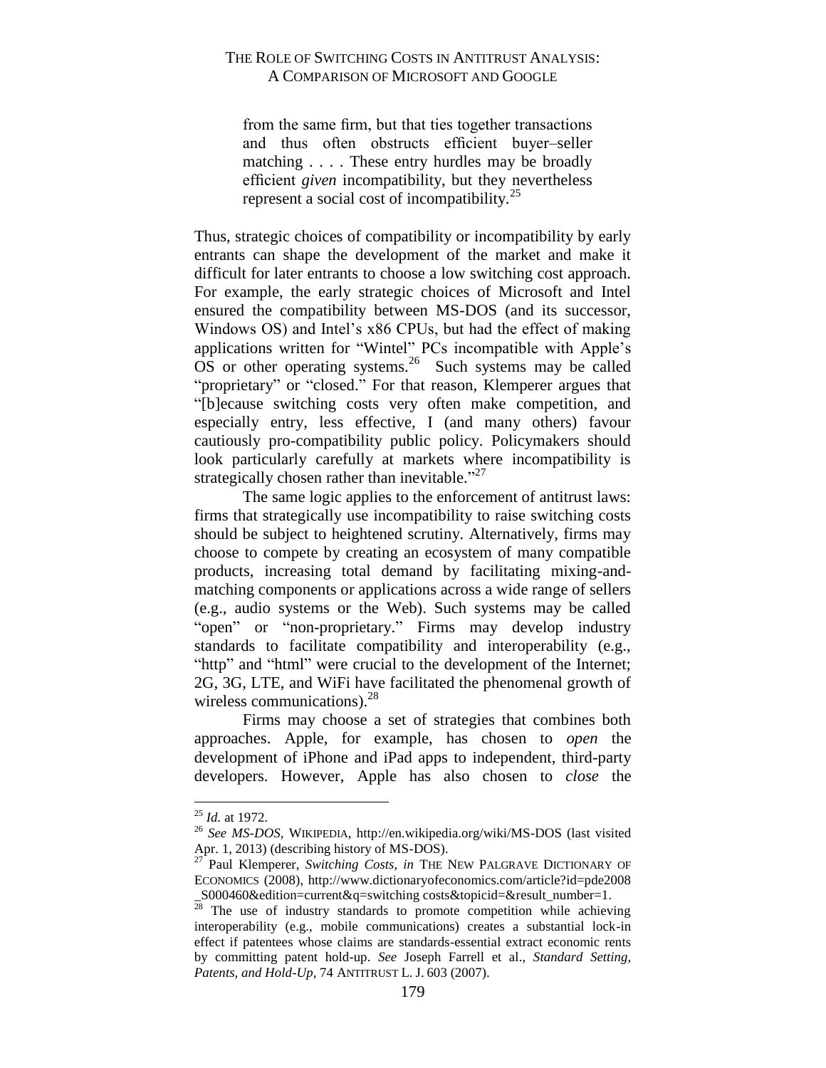> from the same firm, but that ties together transactions and thus often obstructs efficient buyer–seller matching . . . . These entry hurdles may be broadly efficient *given* incompatibility, but they nevertheless represent a social cost of incompatibility.[25]

Thus, strategic choices of compatibility or incompatibility by early entrants can shape the development of the market and make it difficult for later entrants to choose a low switching cost approach. For example, the early strategic choices of Microsoft and Intel ensured the compatibility between MS-DOS (and its successor, Windows OS) and Intel's x86 CPUs, but had the effect of making applications written for "Wintel" PCs incompatible with Apple's OS or other operating systems.[26] Such systems may be called "proprietary" or "closed." For that reason, Klemperer argues that "[b]ecause switching costs very often make competition, and especially entry, less effective, I (and many others) favour cautiously pro-compatibility public policy. Policymakers should look particularly carefully at markets where incompatibility is strategically chosen rather than inevitable."[27]

The same logic applies to the enforcement of antitrust laws: firms that strategically use incompatibility to raise switching costs should be subject to heightened scrutiny. Alternatively, firms may choose to compete by creating an ecosystem of many compatible products, increasing total demand by facilitating mixing-and-matching components or applications across a wide range of sellers (e.g., audio systems or the Web). Such systems may be called "open" or "non-proprietary." Firms may develop industry standards to facilitate compatibility and interoperability (e.g., "http" and "html" were crucial to the development of the Internet; 2G, 3G, LTE, and WiFi have facilitated the phenomenal growth of wireless communications).[28]

Firms may choose a set of strategies that combines both approaches. Apple, for example, has chosen to *open* the development of iPhone and iPad apps to independent, third-party developers. However, Apple has also chosen to *close* the

---

[25] *Id.* at 1972.

[26] *See MS-DOS*, WIKIPEDIA, http://en.wikipedia.org/wiki/MS-DOS (last visited Apr. 1, 2013) (describing history of MS-DOS).

[27] Paul Klemperer, *Switching Costs*, *in* THE NEW PALGRAVE DICTIONARY OF ECONOMICS (2008), http://www.dictionaryofeconomics.com/article?id=pde2008_S000460&edition=current&q=switching costs&topicid=&result_number=1.

[28] The use of industry standards to promote competition while achieving interoperability (e.g., mobile communications) creates a substantial lock-in effect if patentees whose claims are standards-essential extract economic rents by committing patent hold-up. *See* Joseph Farrell et al., *Standard Setting, Patents, and Hold-Up*, 74 ANTITRUST L. J. 603 (2007).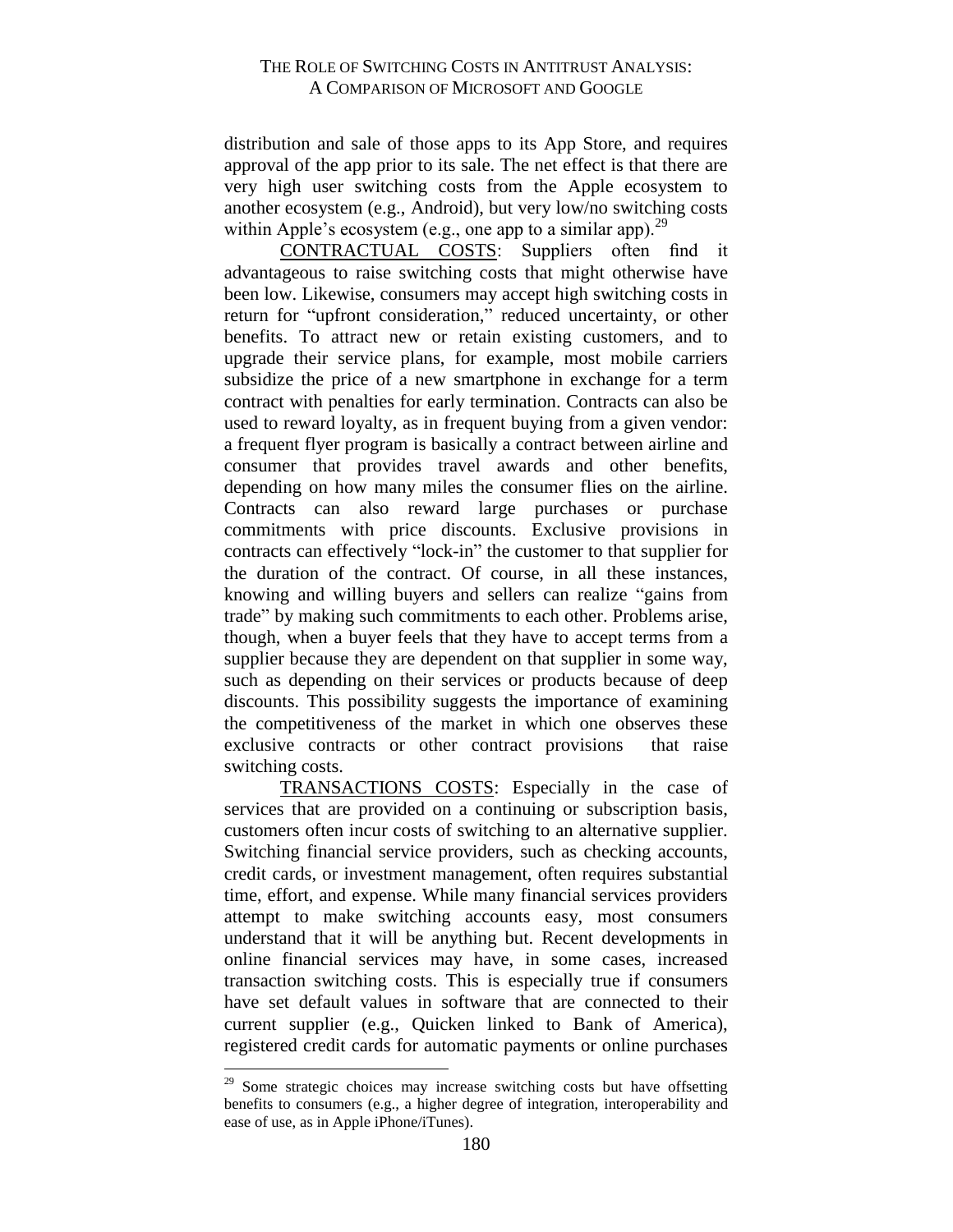distribution and sale of those apps to its App Store, and requires approval of the app prior to its sale. The net effect is that there are very high user switching costs from the Apple ecosystem to another ecosystem (e.g., Android), but very low/no switching costs within Apple's ecosystem (e.g., one app to a similar app).[29]

CONTRACTUAL COSTS: Suppliers often find it advantageous to raise switching costs that might otherwise have been low. Likewise, consumers may accept high switching costs in return for "upfront consideration," reduced uncertainty, or other benefits. To attract new or retain existing customers, and to upgrade their service plans, for example, most mobile carriers subsidize the price of a new smartphone in exchange for a term contract with penalties for early termination. Contracts can also be used to reward loyalty, as in frequent buying from a given vendor: a frequent flyer program is basically a contract between airline and consumer that provides travel awards and other benefits, depending on how many miles the consumer flies on the airline. Contracts can also reward large purchases or purchase commitments with price discounts. Exclusive provisions in contracts can effectively "lock-in" the customer to that supplier for the duration of the contract. Of course, in all these instances, knowing and willing buyers and sellers can realize "gains from trade" by making such commitments to each other. Problems arise, though, when a buyer feels that they have to accept terms from a supplier because they are dependent on that supplier in some way, such as depending on their services or products because of deep discounts. This possibility suggests the importance of examining the competitiveness of the market in which one observes these exclusive contracts or other contract provisions that raise switching costs.

TRANSACTIONS COSTS: Especially in the case of services that are provided on a continuing or subscription basis, customers often incur costs of switching to an alternative supplier. Switching financial service providers, such as checking accounts, credit cards, or investment management, often requires substantial time, effort, and expense. While many financial services providers attempt to make switching accounts easy, most consumers understand that it will be anything but. Recent developments in online financial services may have, in some cases, increased transaction switching costs. This is especially true if consumers have set default values in software that are connected to their current supplier (e.g., Quicken linked to Bank of America), registered credit cards for automatic payments or online purchases

---

[29] Some strategic choices may increase switching costs but have offsetting benefits to consumers (e.g., a higher degree of integration, interoperability and ease of use, as in Apple iPhone/iTunes).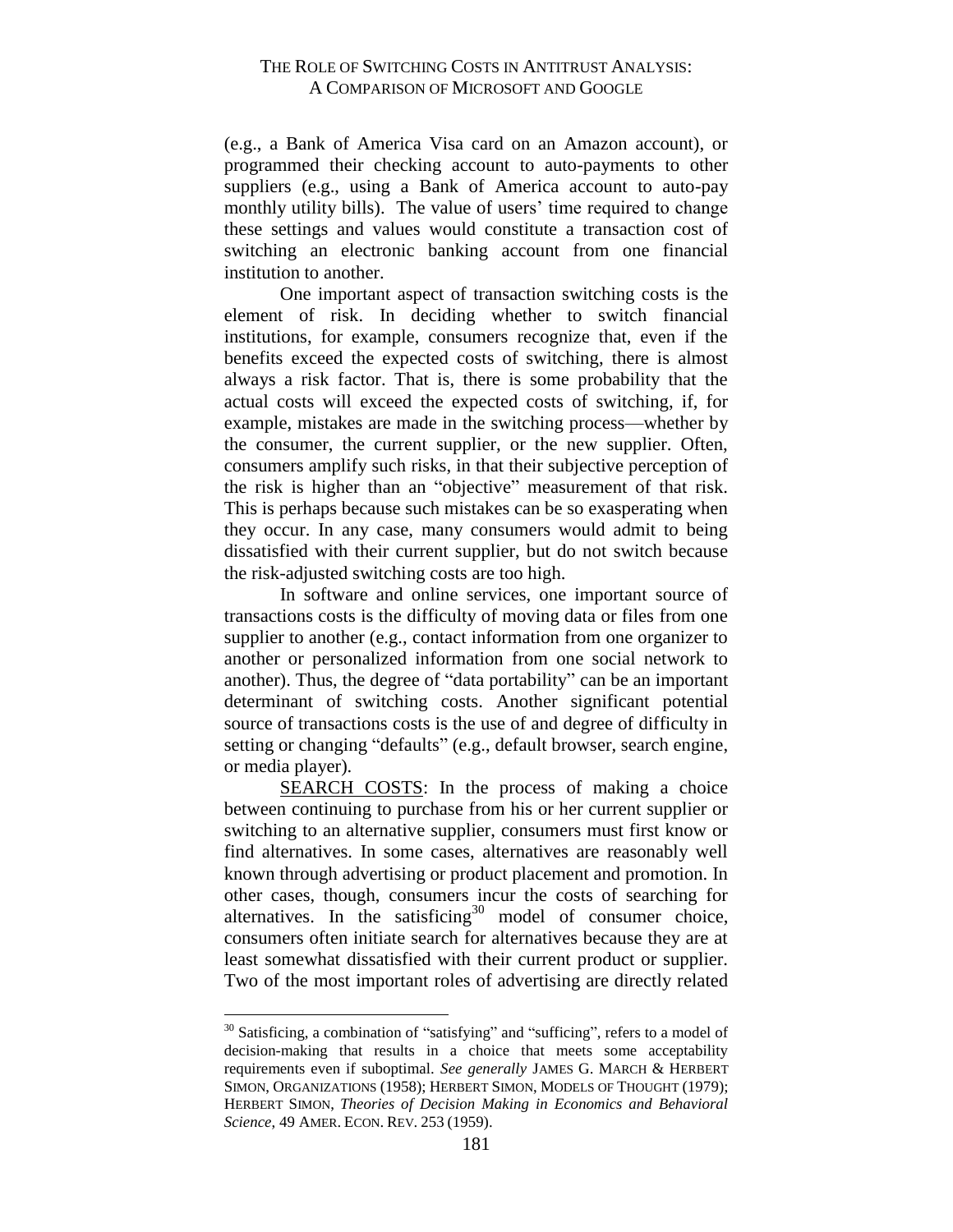(e.g., a Bank of America Visa card on an Amazon account), or programmed their checking account to auto-payments to other suppliers (e.g., using a Bank of America account to auto-pay monthly utility bills). The value of users' time required to change these settings and values would constitute a transaction cost of switching an electronic banking account from one financial institution to another.

One important aspect of transaction switching costs is the element of risk. In deciding whether to switch financial institutions, for example, consumers recognize that, even if the benefits exceed the expected costs of switching, there is almost always a risk factor. That is, there is some probability that the actual costs will exceed the expected costs of switching, if, for example, mistakes are made in the switching process—whether by the consumer, the current supplier, or the new supplier. Often, consumers amplify such risks, in that their subjective perception of the risk is higher than an "objective" measurement of that risk. This is perhaps because such mistakes can be so exasperating when they occur. In any case, many consumers would admit to being dissatisfied with their current supplier, but do not switch because the risk-adjusted switching costs are too high.

In software and online services, one important source of transactions costs is the difficulty of moving data or files from one supplier to another (e.g., contact information from one organizer to another or personalized information from one social network to another). Thus, the degree of "data portability" can be an important determinant of switching costs. Another significant potential source of transactions costs is the use of and degree of difficulty in setting or changing "defaults" (e.g., default browser, search engine, or media player).

<u>SEARCH COSTS</u>: In the process of making a choice between continuing to purchase from his or her current supplier or switching to an alternative supplier, consumers must first know or find alternatives. In some cases, alternatives are reasonably well known through advertising or product placement and promotion. In other cases, though, consumers incur the costs of searching for alternatives. In the satisficing[30] model of consumer choice, consumers often initiate search for alternatives because they are at least somewhat dissatisfied with their current product or supplier. Two of the most important roles of advertising are directly related

---

[30] Satisficing, a combination of "satisfying" and "sufficing", refers to a model of decision-making that results in a choice that meets some acceptability requirements even if suboptimal. *See generally* JAMES G. MARCH & HERBERT SIMON, ORGANIZATIONS (1958); HERBERT SIMON, MODELS OF THOUGHT (1979); HERBERT SIMON, *Theories of Decision Making in Economics and Behavioral Science*, 49 AMER. ECON. REV. 253 (1959).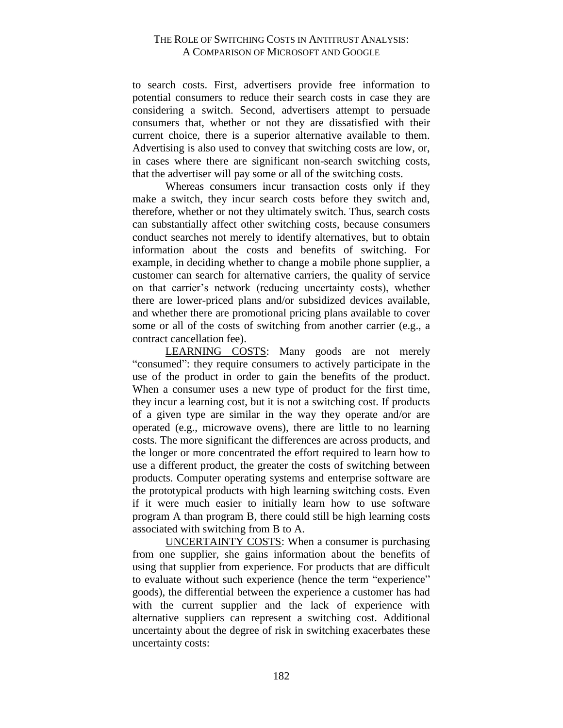to search costs. First, advertisers provide free information to potential consumers to reduce their search costs in case they are considering a switch. Second, advertisers attempt to persuade consumers that, whether or not they are dissatisfied with their current choice, there is a superior alternative available to them. Advertising is also used to convey that switching costs are low, or, in cases where there are significant non-search switching costs, that the advertiser will pay some or all of the switching costs.

Whereas consumers incur transaction costs only if they make a switch, they incur search costs before they switch and, therefore, whether or not they ultimately switch. Thus, search costs can substantially affect other switching costs, because consumers conduct searches not merely to identify alternatives, but to obtain information about the costs and benefits of switching. For example, in deciding whether to change a mobile phone supplier, a customer can search for alternative carriers, the quality of service on that carrier's network (reducing uncertainty costs), whether there are lower-priced plans and/or subsidized devices available, and whether there are promotional pricing plans available to cover some or all of the costs of switching from another carrier (e.g., a contract cancellation fee).

<u>LEARNING COSTS</u>: Many goods are not merely "consumed": they require consumers to actively participate in the use of the product in order to gain the benefits of the product. When a consumer uses a new type of product for the first time, they incur a learning cost, but it is not a switching cost. If products of a given type are similar in the way they operate and/or are operated (e.g., microwave ovens), there are little to no learning costs. The more significant the differences are across products, and the longer or more concentrated the effort required to learn how to use a different product, the greater the costs of switching between products. Computer operating systems and enterprise software are the prototypical products with high learning switching costs. Even if it were much easier to initially learn how to use software program A than program B, there could still be high learning costs associated with switching from B to A.

<u>UNCERTAINTY COSTS</u>: When a consumer is purchasing from one supplier, she gains information about the benefits of using that supplier from experience. For products that are difficult to evaluate without such experience (hence the term "experience" goods), the differential between the experience a customer has had with the current supplier and the lack of experience with alternative suppliers can represent a switching cost. Additional uncertainty about the degree of risk in switching exacerbates these uncertainty costs: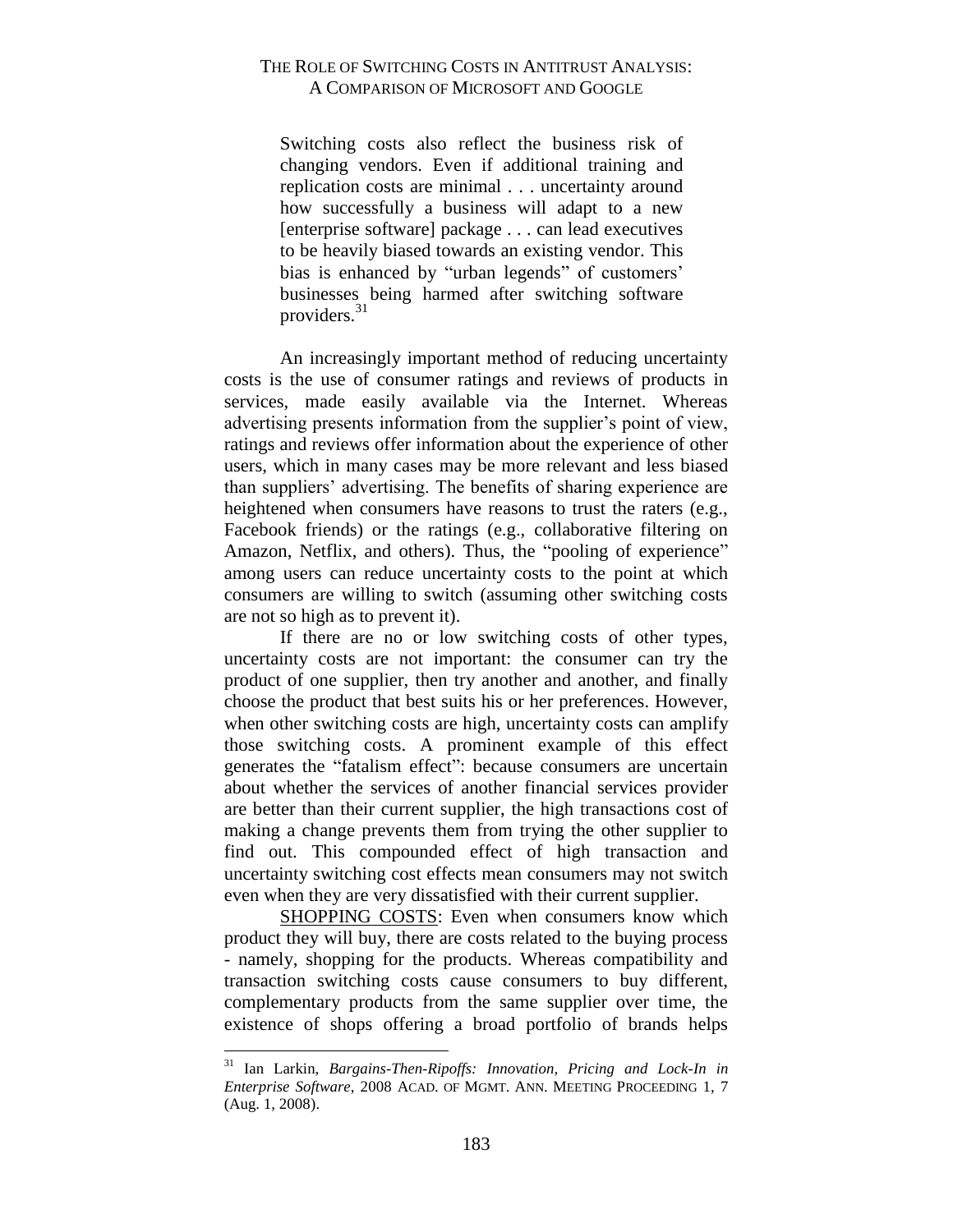> Switching costs also reflect the business risk of changing vendors. Even if additional training and replication costs are minimal . . . uncertainty around how successfully a business will adapt to a new [enterprise software] package . . . can lead executives to be heavily biased towards an existing vendor. This bias is enhanced by "urban legends" of customers' businesses being harmed after switching software providers.[31]

An increasingly important method of reducing uncertainty costs is the use of consumer ratings and reviews of products in services, made easily available via the Internet. Whereas advertising presents information from the supplier's point of view, ratings and reviews offer information about the experience of other users, which in many cases may be more relevant and less biased than suppliers' advertising. The benefits of sharing experience are heightened when consumers have reasons to trust the raters (e.g., Facebook friends) or the ratings (e.g., collaborative filtering on Amazon, Netflix, and others). Thus, the "pooling of experience" among users can reduce uncertainty costs to the point at which consumers are willing to switch (assuming other switching costs are not so high as to prevent it).

If there are no or low switching costs of other types, uncertainty costs are not important: the consumer can try the product of one supplier, then try another and another, and finally choose the product that best suits his or her preferences. However, when other switching costs are high, uncertainty costs can amplify those switching costs. A prominent example of this effect generates the "fatalism effect": because consumers are uncertain about whether the services of another financial services provider are better than their current supplier, the high transactions cost of making a change prevents them from trying the other supplier to find out. This compounded effect of high transaction and uncertainty switching cost effects mean consumers may not switch even when they are very dissatisfied with their current supplier.

<u>SHOPPING COSTS</u>: Even when consumers know which product they will buy, there are costs related to the buying process - namely, shopping for the products. Whereas compatibility and transaction switching costs cause consumers to buy different, complementary products from the same supplier over time, the existence of shops offering a broad portfolio of brands helps

---

[31] Ian Larkin, *Bargains-Then-Ripoffs: Innovation, Pricing and Lock-In in Enterprise Software*, 2008 ACAD. OF MGMT. ANN. MEETING PROCEEDING 1, 7 (Aug. 1, 2008).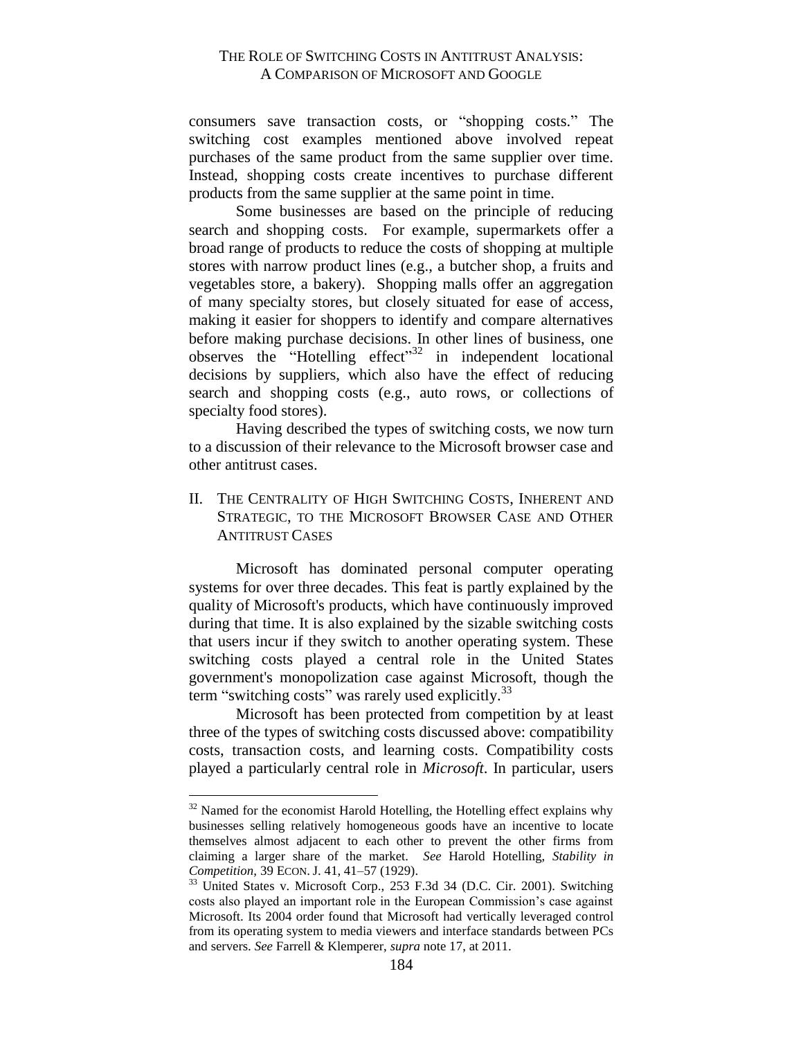consumers save transaction costs, or "shopping costs." The switching cost examples mentioned above involved repeat purchases of the same product from the same supplier over time. Instead, shopping costs create incentives to purchase different products from the same supplier at the same point in time.

Some businesses are based on the principle of reducing search and shopping costs. For example, supermarkets offer a broad range of products to reduce the costs of shopping at multiple stores with narrow product lines (e.g., a butcher shop, a fruits and vegetables store, a bakery). Shopping malls offer an aggregation of many specialty stores, but closely situated for ease of access, making it easier for shoppers to identify and compare alternatives before making purchase decisions. In other lines of business, one observes the "Hotelling effect"[32] in independent locational decisions by suppliers, which also have the effect of reducing search and shopping costs (e.g., auto rows, or collections of specialty food stores).

Having described the types of switching costs, we now turn to a discussion of their relevance to the Microsoft browser case and other antitrust cases.

## II. THE CENTRALITY OF HIGH SWITCHING COSTS, INHERENT AND STRATEGIC, TO THE MICROSOFT BROWSER CASE AND OTHER ANTITRUST CASES

Microsoft has dominated personal computer operating systems for over three decades. This feat is partly explained by the quality of Microsoft's products, which have continuously improved during that time. It is also explained by the sizable switching costs that users incur if they switch to another operating system. These switching costs played a central role in the United States government's monopolization case against Microsoft, though the term "switching costs" was rarely used explicitly.[33]

Microsoft has been protected from competition by at least three of the types of switching costs discussed above: compatibility costs, transaction costs, and learning costs. Compatibility costs played a particularly central role in *Microsoft*. In particular, users

---

[32] Named for the economist Harold Hotelling, the Hotelling effect explains why businesses selling relatively homogeneous goods have an incentive to locate themselves almost adjacent to each other to prevent the other firms from claiming a larger share of the market. *See* Harold Hotelling, *Stability in Competition*, 39 ECON. J. 41, 41–57 (1929).

[33] United States v. Microsoft Corp., 253 F.3d 34 (D.C. Cir. 2001). Switching costs also played an important role in the European Commission's case against Microsoft. Its 2004 order found that Microsoft had vertically leveraged control from its operating system to media viewers and interface standards between PCs and servers. *See* Farrell & Klemperer, *supra* note 17, at 2011.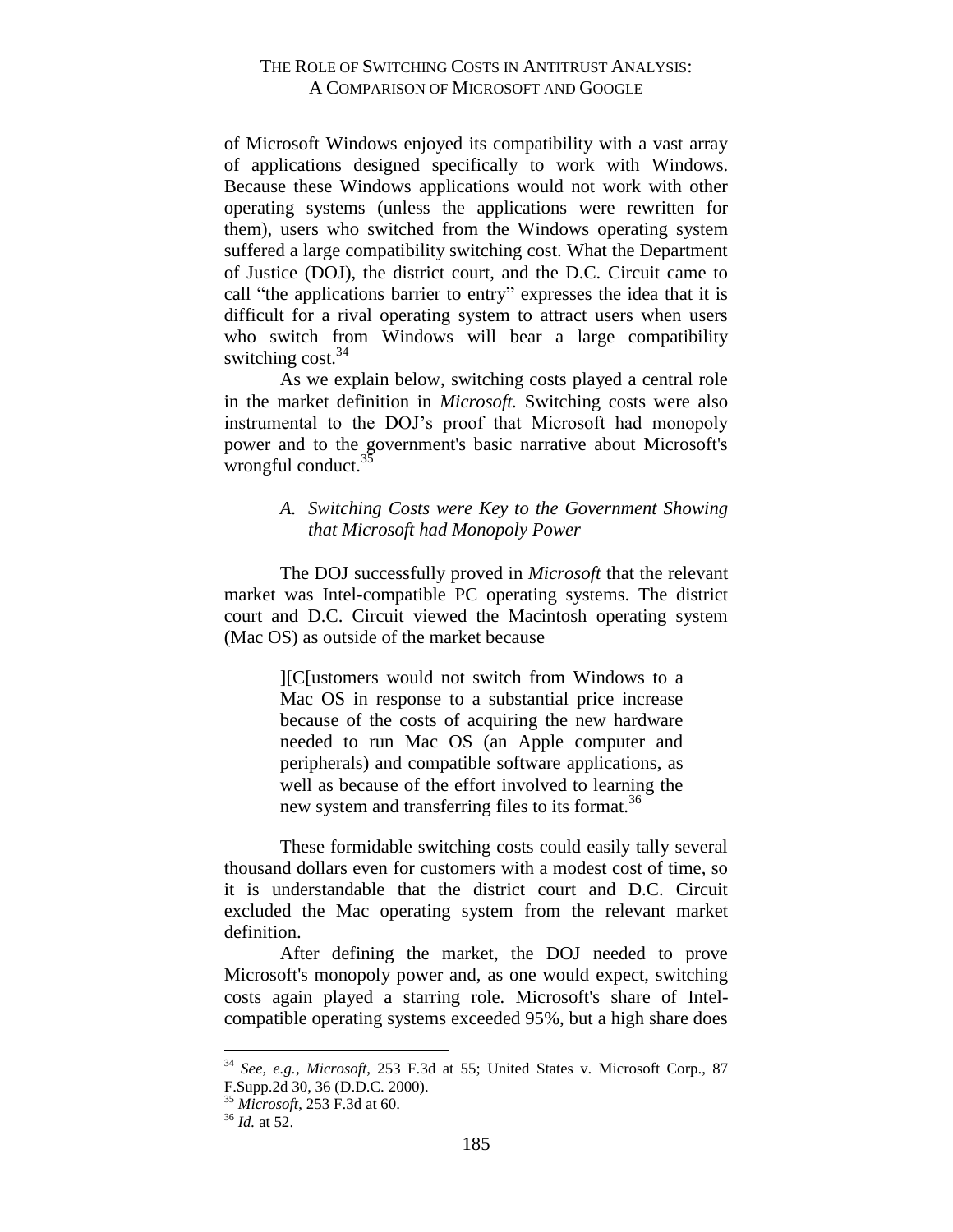of Microsoft Windows enjoyed its compatibility with a vast array of applications designed specifically to work with Windows. Because these Windows applications would not work with other operating systems (unless the applications were rewritten for them), users who switched from the Windows operating system suffered a large compatibility switching cost. What the Department of Justice (DOJ), the district court, and the D.C. Circuit came to call "the applications barrier to entry" expresses the idea that it is difficult for a rival operating system to attract users when users who switch from Windows will bear a large compatibility switching cost.[34]

As we explain below, switching costs played a central role in the market definition in *Microsoft.* Switching costs were also instrumental to the DOJ's proof that Microsoft had monopoly power and to the government's basic narrative about Microsoft's wrongful conduct.[35]

### A. *Switching Costs were Key to the Government Showing that Microsoft had Monopoly Power*

The DOJ successfully proved in *Microsoft* that the relevant market was Intel-compatible PC operating systems. The district court and D.C. Circuit viewed the Macintosh operating system (Mac OS) as outside of the market because

> ][C[ustomers would not switch from Windows to a Mac OS in response to a substantial price increase because of the costs of acquiring the new hardware needed to run Mac OS (an Apple computer and peripherals) and compatible software applications, as well as because of the effort involved to learning the new system and transferring files to its format.[36]

These formidable switching costs could easily tally several thousand dollars even for customers with a modest cost of time, so it is understandable that the district court and D.C. Circuit excluded the Mac operating system from the relevant market definition.

After defining the market, the DOJ needed to prove Microsoft's monopoly power and, as one would expect, switching costs again played a starring role. Microsoft's share of Intel-compatible operating systems exceeded 95%, but a high share does

---

[34] *See, e.g.*, *Microsoft*, 253 F.3d at 55; United States v. Microsoft Corp., 87 F.Supp.2d 30, 36 (D.D.C. 2000).

[35] *Microsoft*, 253 F.3d at 60.

[36] *Id.* at 52.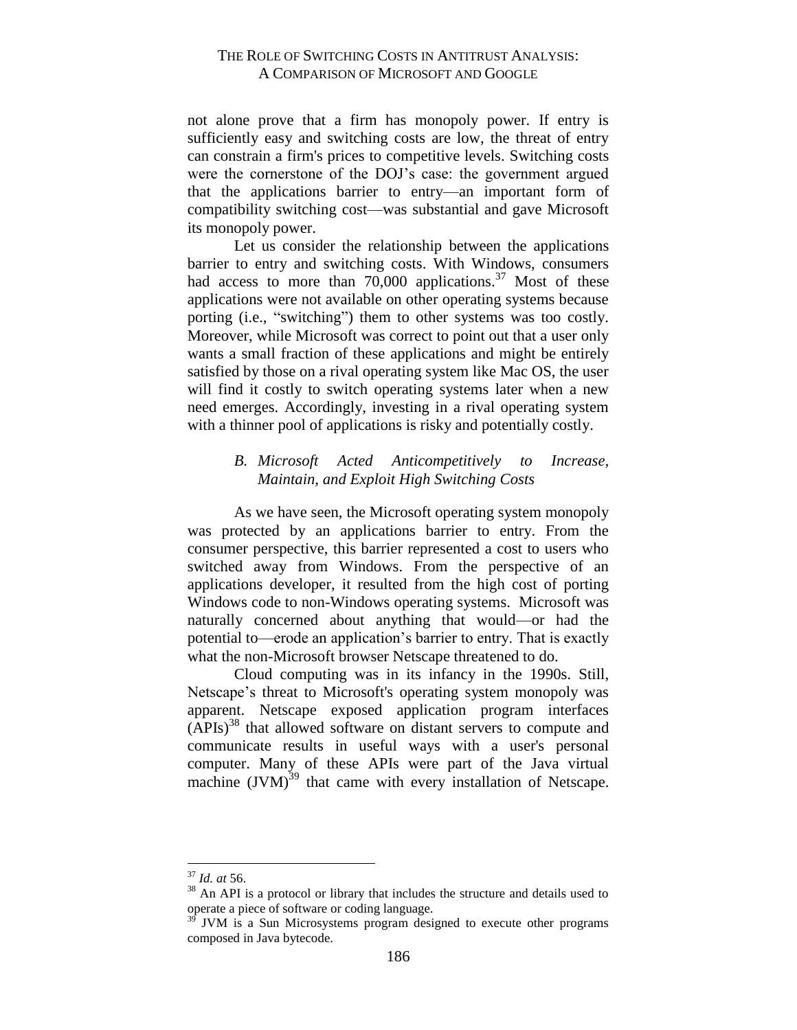not alone prove that a firm has monopoly power. If entry is sufficiently easy and switching costs are low, the threat of entry can constrain a firm's prices to competitive levels. Switching costs were the cornerstone of the DOJ's case: the government argued that the applications barrier to entry—an important form of compatibility switching cost—was substantial and gave Microsoft its monopoly power.

Let us consider the relationship between the applications barrier to entry and switching costs. With Windows, consumers had access to more than 70,000 applications.[37] Most of these applications were not available on other operating systems because porting (i.e., "switching") them to other systems was too costly. Moreover, while Microsoft was correct to point out that a user only wants a small fraction of these applications and might be entirely satisfied by those on a rival operating system like Mac OS, the user will find it costly to switch operating systems later when a new need emerges. Accordingly, investing in a rival operating system with a thinner pool of applications is risky and potentially costly.

### *B. Microsoft Acted Anticompetitively to Increase, Maintain, and Exploit High Switching Costs*

As we have seen, the Microsoft operating system monopoly was protected by an applications barrier to entry. From the consumer perspective, this barrier represented a cost to users who switched away from Windows. From the perspective of an applications developer, it resulted from the high cost of porting Windows code to non-Windows operating systems. Microsoft was naturally concerned about anything that would—or had the potential to—erode an application's barrier to entry. That is exactly what the non-Microsoft browser Netscape threatened to do.

Cloud computing was in its infancy in the 1990s. Still, Netscape's threat to Microsoft's operating system monopoly was apparent. Netscape exposed application program interfaces (APIs)[38] that allowed software on distant servers to compute and communicate results in useful ways with a user's personal computer. Many of these APIs were part of the Java virtual machine (JVM)[39] that came with every installation of Netscape.

---

[37] *Id. at* 56.

[38] An API is a protocol or library that includes the structure and details used to operate a piece of software or coding language.

[39] JVM is a Sun Microsystems program designed to execute other programs composed in Java bytecode.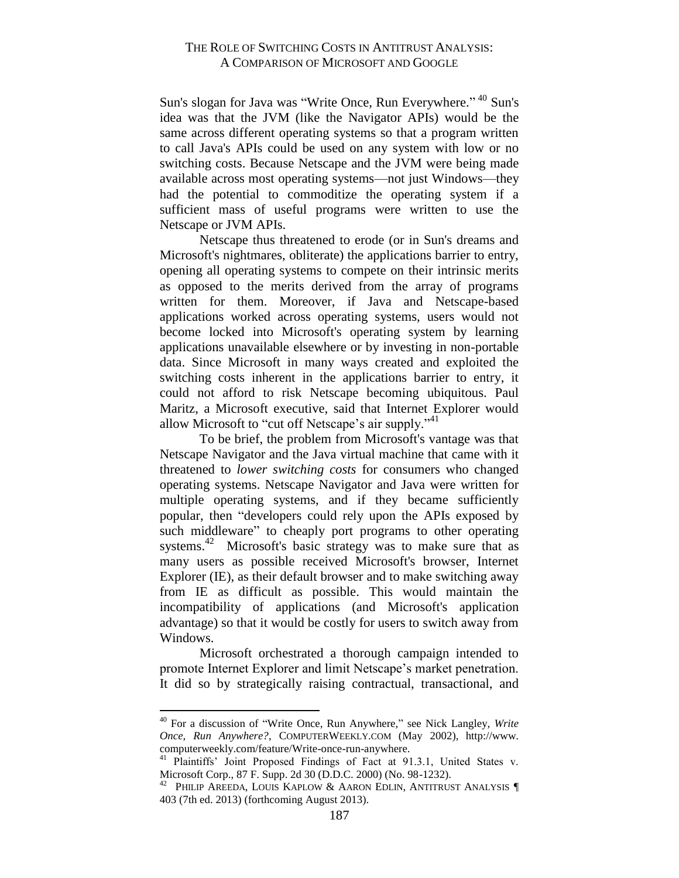Sun's slogan for Java was "Write Once, Run Everywhere."[40] Sun's idea was that the JVM (like the Navigator APIs) would be the same across different operating systems so that a program written to call Java's APIs could be used on any system with low or no switching costs. Because Netscape and the JVM were being made available across most operating systems—not just Windows—they had the potential to commoditize the operating system if a sufficient mass of useful programs were written to use the Netscape or JVM APIs.

Netscape thus threatened to erode (or in Sun's dreams and Microsoft's nightmares, obliterate) the applications barrier to entry, opening all operating systems to compete on their intrinsic merits as opposed to the merits derived from the array of programs written for them. Moreover, if Java and Netscape-based applications worked across operating systems, users would not become locked into Microsoft's operating system by learning applications unavailable elsewhere or by investing in non-portable data. Since Microsoft in many ways created and exploited the switching costs inherent in the applications barrier to entry, it could not afford to risk Netscape becoming ubiquitous. Paul Maritz, a Microsoft executive, said that Internet Explorer would allow Microsoft to "cut off Netscape's air supply."[41]

To be brief, the problem from Microsoft's vantage was that Netscape Navigator and the Java virtual machine that came with it threatened to *lower switching costs* for consumers who changed operating systems. Netscape Navigator and Java were written for multiple operating systems, and if they became sufficiently popular, then "developers could rely upon the APIs exposed by such middleware" to cheaply port programs to other operating systems.[42] Microsoft's basic strategy was to make sure that as many users as possible received Microsoft's browser, Internet Explorer (IE), as their default browser and to make switching away from IE as difficult as possible. This would maintain the incompatibility of applications (and Microsoft's application advantage) so that it would be costly for users to switch away from Windows.

Microsoft orchestrated a thorough campaign intended to promote Internet Explorer and limit Netscape's market penetration. It did so by strategically raising contractual, transactional, and

---

[40] For a discussion of "Write Once, Run Anywhere," see Nick Langley, *Write Once, Run Anywhere?*, COMPUTERWEEKLY.COM (May 2002), http://www.computerweekly.com/feature/Write-once-run-anywhere.

[41] Plaintiffs' Joint Proposed Findings of Fact at 91.3.1, United States v. Microsoft Corp., 87 F. Supp. 2d 30 (D.D.C. 2000) (No. 98-1232).

[42] PHILIP AREEDA, LOUIS KAPLOW & AARON EDLIN, ANTITRUST ANALYSIS ¶ 403 (7th ed. 2013) (forthcoming August 2013).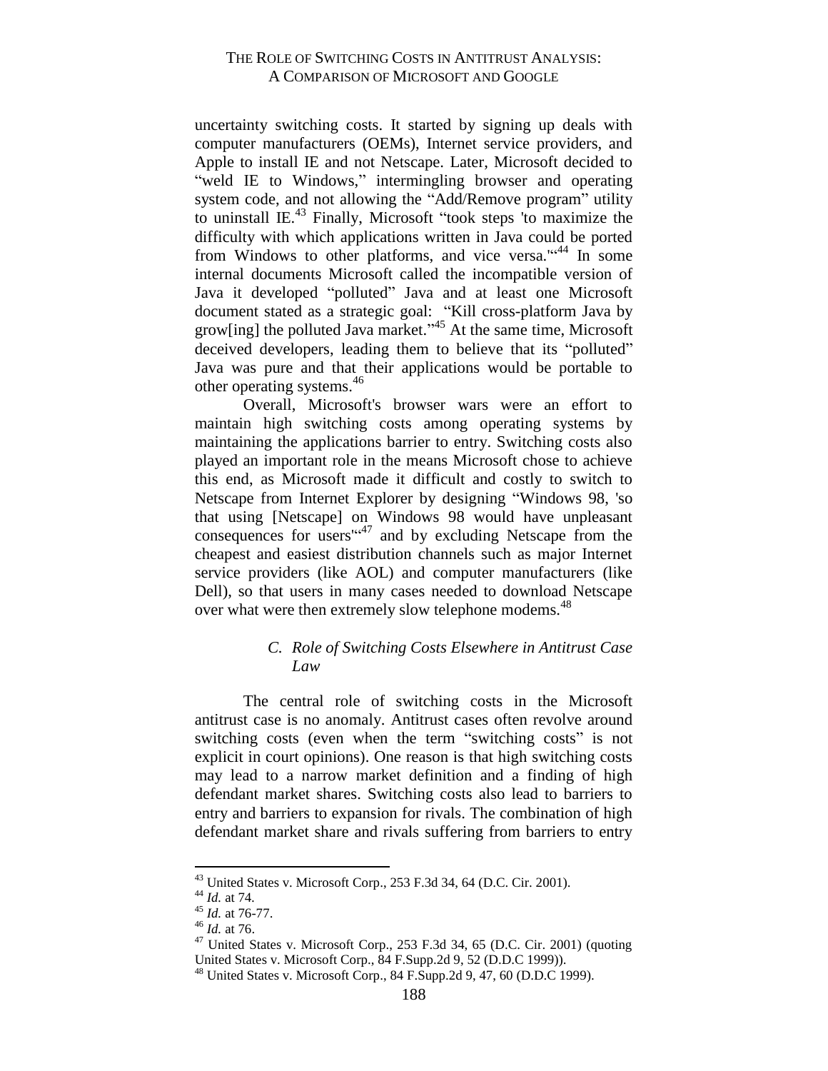uncertainty switching costs. It started by signing up deals with computer manufacturers (OEMs), Internet service providers, and Apple to install IE and not Netscape. Later, Microsoft decided to "weld IE to Windows," intermingling browser and operating system code, and not allowing the "Add/Remove program" utility to uninstall IE.[43] Finally, Microsoft "took steps 'to maximize the difficulty with which applications written in Java could be ported from Windows to other platforms, and vice versa.'"[44] In some internal documents Microsoft called the incompatible version of Java it developed "polluted" Java and at least one Microsoft document stated as a strategic goal: "Kill cross-platform Java by grow[ing] the polluted Java market."[45] At the same time, Microsoft deceived developers, leading them to believe that its "polluted" Java was pure and that their applications would be portable to other operating systems.[46]

Overall, Microsoft's browser wars were an effort to maintain high switching costs among operating systems by maintaining the applications barrier to entry. Switching costs also played an important role in the means Microsoft chose to achieve this end, as Microsoft made it difficult and costly to switch to Netscape from Internet Explorer by designing "Windows 98, 'so that using [Netscape] on Windows 98 would have unpleasant consequences for users'"[47] and by excluding Netscape from the cheapest and easiest distribution channels such as major Internet service providers (like AOL) and computer manufacturers (like Dell), so that users in many cases needed to download Netscape over what were then extremely slow telephone modems.[48]

### C. *Role of Switching Costs Elsewhere in Antitrust Case Law*

The central role of switching costs in the Microsoft antitrust case is no anomaly. Antitrust cases often revolve around switching costs (even when the term "switching costs" is not explicit in court opinions). One reason is that high switching costs may lead to a narrow market definition and a finding of high defendant market shares. Switching costs also lead to barriers to entry and barriers to expansion for rivals. The combination of high defendant market share and rivals suffering from barriers to entry

---

[43] United States v. Microsoft Corp., 253 F.3d 34, 64 (D.C. Cir. 2001).

[44] *Id.* at 74.

[45] *Id.* at 76-77.

[46] *Id.* at 76.

[47] United States v. Microsoft Corp., 253 F.3d 34, 65 (D.C. Cir. 2001) (quoting United States v. Microsoft Corp., 84 F.Supp.2d 9, 52 (D.D.C 1999)).

[48] United States v. Microsoft Corp., 84 F.Supp.2d 9, 47, 60 (D.D.C 1999).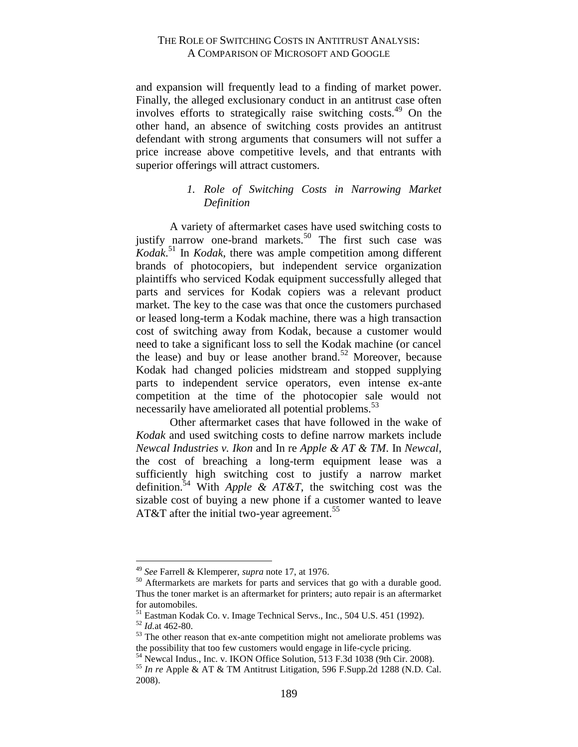and expansion will frequently lead to a finding of market power. Finally, the alleged exclusionary conduct in an antitrust case often involves efforts to strategically raise switching costs.[49] On the other hand, an absence of switching costs provides an antitrust defendant with strong arguments that consumers will not suffer a price increase above competitive levels, and that entrants with superior offerings will attract customers.

### *1. Role of Switching Costs in Narrowing Market Definition*

A variety of aftermarket cases have used switching costs to justify narrow one-brand markets.[50] The first such case was *Kodak*.[51] In *Kodak*, there was ample competition among different brands of photocopiers, but independent service organization plaintiffs who serviced Kodak equipment successfully alleged that parts and services for Kodak copiers was a relevant product market. The key to the case was that once the customers purchased or leased long-term a Kodak machine, there was a high transaction cost of switching away from Kodak, because a customer would need to take a significant loss to sell the Kodak machine (or cancel the lease) and buy or lease another brand.[52] Moreover, because Kodak had changed policies midstream and stopped supplying parts to independent service operators, even intense ex-ante competition at the time of the photocopier sale would not necessarily have ameliorated all potential problems.[53]

Other aftermarket cases that have followed in the wake of *Kodak* and used switching costs to define narrow markets include *Newcal Industries v. Ikon* and In re *Apple & AT & TM*. In *Newcal*, the cost of breaching a long-term equipment lease was a sufficiently high switching cost to justify a narrow market definition.[54] With *Apple & AT&T*, the switching cost was the sizable cost of buying a new phone if a customer wanted to leave AT&T after the initial two-year agreement.[55]

---

[49] *See* Farrell & Klemperer, *supra* note 17, at 1976.

[50] Aftermarkets are markets for parts and services that go with a durable good. Thus the toner market is an aftermarket for printers; auto repair is an aftermarket for automobiles.

[51] Eastman Kodak Co. v. Image Technical Servs., Inc., 504 U.S. 451 (1992).

[52] *Id.*at 462-80.

[53] The other reason that ex-ante competition might not ameliorate problems was the possibility that too few customers would engage in life-cycle pricing.

[54] Newcal Indus., Inc. v. IKON Office Solution, 513 F.3d 1038 (9th Cir. 2008).

[55] *In re* Apple & AT & TM Antitrust Litigation, 596 F.Supp.2d 1288 (N.D. Cal. 2008).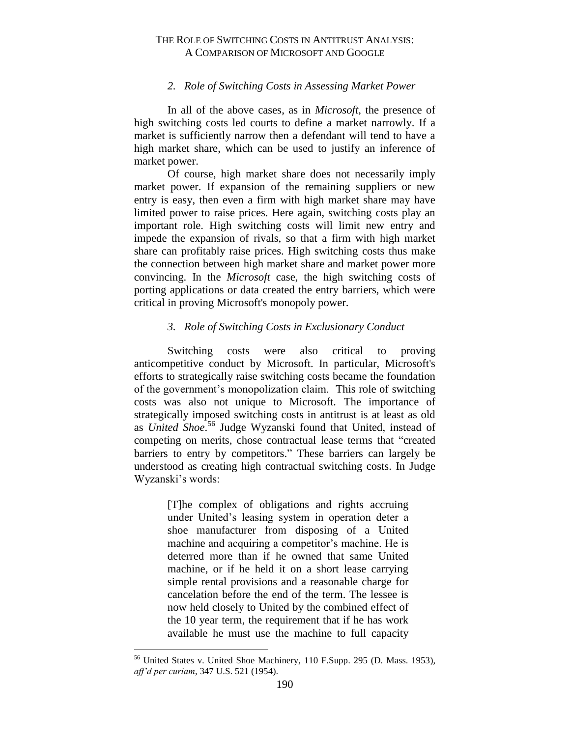### *2. Role of Switching Costs in Assessing Market Power*

In all of the above cases, as in *Microsoft*, the presence of high switching costs led courts to define a market narrowly. If a market is sufficiently narrow then a defendant will tend to have a high market share, which can be used to justify an inference of market power.

Of course, high market share does not necessarily imply market power. If expansion of the remaining suppliers or new entry is easy, then even a firm with high market share may have limited power to raise prices. Here again, switching costs play an important role. High switching costs will limit new entry and impede the expansion of rivals, so that a firm with high market share can profitably raise prices. High switching costs thus make the connection between high market share and market power more convincing. In the *Microsoft* case, the high switching costs of porting applications or data created the entry barriers, which were critical in proving Microsoft's monopoly power.

### *3. Role of Switching Costs in Exclusionary Conduct*

Switching costs were also critical to proving anticompetitive conduct by Microsoft. In particular, Microsoft's efforts to strategically raise switching costs became the foundation of the government's monopolization claim. This role of switching costs was also not unique to Microsoft. The importance of strategically imposed switching costs in antitrust is at least as old as *United Shoe*.[56] Judge Wyzanski found that United, instead of competing on merits, chose contractual lease terms that "created barriers to entry by competitors." These barriers can largely be understood as creating high contractual switching costs. In Judge Wyzanski's words:

> [T]he complex of obligations and rights accruing under United's leasing system in operation deter a shoe manufacturer from disposing of a United machine and acquiring a competitor's machine. He is deterred more than if he owned that same United machine, or if he held it on a short lease carrying simple rental provisions and a reasonable charge for cancelation before the end of the term. The lessee is now held closely to United by the combined effect of the 10 year term, the requirement that if he has work available he must use the machine to full capacity

---

[56] United States v. United Shoe Machinery, 110 F.Supp. 295 (D. Mass. 1953), *aff'd per curiam*, 347 U.S. 521 (1954).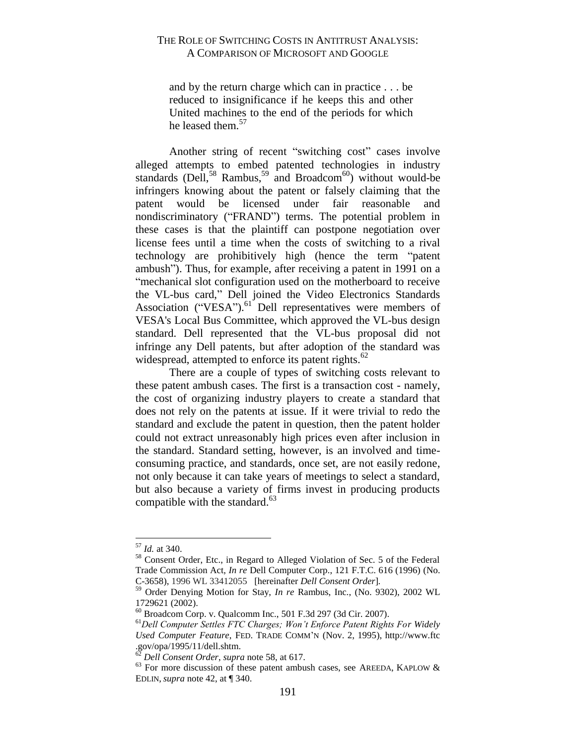> and by the return charge which can in practice . . . be reduced to insignificance if he keeps this and other United machines to the end of the periods for which he leased them.[57]

Another string of recent "switching cost" cases involve alleged attempts to embed patented technologies in industry standards (Dell,[58] Rambus,[59] and Broadcom[60]) without would-be infringers knowing about the patent or falsely claiming that the patent would be licensed under fair reasonable and nondiscriminatory ("FRAND") terms. The potential problem in these cases is that the plaintiff can postpone negotiation over license fees until a time when the costs of switching to a rival technology are prohibitively high (hence the term "patent ambush"). Thus, for example, after receiving a patent in 1991 on a "mechanical slot configuration used on the motherboard to receive the VL-bus card," Dell joined the Video Electronics Standards Association ("VESA").[61] Dell representatives were members of VESA's Local Bus Committee, which approved the VL-bus design standard. Dell represented that the VL-bus proposal did not infringe any Dell patents, but after adoption of the standard was widespread, attempted to enforce its patent rights.[62]

There are a couple of types of switching costs relevant to these patent ambush cases. The first is a transaction cost - namely, the cost of organizing industry players to create a standard that does not rely on the patents at issue. If it were trivial to redo the standard and exclude the patent in question, then the patent holder could not extract unreasonably high prices even after inclusion in the standard. Standard setting, however, is an involved and time-consuming practice, and standards, once set, are not easily redone, not only because it can take years of meetings to select a standard, but also because a variety of firms invest in producing products compatible with the standard.[63]

---

[57] *Id.* at 340.

[58] Consent Order, Etc., in Regard to Alleged Violation of Sec. 5 of the Federal Trade Commission Act, *In re* Dell Computer Corp., 121 F.T.C. 616 (1996) (No. C-3658), 1996 WL 33412055 [hereinafter *Dell Consent Order*].

[59] Order Denying Motion for Stay, *In re* Rambus, Inc., (No. 9302), 2002 WL 1729621 (2002).

[60] Broadcom Corp. v. Qualcomm Inc., 501 F.3d 297 (3d Cir. 2007).

[61] *Dell Computer Settles FTC Charges; Won't Enforce Patent Rights For Widely Used Computer Feature*, FED. TRADE COMM'N (Nov. 2, 1995), http://www.ftc.gov/opa/1995/11/dell.shtm.

[62] *Dell Consent Order*, *supra* note 58, at 617.

[63] For more discussion of these patent ambush cases, see AREEDA, KAPLOW & EDLIN, *supra* note 42, at ¶ 340.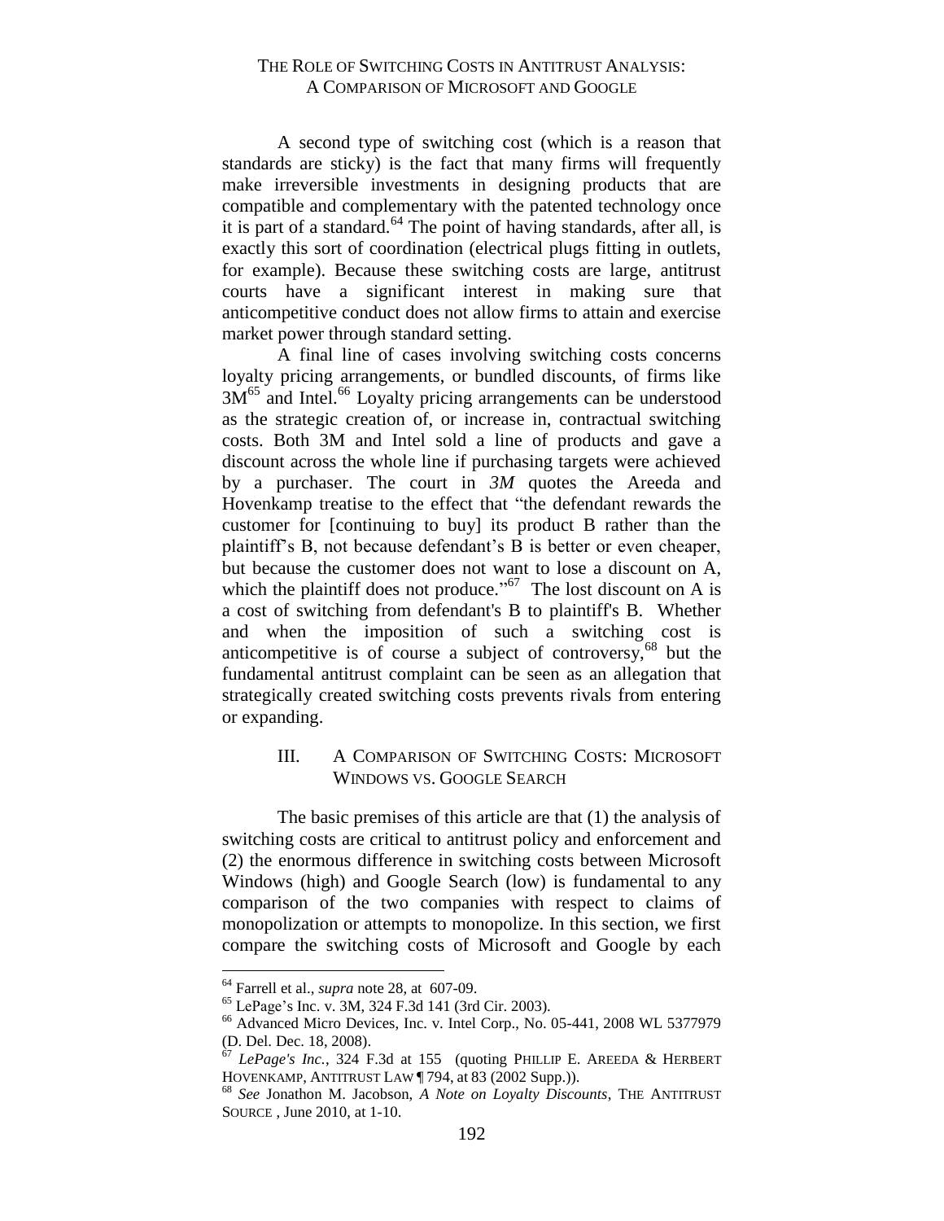A second type of switching cost (which is a reason that standards are sticky) is the fact that many firms will frequently make irreversible investments in designing products that are compatible and complementary with the patented technology once it is part of a standard.[64] The point of having standards, after all, is exactly this sort of coordination (electrical plugs fitting in outlets, for example). Because these switching costs are large, antitrust courts have a significant interest in making sure that anticompetitive conduct does not allow firms to attain and exercise market power through standard setting.

A final line of cases involving switching costs concerns loyalty pricing arrangements, or bundled discounts, of firms like 3M[65] and Intel.[66] Loyalty pricing arrangements can be understood as the strategic creation of, or increase in, contractual switching costs. Both 3M and Intel sold a line of products and gave a discount across the whole line if purchasing targets were achieved by a purchaser. The court in *3M* quotes the Areeda and Hovenkamp treatise to the effect that "the defendant rewards the customer for [continuing to buy] its product B rather than the plaintiff's B, not because defendant's B is better or even cheaper, but because the customer does not want to lose a discount on A, which the plaintiff does not produce."[67] The lost discount on A is a cost of switching from defendant's B to plaintiff's B. Whether and when the imposition of such a switching cost is anticompetitive is of course a subject of controversy,[68] but the fundamental antitrust complaint can be seen as an allegation that strategically created switching costs prevents rivals from entering or expanding.

## III. A Comparison of Switching Costs: Microsoft Windows vs. Google Search

The basic premises of this article are that (1) the analysis of switching costs are critical to antitrust policy and enforcement and (2) the enormous difference in switching costs between Microsoft Windows (high) and Google Search (low) is fundamental to any comparison of the two companies with respect to claims of monopolization or attempts to monopolize. In this section, we first compare the switching costs of Microsoft and Google by each

---

[64] Farrell et al., *supra* note 28, at 607-09.

[65] LePage's Inc. v. 3M, 324 F.3d 141 (3rd Cir. 2003).

[66] Advanced Micro Devices, Inc. v. Intel Corp., No. 05-441, 2008 WL 5377979 (D. Del. Dec. 18, 2008).

[67] *LePage's Inc.*, 324 F.3d at 155 (quoting PHILLIP E. AREEDA & HERBERT HOVENKAMP, ANTITRUST LAW ¶ 794, at 83 (2002 Supp.)).

[68] *See* Jonathon M. Jacobson, *A Note on Loyalty Discounts*, THE ANTITRUST SOURCE , June 2010, at 1-10.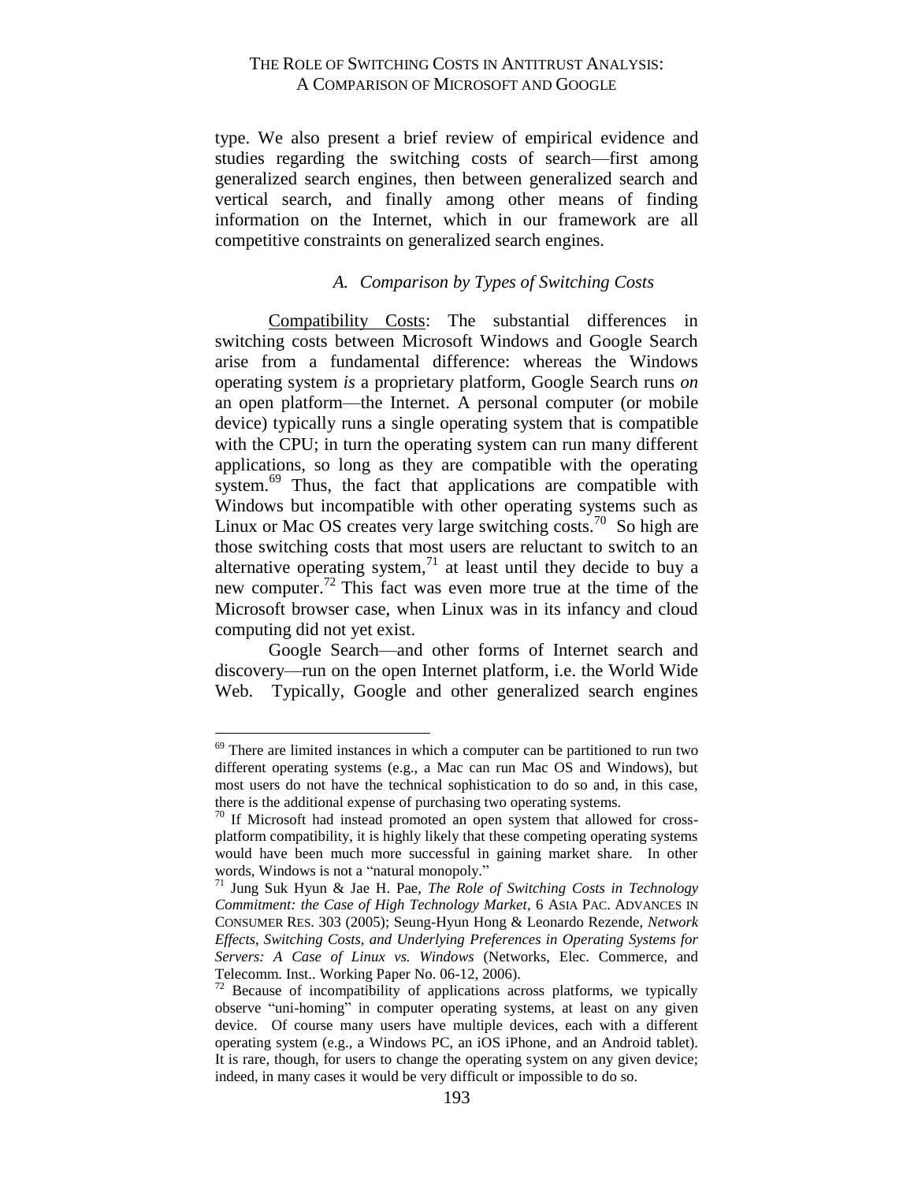type. We also present a brief review of empirical evidence and studies regarding the switching costs of search—first among generalized search engines, then between generalized search and vertical search, and finally among other means of finding information on the Internet, which in our framework are all competitive constraints on generalized search engines.

### *A. Comparison by Types of Switching Costs*

Compatibility Costs: The substantial differences in switching costs between Microsoft Windows and Google Search arise from a fundamental difference: whereas the Windows operating system *is* a proprietary platform, Google Search runs *on* an open platform—the Internet. A personal computer (or mobile device) typically runs a single operating system that is compatible with the CPU; in turn the operating system can run many different applications, so long as they are compatible with the operating system.[69] Thus, the fact that applications are compatible with Windows but incompatible with other operating systems such as Linux or Mac OS creates very large switching costs.[70] So high are those switching costs that most users are reluctant to switch to an alternative operating system,[71] at least until they decide to buy a new computer.[72] This fact was even more true at the time of the Microsoft browser case, when Linux was in its infancy and cloud computing did not yet exist.

Google Search—and other forms of Internet search and discovery—run on the open Internet platform, i.e. the World Wide Web. Typically, Google and other generalized search engines

---

[69] There are limited instances in which a computer can be partitioned to run two different operating systems (e.g., a Mac can run Mac OS and Windows), but most users do not have the technical sophistication to do so and, in this case, there is the additional expense of purchasing two operating systems.

[70] If Microsoft had instead promoted an open system that allowed for cross-platform compatibility, it is highly likely that these competing operating systems would have been much more successful in gaining market share. In other words, Windows is not a "natural monopoly."

[71] Jung Suk Hyun & Jae H. Pae, *The Role of Switching Costs in Technology Commitment: the Case of High Technology Market*, 6 ASIA PAC. ADVANCES IN CONSUMER RES. 303 (2005); Seung-Hyun Hong & Leonardo Rezende, *Network Effects, Switching Costs, and Underlying Preferences in Operating Systems for Servers: A Case of Linux vs. Windows* (Networks, Elec. Commerce, and Telecomm. Inst.. Working Paper No. 06-12, 2006).

[72] Because of incompatibility of applications across platforms, we typically observe "uni-homing" in computer operating systems, at least on any given device. Of course many users have multiple devices, each with a different operating system (e.g., a Windows PC, an iOS iPhone, and an Android tablet). It is rare, though, for users to change the operating system on any given device; indeed, in many cases it would be very difficult or impossible to do so.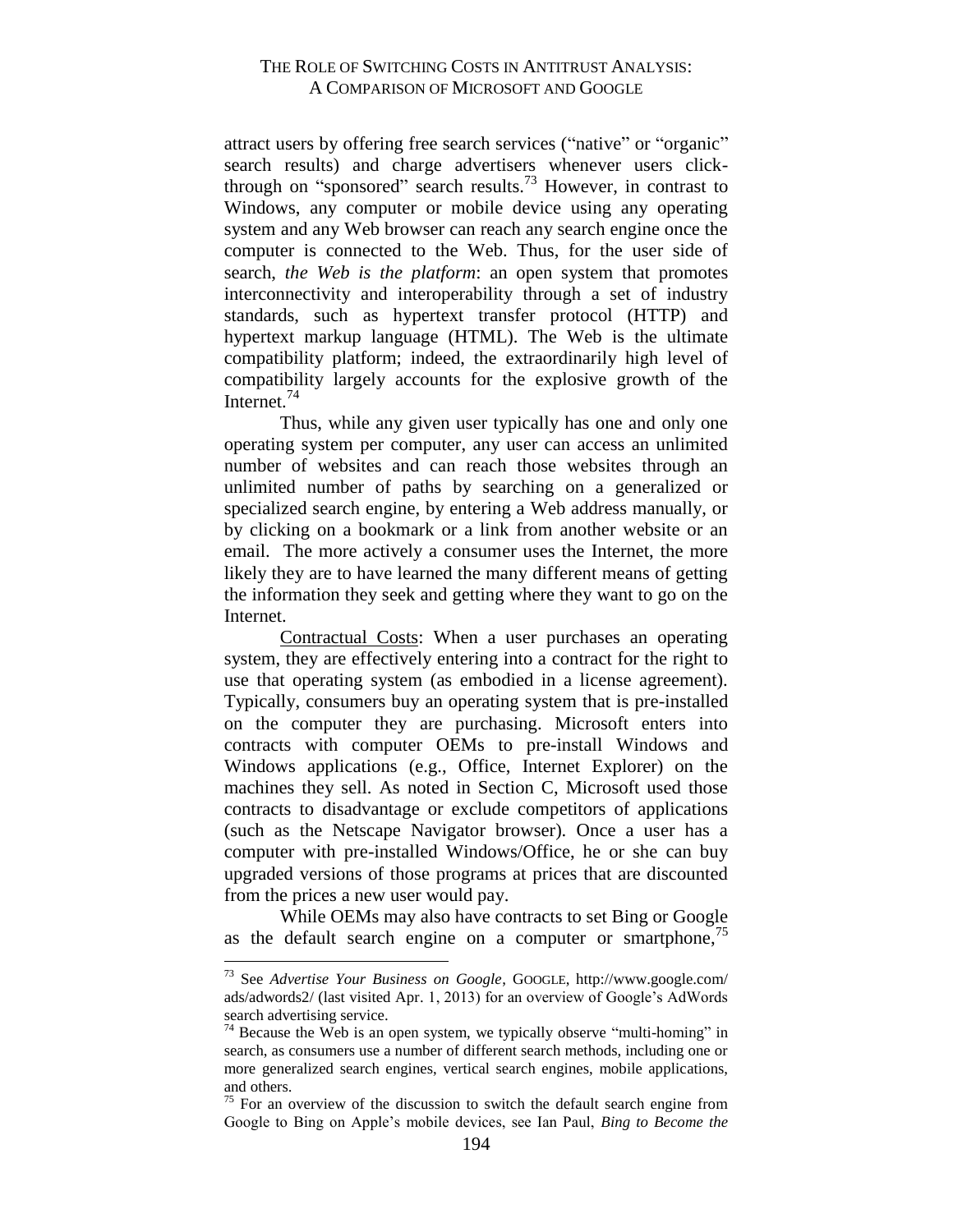attract users by offering free search services ("native" or "organic" search results) and charge advertisers whenever users click-through on "sponsored" search results.[73] However, in contrast to Windows, any computer or mobile device using any operating system and any Web browser can reach any search engine once the computer is connected to the Web. Thus, for the user side of search, *the Web is the platform*: an open system that promotes interconnectivity and interoperability through a set of industry standards, such as hypertext transfer protocol (HTTP) and hypertext markup language (HTML). The Web is the ultimate compatibility platform; indeed, the extraordinarily high level of compatibility largely accounts for the explosive growth of the Internet.[74]

Thus, while any given user typically has one and only one operating system per computer, any user can access an unlimited number of websites and can reach those websites through an unlimited number of paths by searching on a generalized or specialized search engine, by entering a Web address manually, or by clicking on a bookmark or a link from another website or an email. The more actively a consumer uses the Internet, the more likely they are to have learned the many different means of getting the information they seek and getting where they want to go on the Internet.

<u>Contractual Costs</u>: When a user purchases an operating system, they are effectively entering into a contract for the right to use that operating system (as embodied in a license agreement). Typically, consumers buy an operating system that is pre-installed on the computer they are purchasing. Microsoft enters into contracts with computer OEMs to pre-install Windows and Windows applications (e.g., Office, Internet Explorer) on the machines they sell. As noted in Section C, Microsoft used those contracts to disadvantage or exclude competitors of applications (such as the Netscape Navigator browser). Once a user has a computer with pre-installed Windows/Office, he or she can buy upgraded versions of those programs at prices that are discounted from the prices a new user would pay.

While OEMs may also have contracts to set Bing or Google as the default search engine on a computer or smartphone,[75]

---

[73] See *Advertise Your Business on Google*, GOOGLE, http://www.google.com/ads/adwords2/ (last visited Apr. 1, 2013) for an overview of Google's AdWords search advertising service.

[74] Because the Web is an open system, we typically observe "multi-homing" in search, as consumers use a number of different search methods, including one or more generalized search engines, vertical search engines, mobile applications, and others.

[75] For an overview of the discussion to switch the default search engine from Google to Bing on Apple's mobile devices, see Ian Paul, *Bing to Become the*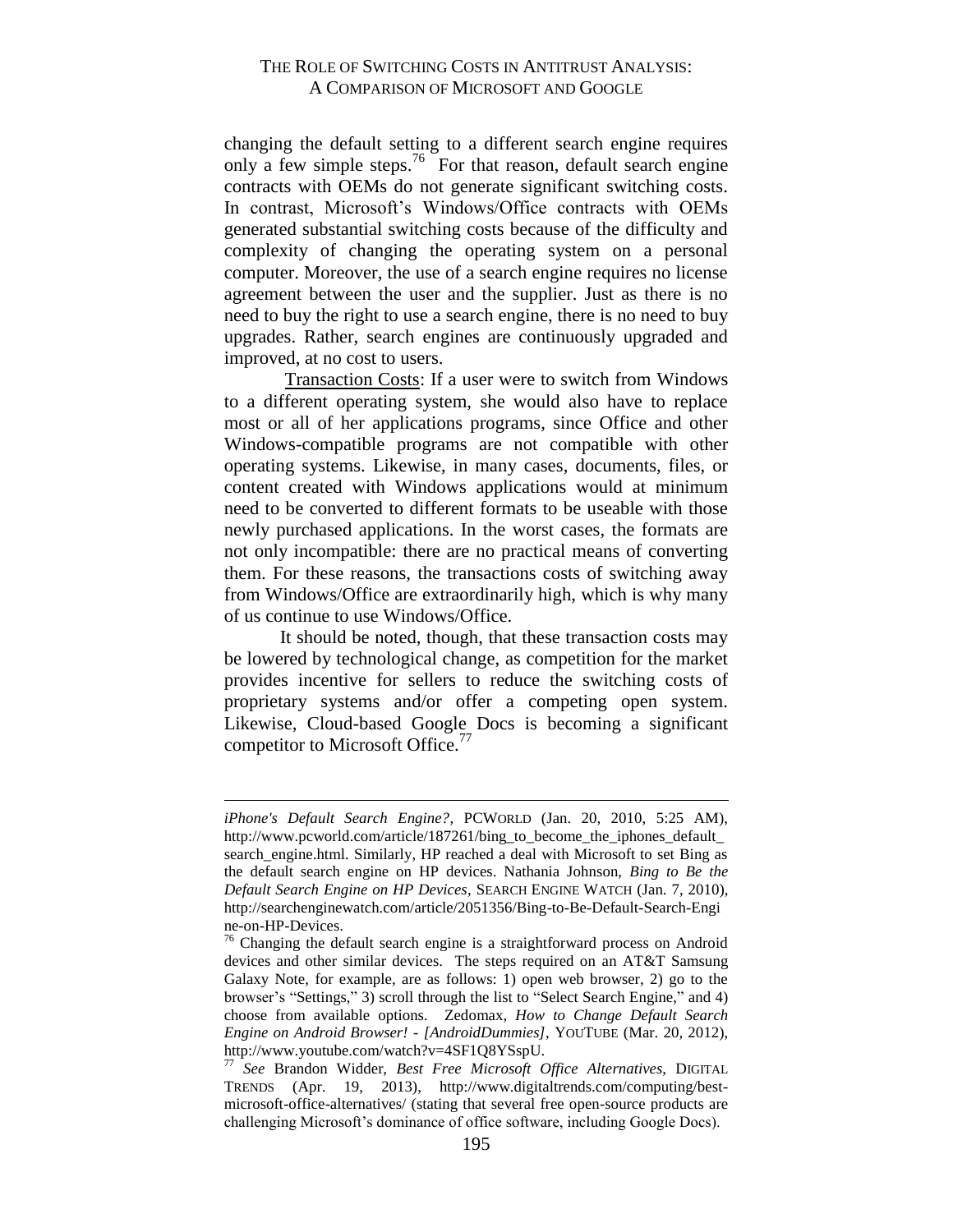changing the default setting to a different search engine requires only a few simple steps.[76] For that reason, default search engine contracts with OEMs do not generate significant switching costs. In contrast, Microsoft's Windows/Office contracts with OEMs generated substantial switching costs because of the difficulty and complexity of changing the operating system on a personal computer. Moreover, the use of a search engine requires no license agreement between the user and the supplier. Just as there is no need to buy the right to use a search engine, there is no need to buy upgrades. Rather, search engines are continuously upgraded and improved, at no cost to users.

Transaction Costs: If a user were to switch from Windows to a different operating system, she would also have to replace most or all of her applications programs, since Office and other Windows-compatible programs are not compatible with other operating systems. Likewise, in many cases, documents, files, or content created with Windows applications would at minimum need to be converted to different formats to be useable with those newly purchased applications. In the worst cases, the formats are not only incompatible: there are no practical means of converting them. For these reasons, the transactions costs of switching away from Windows/Office are extraordinarily high, which is why many of us continue to use Windows/Office.

It should be noted, though, that these transaction costs may be lowered by technological change, as competition for the market provides incentive for sellers to reduce the switching costs of proprietary systems and/or offer a competing open system. Likewise, Cloud-based Google Docs is becoming a significant competitor to Microsoft Office.[77]

---

*iPhone's Default Search Engine?*, PCWORLD (Jan. 20, 2010, 5:25 AM), http://www.pcworld.com/article/187261/bing_to_become_the_iphones_default_search_engine.html. Similarly, HP reached a deal with Microsoft to set Bing as the default search engine on HP devices. Nathania Johnson, *Bing to Be the Default Search Engine on HP Devices*, SEARCH ENGINE WATCH (Jan. 7, 2010), http://searchenginewatch.com/article/2051356/Bing-to-Be-Default-Search-Engine-on-HP-Devices.

[76] Changing the default search engine is a straightforward process on Android devices and other similar devices. The steps required on an AT&T Samsung Galaxy Note, for example, are as follows: 1) open web browser, 2) go to the browser's "Settings," 3) scroll through the list to "Select Search Engine," and 4) choose from available options. Zedomax, *How to Change Default Search Engine on Android Browser! - [AndroidDummies]*, YOUTUBE (Mar. 20, 2012), http://www.youtube.com/watch?v=4SF1Q8YSspU.

[77] *See* Brandon Widder, *Best Free Microsoft Office Alternatives*, DIGITAL TRENDS (Apr. 19, 2013), http://www.digitaltrends.com/computing/best-microsoft-office-alternatives/ (stating that several free open-source products are challenging Microsoft's dominance of office software, including Google Docs).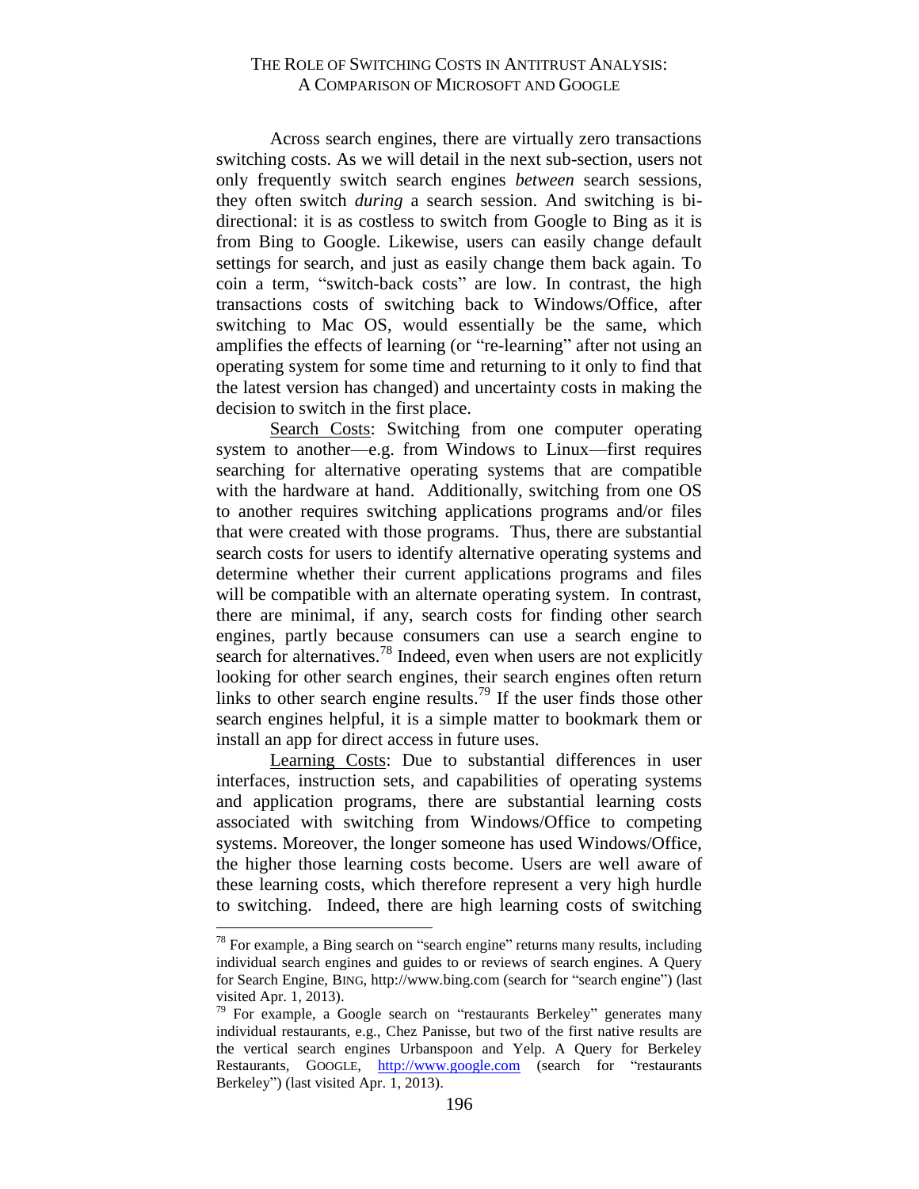Across search engines, there are virtually zero transactions switching costs. As we will detail in the next sub-section, users not only frequently switch search engines *between* search sessions, they often switch *during* a search session. And switching is bi-directional: it is as costless to switch from Google to Bing as it is from Bing to Google. Likewise, users can easily change default settings for search, and just as easily change them back again. To coin a term, "switch-back costs" are low. In contrast, the high transactions costs of switching back to Windows/Office, after switching to Mac OS, would essentially be the same, which amplifies the effects of learning (or "re-learning" after not using an operating system for some time and returning to it only to find that the latest version has changed) and uncertainty costs in making the decision to switch in the first place.

Search Costs: Switching from one computer operating system to another—e.g. from Windows to Linux—first requires searching for alternative operating systems that are compatible with the hardware at hand. Additionally, switching from one OS to another requires switching applications programs and/or files that were created with those programs. Thus, there are substantial search costs for users to identify alternative operating systems and determine whether their current applications programs and files will be compatible with an alternate operating system. In contrast, there are minimal, if any, search costs for finding other search engines, partly because consumers can use a search engine to search for alternatives.[78] Indeed, even when users are not explicitly looking for other search engines, their search engines often return links to other search engine results.[79] If the user finds those other search engines helpful, it is a simple matter to bookmark them or install an app for direct access in future uses.

Learning Costs: Due to substantial differences in user interfaces, instruction sets, and capabilities of operating systems and application programs, there are substantial learning costs associated with switching from Windows/Office to competing systems. Moreover, the longer someone has used Windows/Office, the higher those learning costs become. Users are well aware of these learning costs, which therefore represent a very high hurdle to switching. Indeed, there are high learning costs of switching

---

[78] For example, a Bing search on "search engine" returns many results, including individual search engines and guides to or reviews of search engines. A Query for Search Engine, BING, http://www.bing.com (search for "search engine") (last visited Apr. 1, 2013).

[79] For example, a Google search on "restaurants Berkeley" generates many individual restaurants, e.g., Chez Panisse, but two of the first native results are the vertical search engines Urbanspoon and Yelp. A Query for Berkeley Restaurants, GOOGLE, http://www.google.com (search for "restaurants Berkeley") (last visited Apr. 1, 2013).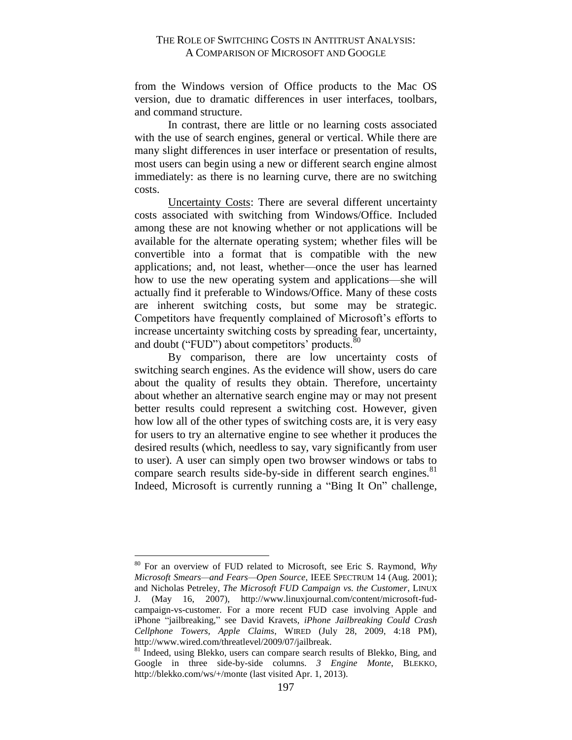from the Windows version of Office products to the Mac OS version, due to dramatic differences in user interfaces, toolbars, and command structure.

In contrast, there are little or no learning costs associated with the use of search engines, general or vertical. While there are many slight differences in user interface or presentation of results, most users can begin using a new or different search engine almost immediately: as there is no learning curve, there are no switching costs.

Uncertainty Costs: There are several different uncertainty costs associated with switching from Windows/Office. Included among these are not knowing whether or not applications will be available for the alternate operating system; whether files will be convertible into a format that is compatible with the new applications; and, not least, whether—once the user has learned how to use the new operating system and applications—she will actually find it preferable to Windows/Office. Many of these costs are inherent switching costs, but some may be strategic. Competitors have frequently complained of Microsoft's efforts to increase uncertainty switching costs by spreading fear, uncertainty, and doubt ("FUD") about competitors' products.[80]

By comparison, there are low uncertainty costs of switching search engines. As the evidence will show, users do care about the quality of results they obtain. Therefore, uncertainty about whether an alternative search engine may or may not present better results could represent a switching cost. However, given how low all of the other types of switching costs are, it is very easy for users to try an alternative engine to see whether it produces the desired results (which, needless to say, vary significantly from user to user). A user can simply open two browser windows or tabs to compare search results side-by-side in different search engines.[81] Indeed, Microsoft is currently running a "Bing It On" challenge,

---

[80] For an overview of FUD related to Microsoft, see Eric S. Raymond, *Why Microsoft Smears—and Fears—Open Source*, IEEE SPECTRUM 14 (Aug. 2001); and Nicholas Petreley, *The Microsoft FUD Campaign vs. the Customer*, LINUX J. (May 16, 2007), http://www.linuxjournal.com/content/microsoft-fud-campaign-vs-customer. For a more recent FUD case involving Apple and iPhone "jailbreaking," see David Kravets, *iPhone Jailbreaking Could Crash Cellphone Towers, Apple Claims*, WIRED (July 28, 2009, 4:18 PM), http://www.wired.com/threatlevel/2009/07/jailbreak.

[81] Indeed, using Blekko, users can compare search results of Blekko, Bing, and Google in three side-by-side columns. *3 Engine Monte*, BLEKKO, http://blekko.com/ws/+/monte (last visited Apr. 1, 2013).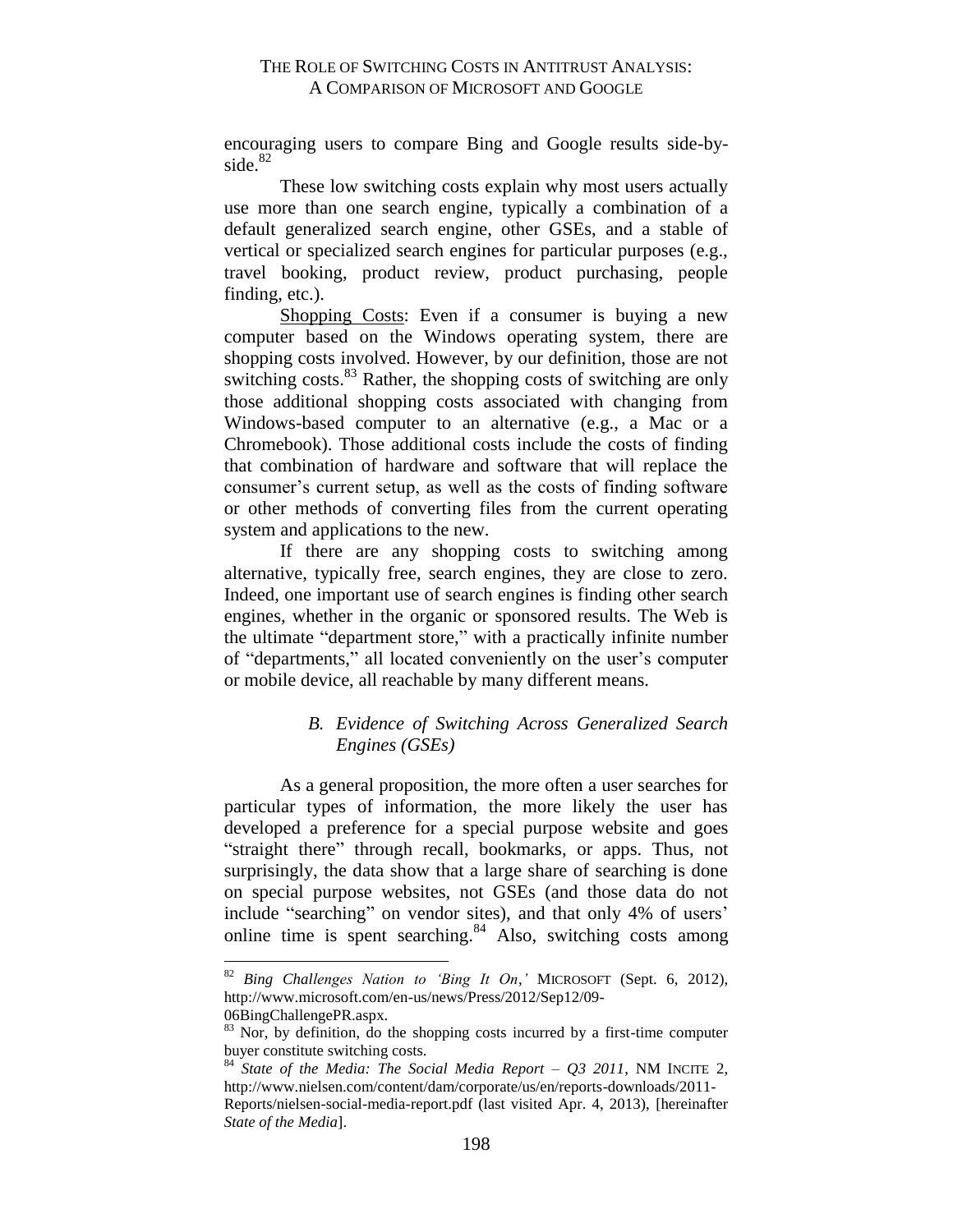encouraging users to compare Bing and Google results side-by-side.[82]

These low switching costs explain why most users actually use more than one search engine, typically a combination of a default generalized search engine, other GSEs, and a stable of vertical or specialized search engines for particular purposes (e.g., travel booking, product review, product purchasing, people finding, etc.).

Shopping Costs: Even if a consumer is buying a new computer based on the Windows operating system, there are shopping costs involved. However, by our definition, those are not switching costs.[83] Rather, the shopping costs of switching are only those additional shopping costs associated with changing from Windows-based computer to an alternative (e.g., a Mac or a Chromebook). Those additional costs include the costs of finding that combination of hardware and software that will replace the consumer's current setup, as well as the costs of finding software or other methods of converting files from the current operating system and applications to the new.

If there are any shopping costs to switching among alternative, typically free, search engines, they are close to zero. Indeed, one important use of search engines is finding other search engines, whether in the organic or sponsored results. The Web is the ultimate "department store," with a practically infinite number of "departments," all located conveniently on the user's computer or mobile device, all reachable by many different means.

### *B. Evidence of Switching Across Generalized Search Engines (GSEs)*

As a general proposition, the more often a user searches for particular types of information, the more likely the user has developed a preference for a special purpose website and goes "straight there" through recall, bookmarks, or apps. Thus, not surprisingly, the data show that a large share of searching is done on special purpose websites, not GSEs (and those data do not include "searching" on vendor sites), and that only 4% of users' online time is spent searching.[84] Also, switching costs among

---

[82] *Bing Challenges Nation to 'Bing It On,'* MICROSOFT (Sept. 6, 2012), http://www.microsoft.com/en-us/news/Press/2012/Sep12/09-06BingChallengePR.aspx.

[83] Nor, by definition, do the shopping costs incurred by a first-time computer buyer constitute switching costs.

[84] *State of the Media: The Social Media Report – Q3 2011*, NM INCITE 2, http://www.nielsen.com/content/dam/corporate/us/en/reports-downloads/2011-Reports/nielsen-social-media-report.pdf (last visited Apr. 4, 2013), [hereinafter *State of the Media*].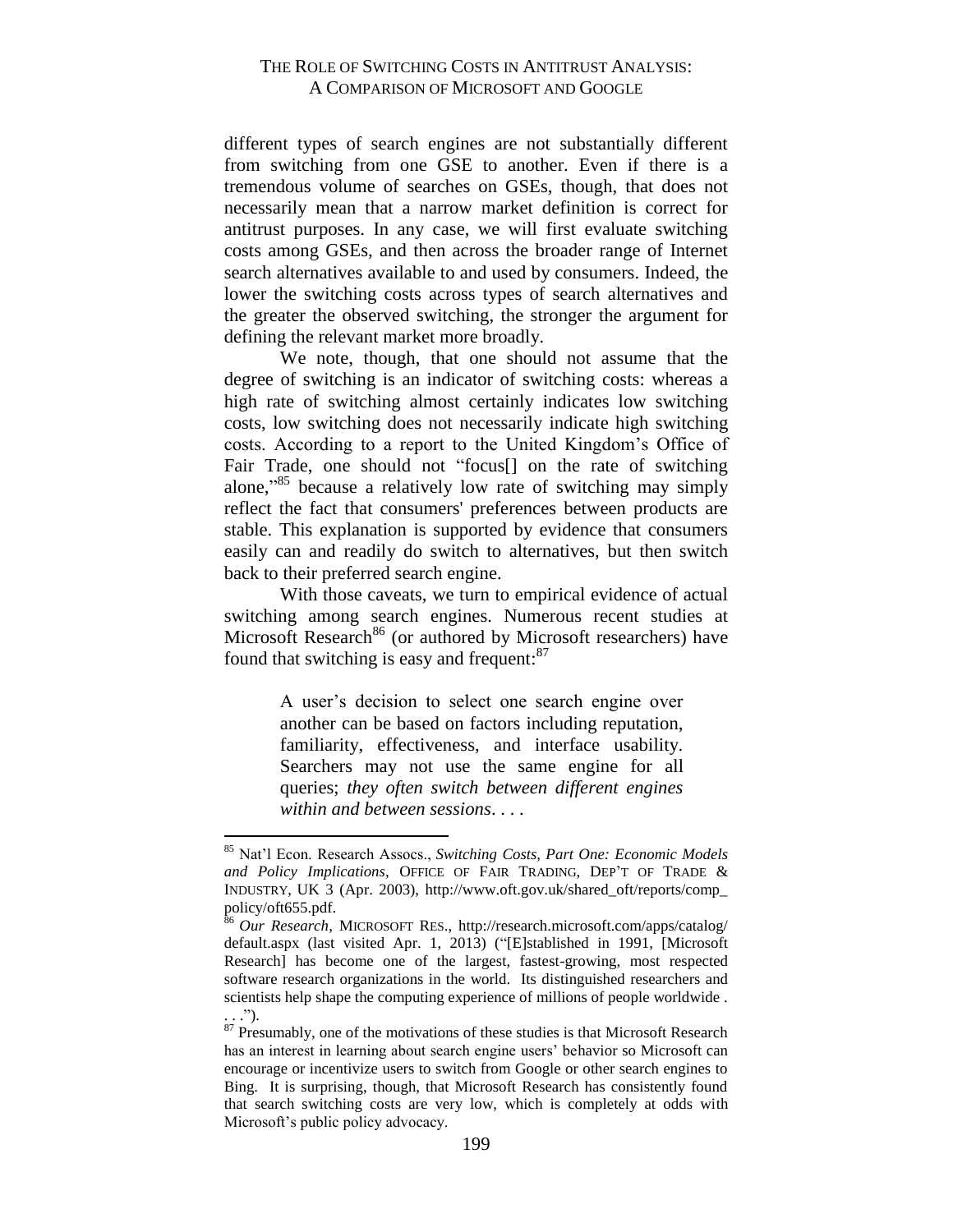different types of search engines are not substantially different from switching from one GSE to another. Even if there is a tremendous volume of searches on GSEs, though, that does not necessarily mean that a narrow market definition is correct for antitrust purposes. In any case, we will first evaluate switching costs among GSEs, and then across the broader range of Internet search alternatives available to and used by consumers. Indeed, the lower the switching costs across types of search alternatives and the greater the observed switching, the stronger the argument for defining the relevant market more broadly.

We note, though, that one should not assume that the degree of switching is an indicator of switching costs: whereas a high rate of switching almost certainly indicates low switching costs, low switching does not necessarily indicate high switching costs. According to a report to the United Kingdom's Office of Fair Trade, one should not "focus[] on the rate of switching alone,"[85] because a relatively low rate of switching may simply reflect the fact that consumers' preferences between products are stable. This explanation is supported by evidence that consumers easily can and readily do switch to alternatives, but then switch back to their preferred search engine.

With those caveats, we turn to empirical evidence of actual switching among search engines. Numerous recent studies at Microsoft Research[86] (or authored by Microsoft researchers) have found that switching is easy and frequent:[87]

> A user's decision to select one search engine over another can be based on factors including reputation, familiarity, effectiveness, and interface usability. Searchers may not use the same engine for all queries; *they often switch between different engines within and between sessions*. . . .

---

[85] Nat'l Econ. Research Assocs., *Switching Costs, Part One: Economic Models and Policy Implications*, OFFICE OF FAIR TRADING, DEP'T OF TRADE & INDUSTRY, UK 3 (Apr. 2003), http://www.oft.gov.uk/shared_oft/reports/comp_policy/oft655.pdf.

[86] *Our Research*, MICROSOFT RES., http://research.microsoft.com/apps/catalog/default.aspx (last visited Apr. 1, 2013) ("[E]stablished in 1991, [Microsoft Research] has become one of the largest, fastest-growing, most respected software research organizations in the world. Its distinguished researchers and scientists help shape the computing experience of millions of people worldwide . . . .").

[87] Presumably, one of the motivations of these studies is that Microsoft Research has an interest in learning about search engine users' behavior so Microsoft can encourage or incentivize users to switch from Google or other search engines to Bing. It is surprising, though, that Microsoft Research has consistently found that search switching costs are very low, which is completely at odds with Microsoft's public policy advocacy.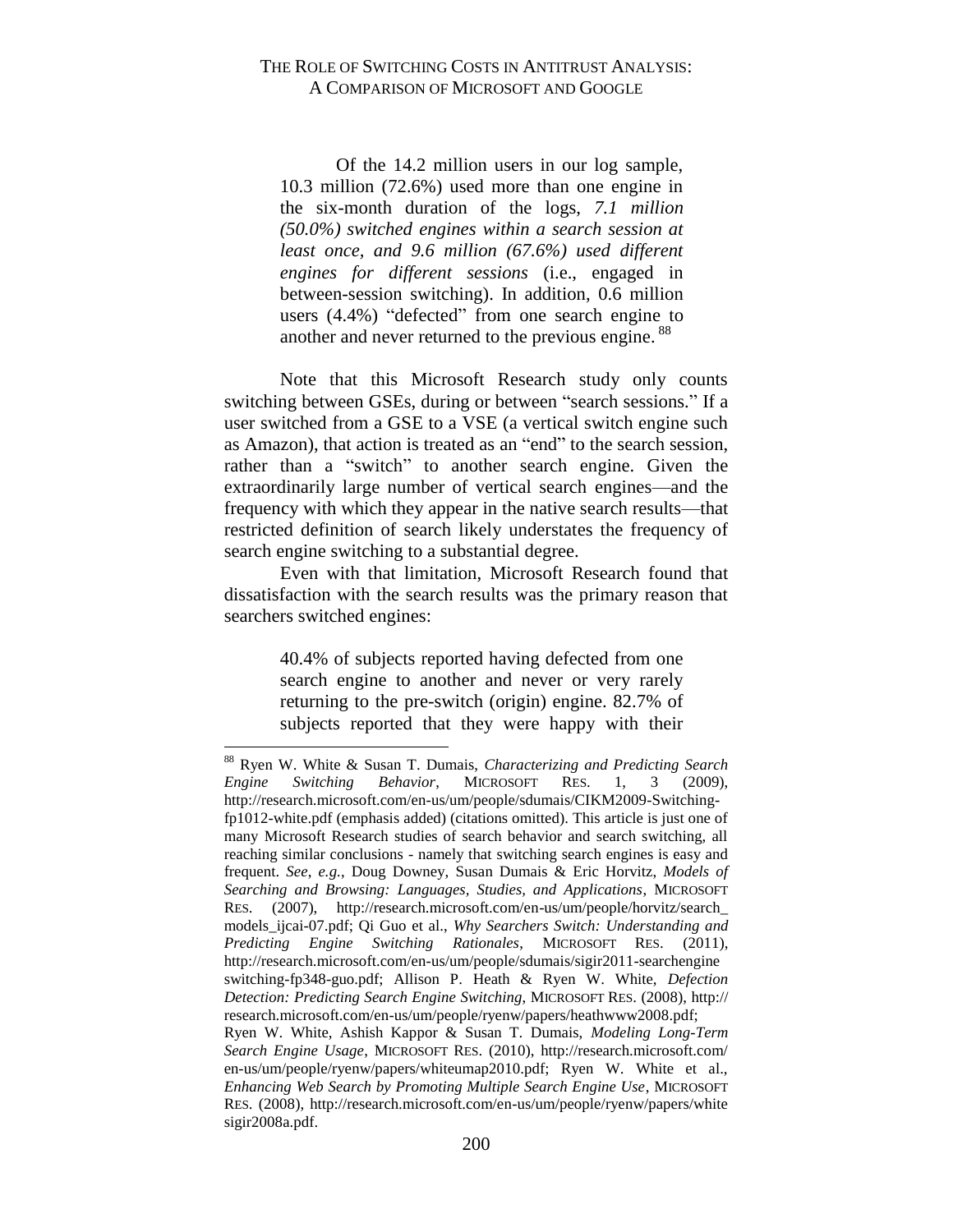> Of the 14.2 million users in our log sample, 10.3 million (72.6%) used more than one engine in the six-month duration of the logs, *7.1 million (50.0%) switched engines within a search session at least once, and 9.6 million (67.6%) used different engines for different sessions* (i.e., engaged in between-session switching). In addition, 0.6 million users (4.4%) "defected" from one search engine to another and never returned to the previous engine.[88]

Note that this Microsoft Research study only counts switching between GSEs, during or between "search sessions." If a user switched from a GSE to a VSE (a vertical switch engine such as Amazon), that action is treated as an "end" to the search session, rather than a "switch" to another search engine. Given the extraordinarily large number of vertical search engines—and the frequency with which they appear in the native search results—that restricted definition of search likely understates the frequency of search engine switching to a substantial degree.

Even with that limitation, Microsoft Research found that dissatisfaction with the search results was the primary reason that searchers switched engines:

> 40.4% of subjects reported having defected from one search engine to another and never or very rarely returning to the pre-switch (origin) engine. 82.7% of subjects reported that they were happy with their

---

[88] Ryen W. White & Susan T. Dumais, *Characterizing and Predicting Search Engine Switching Behavior*, MICROSOFT RES. 1, 3 (2009), http://research.microsoft.com/en-us/um/people/sdumais/CIKM2009-Switching-fp1012-white.pdf (emphasis added) (citations omitted). This article is just one of many Microsoft Research studies of search behavior and search switching, all reaching similar conclusions - namely that switching search engines is easy and frequent. *See, e.g.*, Doug Downey, Susan Dumais & Eric Horvitz, *Models of Searching and Browsing: Languages, Studies, and Applications*, MICROSOFT RES. (2007), http://research.microsoft.com/en-us/um/people/horvitz/search_models_ijcai-07.pdf; Qi Guo et al., *Why Searchers Switch: Understanding and Predicting Engine Switching Rationales*, MICROSOFT RES. (2011), http://research.microsoft.com/en-us/um/people/sdumais/sigir2011-searchengine switching-fp348-guo.pdf; Allison P. Heath & Ryen W. White, *Defection Detection: Predicting Search Engine Switching*, MICROSOFT RES. (2008), http://research.microsoft.com/en-us/um/people/ryenw/papers/heathwww2008.pdf; Ryen W. White, Ashish Kappor & Susan T. Dumais, *Modeling Long-Term Search Engine Usage*, MICROSOFT RES. (2010), http://research.microsoft.com/en-us/um/people/ryenw/papers/whiteumap2010.pdf; Ryen W. White et al., *Enhancing Web Search by Promoting Multiple Search Engine Use*, MICROSOFT RES. (2008), http://research.microsoft.com/en-us/um/people/ryenw/papers/white sigir2008a.pdf.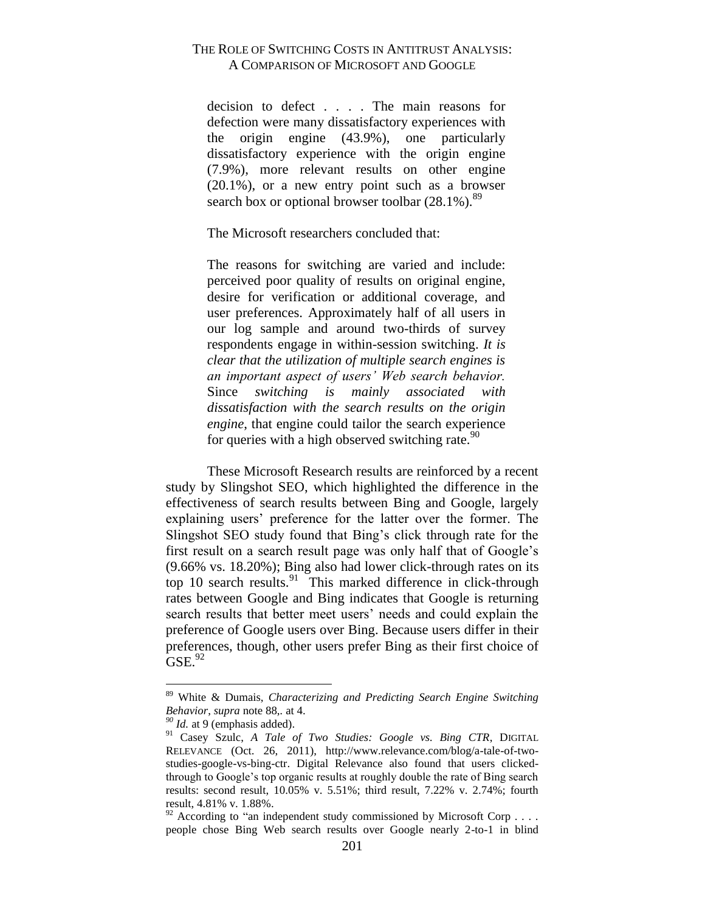> decision to defect . . . . The main reasons for defection were many dissatisfactory experiences with the origin engine (43.9%), one particularly dissatisfactory experience with the origin engine (7.9%), more relevant results on other engine (20.1%), or a new entry point such as a browser search box or optional browser toolbar (28.1%).[89]

The Microsoft researchers concluded that:

> The reasons for switching are varied and include: perceived poor quality of results on original engine, desire for verification or additional coverage, and user preferences. Approximately half of all users in our log sample and around two-thirds of survey respondents engage in within-session switching. *It is clear that the utilization of multiple search engines is an important aspect of users' Web search behavior.* Since *switching is mainly associated with dissatisfaction with the search results on the origin engine*, that engine could tailor the search experience for queries with a high observed switching rate.[90]

These Microsoft Research results are reinforced by a recent study by Slingshot SEO, which highlighted the difference in the effectiveness of search results between Bing and Google, largely explaining users' preference for the latter over the former. The Slingshot SEO study found that Bing's click through rate for the first result on a search result page was only half that of Google's (9.66% vs. 18.20%); Bing also had lower click-through rates on its top 10 search results.[91] This marked difference in click-through rates between Google and Bing indicates that Google is returning search results that better meet users' needs and could explain the preference of Google users over Bing. Because users differ in their preferences, though, other users prefer Bing as their first choice of GSE.[92]

---

[89] White & Dumais, *Characterizing and Predicting Search Engine Switching Behavior*, *supra* note 88,. at 4.

[90] *Id.* at 9 (emphasis added).

[91] Casey Szulc, *A Tale of Two Studies: Google vs. Bing CTR*, DIGITAL RELEVANCE (Oct. 26, 2011), http://www.relevance.com/blog/a-tale-of-two-studies-google-vs-bing-ctr. Digital Relevance also found that users clicked-through to Google's top organic results at roughly double the rate of Bing search results: second result, 10.05% v. 5.51%; third result, 7.22% v. 2.74%; fourth result, 4.81% v. 1.88%.

[92] According to "an independent study commissioned by Microsoft Corp . . . . people chose Bing Web search results over Google nearly 2-to-1 in blind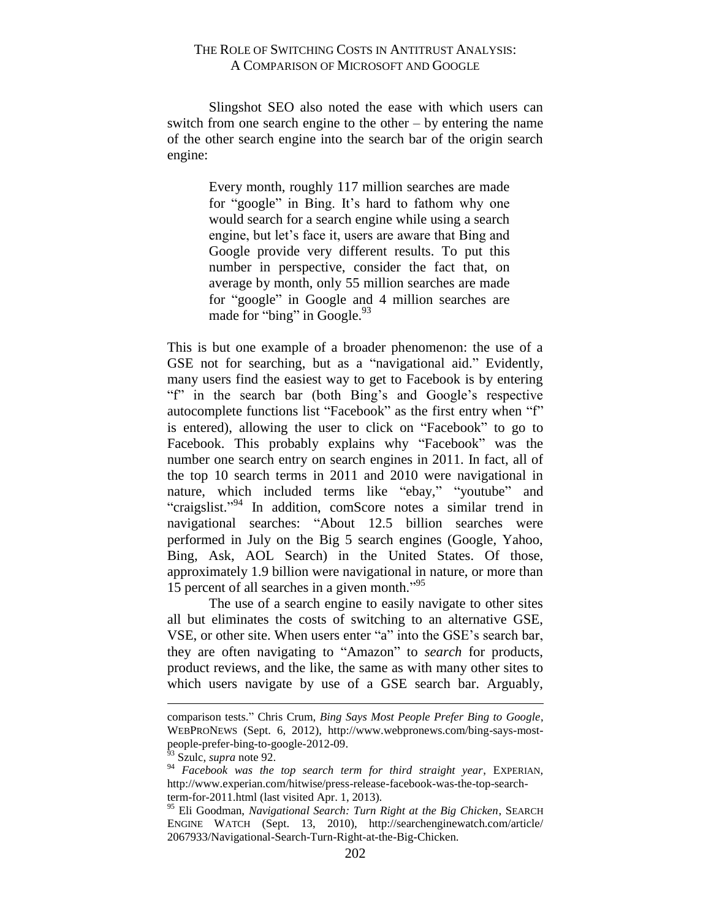Slingshot SEO also noted the ease with which users can switch from one search engine to the other – by entering the name of the other search engine into the search bar of the origin search engine:

> Every month, roughly 117 million searches are made for "google" in Bing. It's hard to fathom why one would search for a search engine while using a search engine, but let's face it, users are aware that Bing and Google provide very different results. To put this number in perspective, consider the fact that, on average by month, only 55 million searches are made for "google" in Google and 4 million searches are made for "bing" in Google.[93]

This is but one example of a broader phenomenon: the use of a GSE not for searching, but as a "navigational aid." Evidently, many users find the easiest way to get to Facebook is by entering "f" in the search bar (both Bing's and Google's respective autocomplete functions list "Facebook" as the first entry when "f" is entered), allowing the user to click on "Facebook" to go to Facebook. This probably explains why "Facebook" was the number one search entry on search engines in 2011. In fact, all of the top 10 search terms in 2011 and 2010 were navigational in nature, which included terms like "ebay," "youtube" and "craigslist."[94] In addition, comScore notes a similar trend in navigational searches: "About 12.5 billion searches were performed in July on the Big 5 search engines (Google, Yahoo, Bing, Ask, AOL Search) in the United States. Of those, approximately 1.9 billion were navigational in nature, or more than 15 percent of all searches in a given month."[95]

The use of a search engine to easily navigate to other sites all but eliminates the costs of switching to an alternative GSE, VSE, or other site. When users enter "a" into the GSE's search bar, they are often navigating to "Amazon" to *search* for products, product reviews, and the like, the same as with many other sites to which users navigate by use of a GSE search bar. Arguably,

---

comparison tests." Chris Crum, *Bing Says Most People Prefer Bing to Google*, WEBPRONEWS (Sept. 6, 2012), http://www.webpronews.com/bing-says-most-people-prefer-bing-to-google-2012-09.

[93] Szulc, *supra* note 92.

[94] *Facebook was the top search term for third straight year*, EXPERIAN, http://www.experian.com/hitwise/press-release-facebook-was-the-top-search-term-for-2011.html (last visited Apr. 1, 2013).

[95] Eli Goodman, *Navigational Search: Turn Right at the Big Chicken*, SEARCH ENGINE WATCH (Sept. 13, 2010), http://searchenginewatch.com/article/2067933/Navigational-Search-Turn-Right-at-the-Big-Chicken.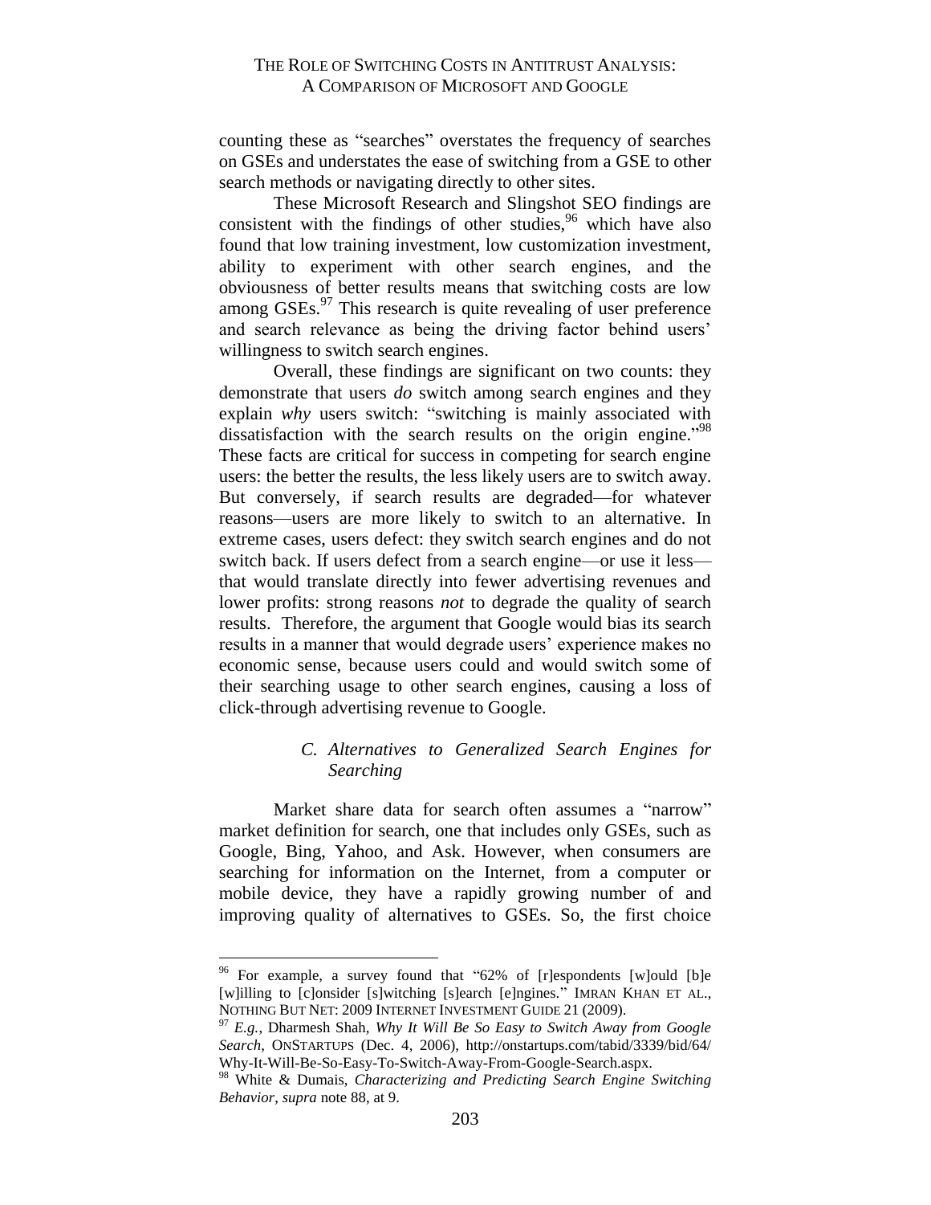counting these as "searches" overstates the frequency of searches on GSEs and understates the ease of switching from a GSE to other search methods or navigating directly to other sites.

These Microsoft Research and Slingshot SEO findings are consistent with the findings of other studies,[96] which have also found that low training investment, low customization investment, ability to experiment with other search engines, and the obviousness of better results means that switching costs are low among GSEs.[97] This research is quite revealing of user preference and search relevance as being the driving factor behind users' willingness to switch search engines.

Overall, these findings are significant on two counts: they demonstrate that users *do* switch among search engines and they explain *why* users switch: "switching is mainly associated with dissatisfaction with the search results on the origin engine."[98] These facts are critical for success in competing for search engine users: the better the results, the less likely users are to switch away. But conversely, if search results are degraded—for whatever reasons—users are more likely to switch to an alternative. In extreme cases, users defect: they switch search engines and do not switch back. If users defect from a search engine—or use it less—that would translate directly into fewer advertising revenues and lower profits: strong reasons *not* to degrade the quality of search results. Therefore, the argument that Google would bias its search results in a manner that would degrade users' experience makes no economic sense, because users could and would switch some of their searching usage to other search engines, causing a loss of click-through advertising revenue to Google.

### *C. Alternatives to Generalized Search Engines for Searching*

Market share data for search often assumes a "narrow" market definition for search, one that includes only GSEs, such as Google, Bing, Yahoo, and Ask. However, when consumers are searching for information on the Internet, from a computer or mobile device, they have a rapidly growing number of and improving quality of alternatives to GSEs. So, the first choice

---

[96] For example, a survey found that "62% of [r]espondents [w]ould [b]e [w]illing to [c]onsider [s]witching [s]earch [e]ngines." IMRAN KHAN ET AL., NOTHING BUT NET: 2009 INTERNET INVESTMENT GUIDE 21 (2009).

[97] *E.g.*, Dharmesh Shah, *Why It Will Be So Easy to Switch Away from Google Search*, ONSTARTUPS (Dec. 4, 2006), http://onstartups.com/tabid/3339/bid/64/Why-It-Will-Be-So-Easy-To-Switch-Away-From-Google-Search.aspx.

[98] White & Dumais, *Characterizing and Predicting Search Engine Switching Behavior*, *supra* note 88, at 9.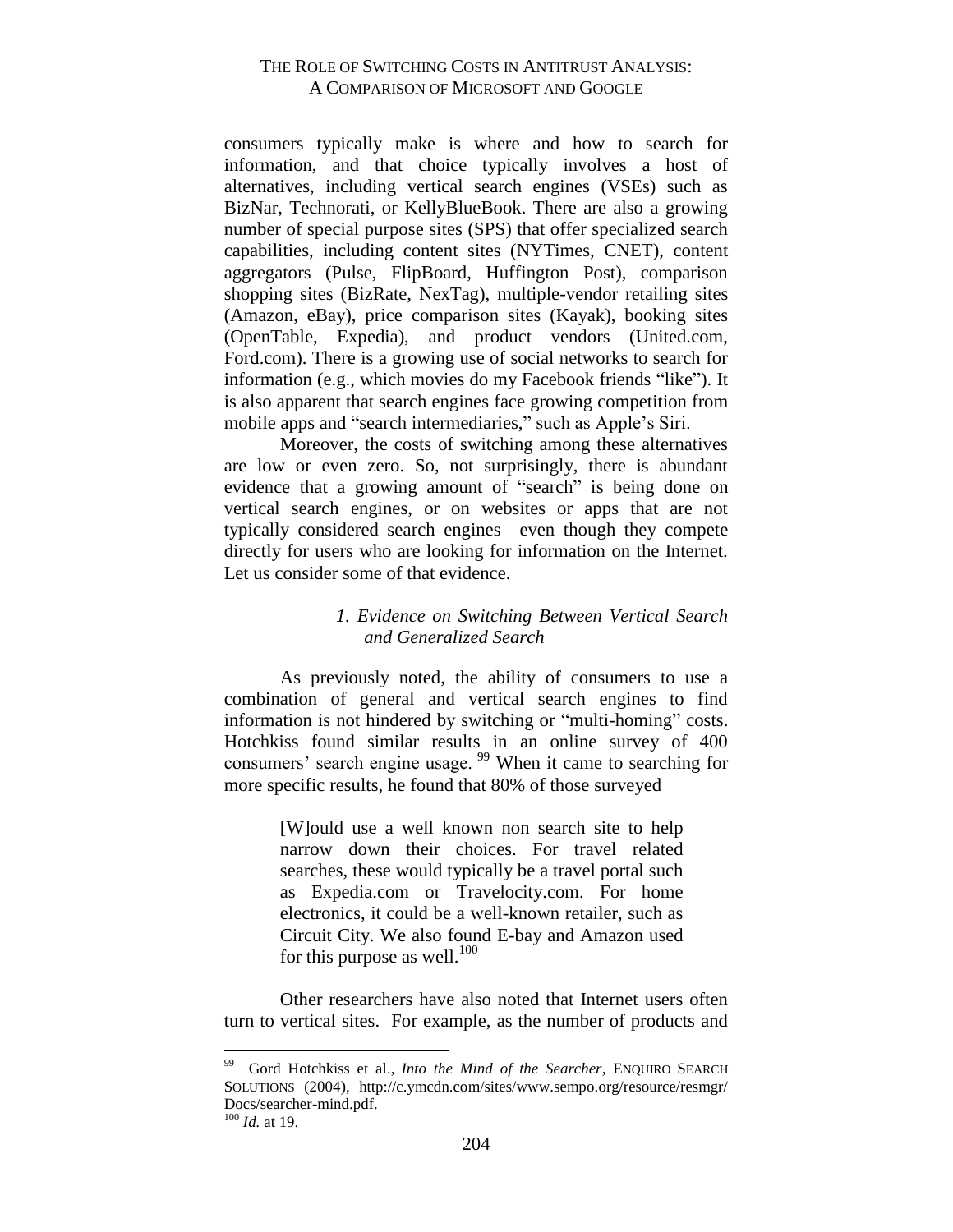consumers typically make is where and how to search for information, and that choice typically involves a host of alternatives, including vertical search engines (VSEs) such as BizNar, Technorati, or KellyBlueBook. There are also a growing number of special purpose sites (SPS) that offer specialized search capabilities, including content sites (NYTimes, CNET), content aggregators (Pulse, FlipBoard, Huffington Post), comparison shopping sites (BizRate, NexTag), multiple-vendor retailing sites (Amazon, eBay), price comparison sites (Kayak), booking sites (OpenTable, Expedia), and product vendors (United.com, Ford.com). There is a growing use of social networks to search for information (e.g., which movies do my Facebook friends "like"). It is also apparent that search engines face growing competition from mobile apps and "search intermediaries," such as Apple's Siri.

Moreover, the costs of switching among these alternatives are low or even zero. So, not surprisingly, there is abundant evidence that a growing amount of "search" is being done on vertical search engines, or on websites or apps that are not typically considered search engines—even though they compete directly for users who are looking for information on the Internet. Let us consider some of that evidence.

#### *1. Evidence on Switching Between Vertical Search and Generalized Search*

As previously noted, the ability of consumers to use a combination of general and vertical search engines to find information is not hindered by switching or "multi-homing" costs. Hotchkiss found similar results in an online survey of 400 consumers' search engine usage.[99] When it came to searching for more specific results, he found that 80% of those surveyed

> [W]ould use a well known non search site to help narrow down their choices. For travel related searches, these would typically be a travel portal such as Expedia.com or Travelocity.com. For home electronics, it could be a well-known retailer, such as Circuit City. We also found E-bay and Amazon used for this purpose as well.[100]

Other researchers have also noted that Internet users often turn to vertical sites. For example, as the number of products and

---

[99] Gord Hotchkiss et al., *Into the Mind of the Searcher*, ENQUIRO SEARCH SOLUTIONS (2004), http://c.ymcdn.com/sites/www.sempo.org/resource/resmgr/Docs/searcher-mind.pdf.

[100] *Id.* at 19.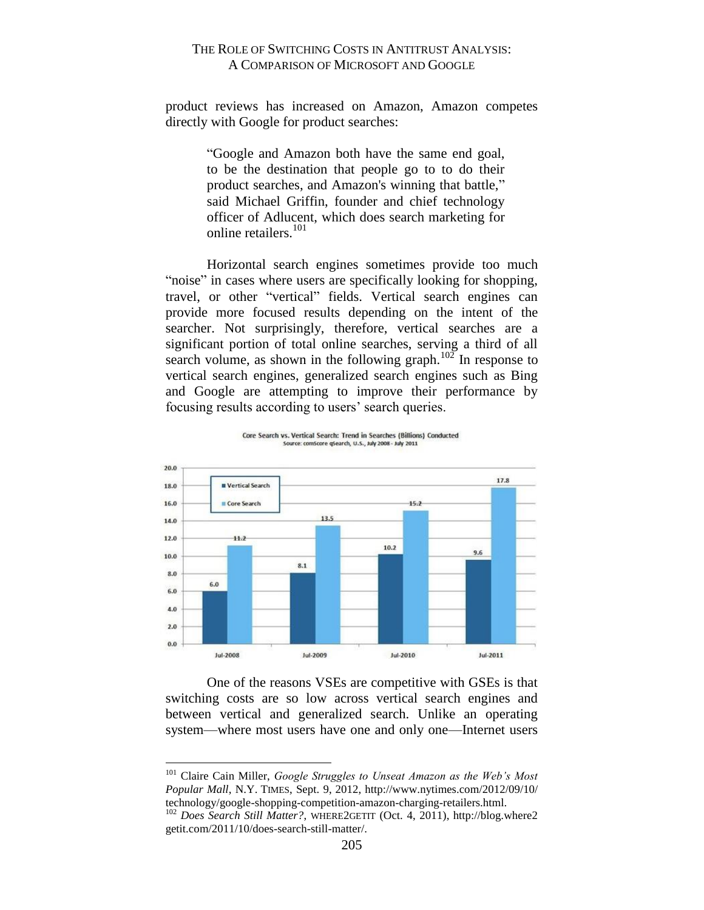product reviews has increased on Amazon, Amazon competes directly with Google for product searches:

> "Google and Amazon both have the same end goal, to be the destination that people go to to do their product searches, and Amazon's winning that battle," said Michael Griffin, founder and chief technology officer of Adlucent, which does search marketing for online retailers.[101]

Horizontal search engines sometimes provide too much "noise" in cases where users are specifically looking for shopping, travel, or other "vertical" fields. Vertical search engines can provide more focused results depending on the intent of the searcher. Not surprisingly, therefore, vertical searches are a significant portion of total online searches, serving a third of all search volume, as shown in the following graph.[102] In response to vertical search engines, generalized search engines such as Bing and Google are attempting to improve their performance by focusing results according to users' search queries.

Core Search vs. Vertical Search: Trend in Searches (Billions) Conducted
Source: comScore qSearch, U.S., July 2008 - July 2011

| | Jul-2008 | Jul-2009 | Jul-2010 | Jul-2011 |
|---|---|---|---|---|
| Vertical Search | 6.0 | 8.1 | 10.2 | 9.6 |
| Core Search | 11.2 | 13.5 | 15.2 | 17.8 |

One of the reasons VSEs are competitive with GSEs is that switching costs are so low across vertical search engines and between vertical and generalized search. Unlike an operating system—where most users have one and only one—Internet users

---

[101] Claire Cain Miller, *Google Struggles to Unseat Amazon as the Web's Most Popular Mall*, N.Y. TIMES, Sept. 9, 2012, http://www.nytimes.com/2012/09/10/technology/google-shopping-competition-amazon-charging-retailers.html.

[102] *Does Search Still Matter?*, WHERE2GETIT (Oct. 4, 2011), http://blog.where2getit.com/2011/10/does-search-still-matter/.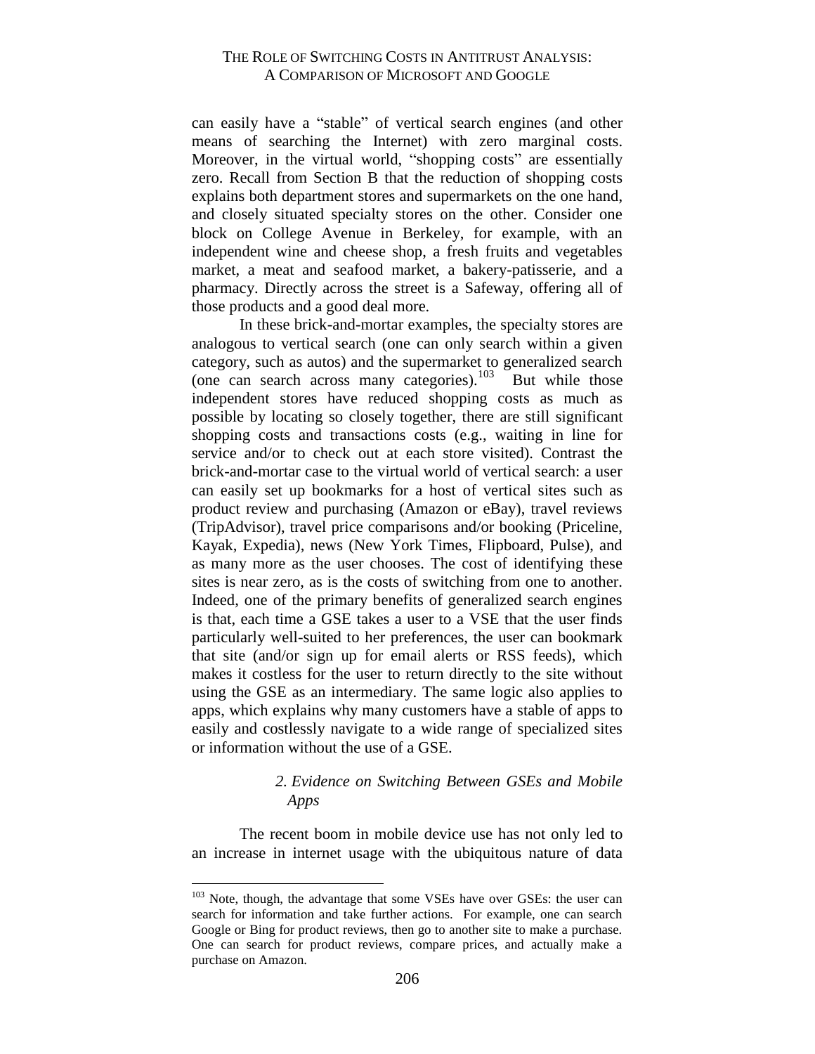can easily have a "stable" of vertical search engines (and other means of searching the Internet) with zero marginal costs. Moreover, in the virtual world, "shopping costs" are essentially zero. Recall from Section B that the reduction of shopping costs explains both department stores and supermarkets on the one hand, and closely situated specialty stores on the other. Consider one block on College Avenue in Berkeley, for example, with an independent wine and cheese shop, a fresh fruits and vegetables market, a meat and seafood market, a bakery-patisserie, and a pharmacy. Directly across the street is a Safeway, offering all of those products and a good deal more.

In these brick-and-mortar examples, the specialty stores are analogous to vertical search (one can only search within a given category, such as autos) and the supermarket to generalized search (one can search across many categories).[103] But while those independent stores have reduced shopping costs as much as possible by locating so closely together, there are still significant shopping costs and transactions costs (e.g., waiting in line for service and/or to check out at each store visited). Contrast the brick-and-mortar case to the virtual world of vertical search: a user can easily set up bookmarks for a host of vertical sites such as product review and purchasing (Amazon or eBay), travel reviews (TripAdvisor), travel price comparisons and/or booking (Priceline, Kayak, Expedia), news (New York Times, Flipboard, Pulse), and as many more as the user chooses. The cost of identifying these sites is near zero, as is the costs of switching from one to another. Indeed, one of the primary benefits of generalized search engines is that, each time a GSE takes a user to a VSE that the user finds particularly well-suited to her preferences, the user can bookmark that site (and/or sign up for email alerts or RSS feeds), which makes it costless for the user to return directly to the site without using the GSE as an intermediary. The same logic also applies to apps, which explains why many customers have a stable of apps to easily and costlessly navigate to a wide range of specialized sites or information without the use of a GSE.

### *2. Evidence on Switching Between GSEs and Mobile Apps*

The recent boom in mobile device use has not only led to an increase in internet usage with the ubiquitous nature of data

---

[103] Note, though, the advantage that some VSEs have over GSEs: the user can search for information and take further actions. For example, one can search Google or Bing for product reviews, then go to another site to make a purchase. One can search for product reviews, compare prices, and actually make a purchase on Amazon.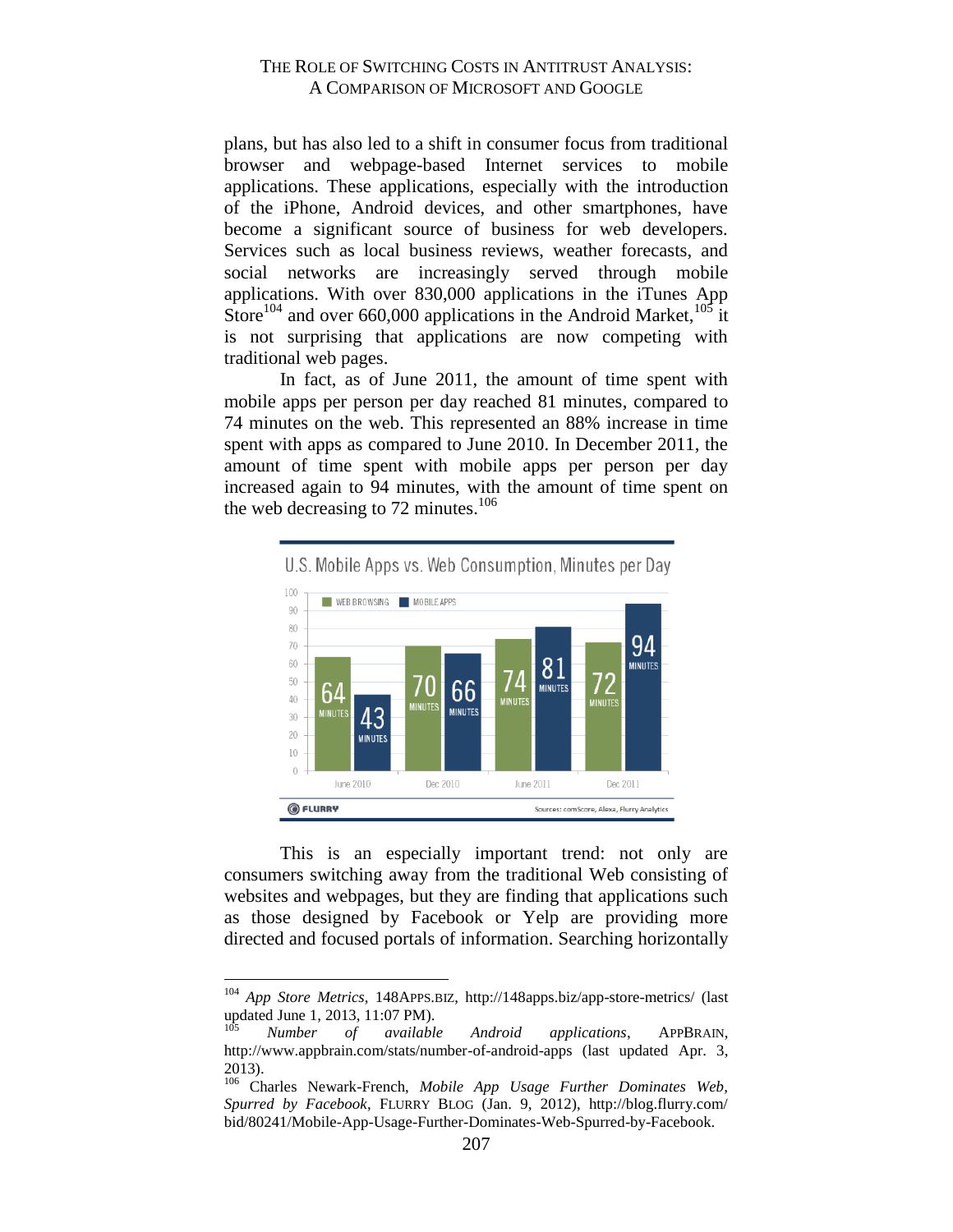plans, but has also led to a shift in consumer focus from traditional browser and webpage-based Internet services to mobile applications. These applications, especially with the introduction of the iPhone, Android devices, and other smartphones, have become a significant source of business for web developers. Services such as local business reviews, weather forecasts, and social networks are increasingly served through mobile applications. With over 830,000 applications in the iTunes App Store[104] and over 660,000 applications in the Android Market,[105] it is not surprising that applications are now competing with traditional web pages.

In fact, as of June 2011, the amount of time spent with mobile apps per person per day reached 81 minutes, compared to 74 minutes on the web. This represented an 88% increase in time spent with apps as compared to June 2010. In December 2011, the amount of time spent with mobile apps per person per day increased again to 94 minutes, with the amount of time spent on the web decreasing to 72 minutes.[106]

U.S. Mobile Apps vs. Web Consumption, Minutes per Day

| | WEB BROWSING | MOBILE APPS |
|---|---|---|
| June 2010 | 64 MINUTES | 43 MINUTES |
| Dec 2010 | 70 MINUTES | 66 MINUTES |
| June 2011 | 74 MINUTES | 81 MINUTES |
| Dec 2011 | 72 MINUTES | 94 MINUTES |

FLURRY — Sources: comScore, Alexa, Flurry Analytics

This is an especially important trend: not only are consumers switching away from the traditional Web consisting of websites and webpages, but they are finding that applications such as those designed by Facebook or Yelp are providing more directed and focused portals of information. Searching horizontally

---

[104] *App Store Metrics*, 148APPS.BIZ, http://148apps.biz/app-store-metrics/ (last updated June 1, 2013, 11:07 PM).

[105] *Number of available Android applications*, APPBRAIN, http://www.appbrain.com/stats/number-of-android-apps (last updated Apr. 3, 2013).

[106] Charles Newark-French, *Mobile App Usage Further Dominates Web, Spurred by Facebook*, FLURRY BLOG (Jan. 9, 2012), http://blog.flurry.com/bid/80241/Mobile-App-Usage-Further-Dominates-Web-Spurred-by-Facebook.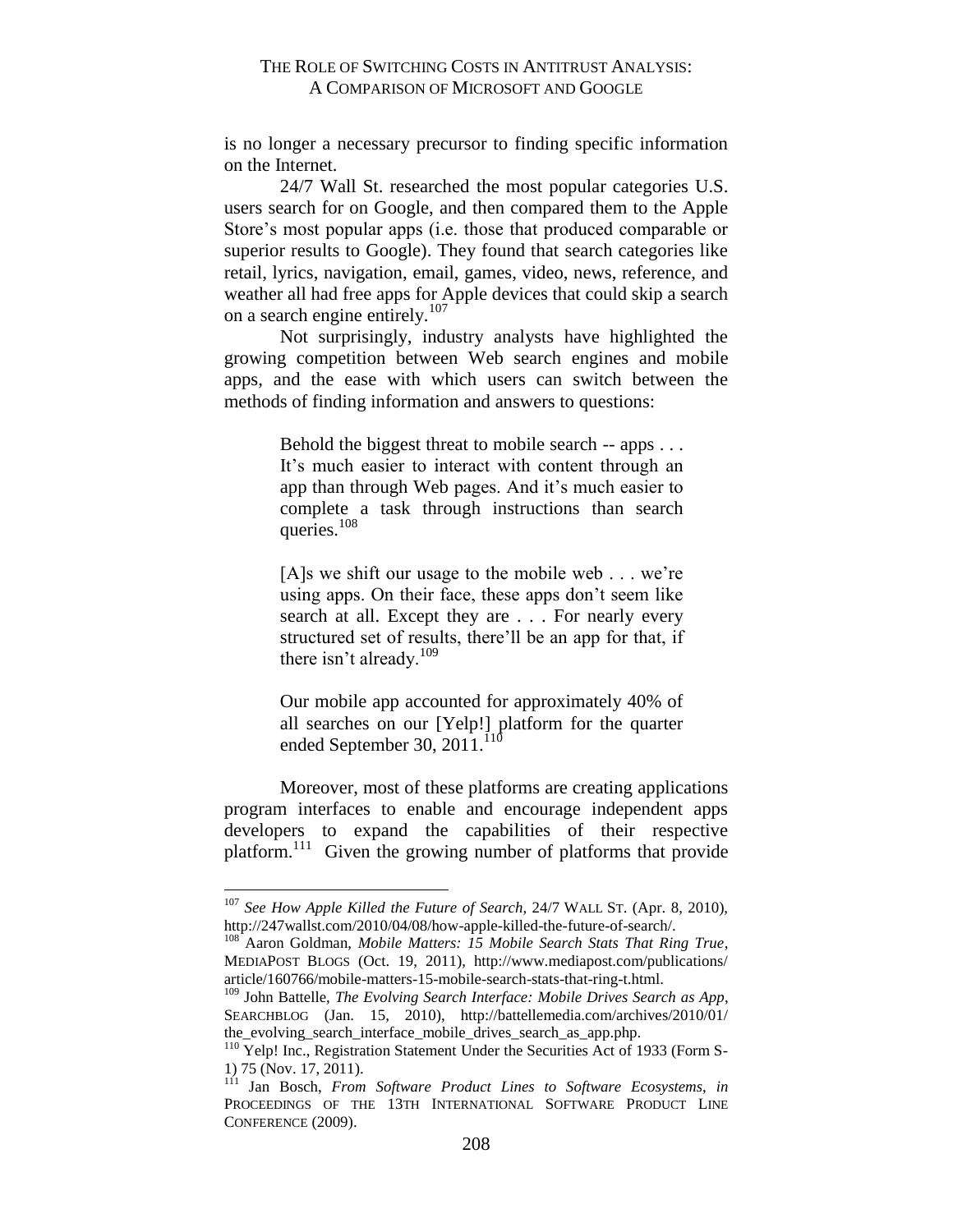is no longer a necessary precursor to finding specific information on the Internet.

24/7 Wall St. researched the most popular categories U.S. users search for on Google, and then compared them to the Apple Store's most popular apps (i.e. those that produced comparable or superior results to Google). They found that search categories like retail, lyrics, navigation, email, games, video, news, reference, and weather all had free apps for Apple devices that could skip a search on a search engine entirely.[107]

Not surprisingly, industry analysts have highlighted the growing competition between Web search engines and mobile apps, and the ease with which users can switch between the methods of finding information and answers to questions:

> Behold the biggest threat to mobile search -- apps . . . It's much easier to interact with content through an app than through Web pages. And it's much easier to complete a task through instructions than search queries.[108]
>
> [A]s we shift our usage to the mobile web . . . we're using apps. On their face, these apps don't seem like search at all. Except they are . . . For nearly every structured set of results, there'll be an app for that, if there isn't already.[109]
>
> Our mobile app accounted for approximately 40% of all searches on our [Yelp!] platform for the quarter ended September 30, 2011.[110]

Moreover, most of these platforms are creating applications program interfaces to enable and encourage independent apps developers to expand the capabilities of their respective platform.[111] Given the growing number of platforms that provide

---

[107] *See How Apple Killed the Future of Search*, 24/7 WALL ST. (Apr. 8, 2010), http://247wallst.com/2010/04/08/how-apple-killed-the-future-of-search/.

[108] Aaron Goldman, *Mobile Matters: 15 Mobile Search Stats That Ring True*, MEDIAPOST BLOGS (Oct. 19, 2011), http://www.mediapost.com/publications/article/160766/mobile-matters-15-mobile-search-stats-that-ring-t.html.

[109] John Battelle, *The Evolving Search Interface: Mobile Drives Search as App*, SEARCHBLOG (Jan. 15, 2010), http://battellemedia.com/archives/2010/01/the_evolving_search_interface_mobile_drives_search_as_app.php.

[110] Yelp! Inc., Registration Statement Under the Securities Act of 1933 (Form S-1) 75 (Nov. 17, 2011).

[111] Jan Bosch, *From Software Product Lines to Software Ecosystems*, *in* PROCEEDINGS OF THE 13TH INTERNATIONAL SOFTWARE PRODUCT LINE CONFERENCE (2009).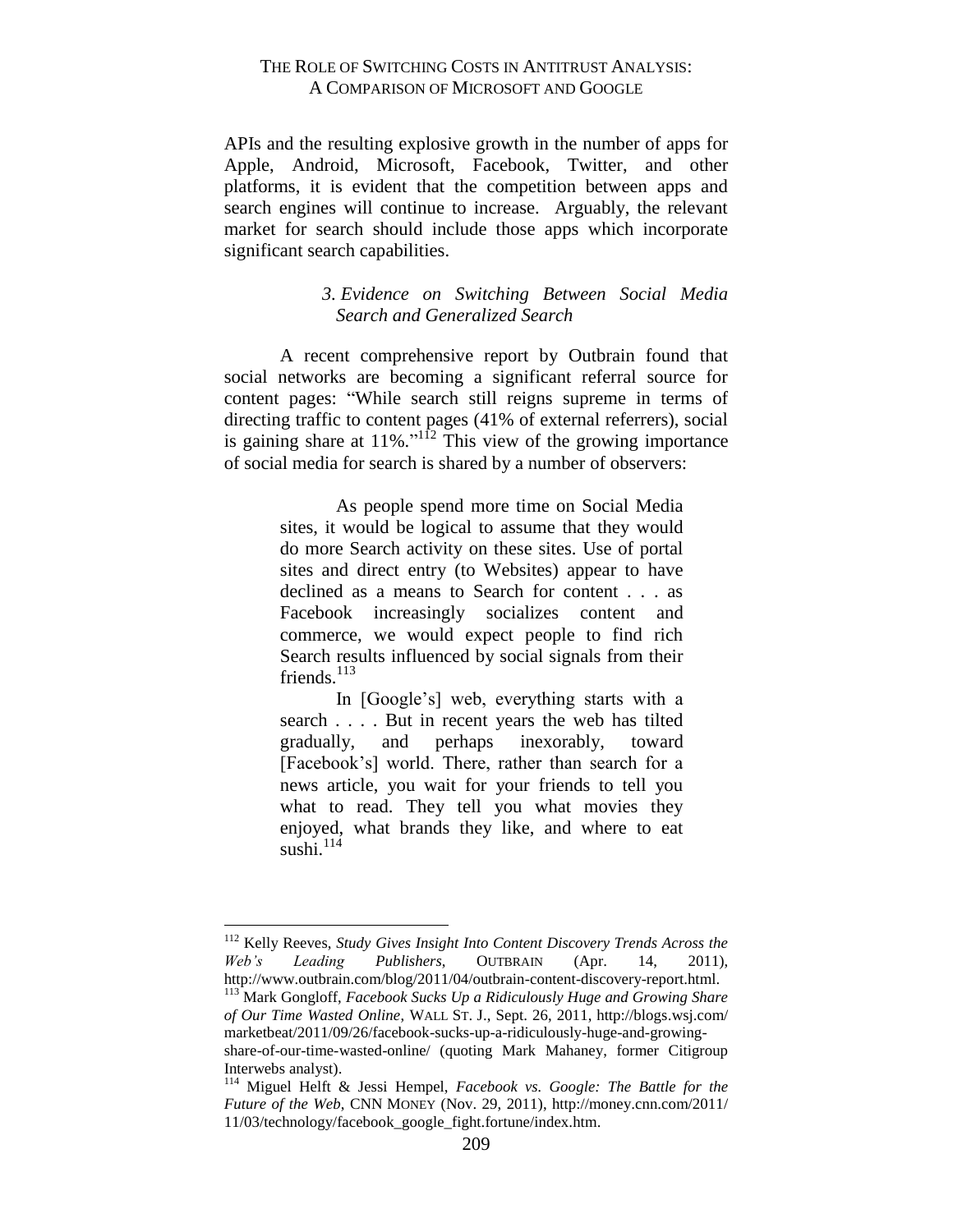APIs and the resulting explosive growth in the number of apps for Apple, Android, Microsoft, Facebook, Twitter, and other platforms, it is evident that the competition between apps and search engines will continue to increase. Arguably, the relevant market for search should include those apps which incorporate significant search capabilities.

### *3. Evidence on Switching Between Social Media Search and Generalized Search*

A recent comprehensive report by Outbrain found that social networks are becoming a significant referral source for content pages: "While search still reigns supreme in terms of directing traffic to content pages (41% of external referrers), social is gaining share at 11%."[112] This view of the growing importance of social media for search is shared by a number of observers:

> As people spend more time on Social Media sites, it would be logical to assume that they would do more Search activity on these sites. Use of portal sites and direct entry (to Websites) appear to have declined as a means to Search for content . . . as Facebook increasingly socializes content and commerce, we would expect people to find rich Search results influenced by social signals from their friends.[113]
>
> In [Google's] web, everything starts with a search . . . . But in recent years the web has tilted gradually, and perhaps inexorably, toward [Facebook's] world. There, rather than search for a news article, you wait for your friends to tell you what to read. They tell you what movies they enjoyed, what brands they like, and where to eat sushi.[114]

---

[112] Kelly Reeves, *Study Gives Insight Into Content Discovery Trends Across the Web's Leading Publishers*, OUTBRAIN (Apr. 14, 2011), http://www.outbrain.com/blog/2011/04/outbrain-content-discovery-report.html.

[113] Mark Gongloff, *Facebook Sucks Up a Ridiculously Huge and Growing Share of Our Time Wasted Online*, WALL ST. J., Sept. 26, 2011, http://blogs.wsj.com/marketbeat/2011/09/26/facebook-sucks-up-a-ridiculously-huge-and-growing-share-of-our-time-wasted-online/ (quoting Mark Mahaney, former Citigroup Interwebs analyst).

[114] Miguel Helft & Jessi Hempel, *Facebook vs. Google: The Battle for the Future of the Web*, CNN MONEY (Nov. 29, 2011), http://money.cnn.com/2011/11/03/technology/facebook_google_fight.fortune/index.htm.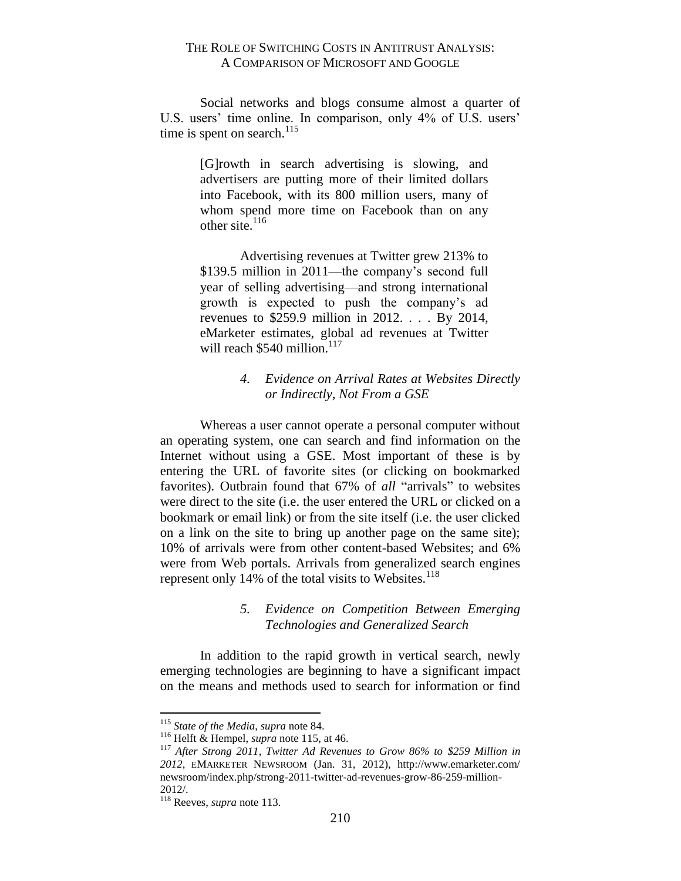Social networks and blogs consume almost a quarter of U.S. users' time online. In comparison, only 4% of U.S. users' time is spent on search.[115]

> [G]rowth in search advertising is slowing, and advertisers are putting more of their limited dollars into Facebook, with its 800 million users, many of whom spend more time on Facebook than on any other site.[116]
>
> Advertising revenues at Twitter grew 213% to \$139.5 million in 2011—the company's second full year of selling advertising—and strong international growth is expected to push the company's ad revenues to \$259.9 million in 2012. . . . By 2014, eMarketer estimates, global ad revenues at Twitter will reach \$540 million.[117]

#### *4. Evidence on Arrival Rates at Websites Directly or Indirectly, Not From a GSE*

Whereas a user cannot operate a personal computer without an operating system, one can search and find information on the Internet without using a GSE. Most important of these is by entering the URL of favorite sites (or clicking on bookmarked favorites). Outbrain found that 67% of *all* "arrivals" to websites were direct to the site (i.e. the user entered the URL or clicked on a bookmark or email link) or from the site itself (i.e. the user clicked on a link on the site to bring up another page on the same site); 10% of arrivals were from other content-based Websites; and 6% were from Web portals. Arrivals from generalized search engines represent only 14% of the total visits to Websites.[118]

#### *5. Evidence on Competition Between Emerging Technologies and Generalized Search*

In addition to the rapid growth in vertical search, newly emerging technologies are beginning to have a significant impact on the means and methods used to search for information or find

---

[115] *State of the Media*, *supra* note 84.

[116] Helft & Hempel, *supra* note 115, at 46.

[117] *After Strong 2011, Twitter Ad Revenues to Grow 86% to \$259 Million in 2012*, EMARKETER NEWSROOM (Jan. 31, 2012), http://www.emarketer.com/newsroom/index.php/strong-2011-twitter-ad-revenues-grow-86-259-million-2012/.

[118] Reeves, *supra* note 113.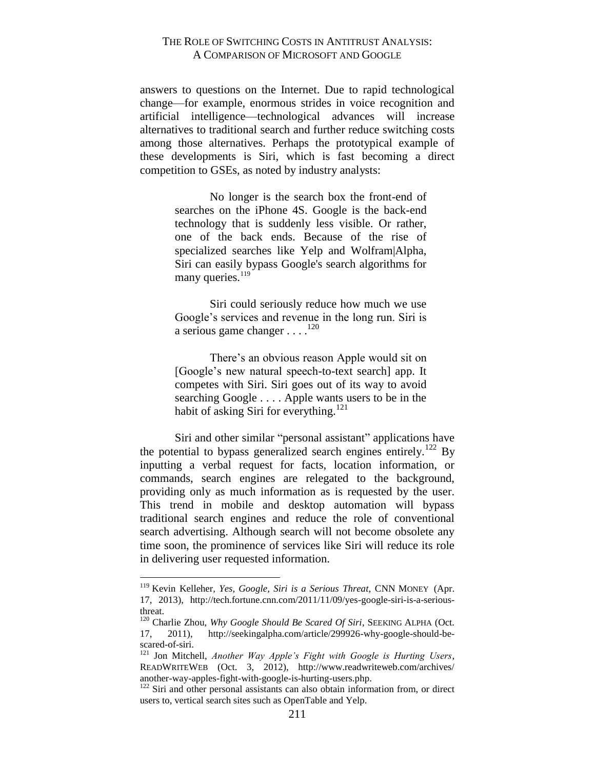answers to questions on the Internet. Due to rapid technological change—for example, enormous strides in voice recognition and artificial intelligence—technological advances will increase alternatives to traditional search and further reduce switching costs among those alternatives. Perhaps the prototypical example of these developments is Siri, which is fast becoming a direct competition to GSEs, as noted by industry analysts:

> No longer is the search box the front-end of searches on the iPhone 4S. Google is the back-end technology that is suddenly less visible. Or rather, one of the back ends. Because of the rise of specialized searches like Yelp and Wolfram|Alpha, Siri can easily bypass Google's search algorithms for many queries.[119]
>
> Siri could seriously reduce how much we use Google's services and revenue in the long run. Siri is a serious game changer . . . .[120]
>
> There's an obvious reason Apple would sit on [Google's new natural speech-to-text search] app. It competes with Siri. Siri goes out of its way to avoid searching Google . . . . Apple wants users to be in the habit of asking Siri for everything.[121]

Siri and other similar "personal assistant" applications have the potential to bypass generalized search engines entirely.[122] By inputting a verbal request for facts, location information, or commands, search engines are relegated to the background, providing only as much information as is requested by the user. This trend in mobile and desktop automation will bypass traditional search engines and reduce the role of conventional search advertising. Although search will not become obsolete any time soon, the prominence of services like Siri will reduce its role in delivering user requested information.

---

[119] Kevin Kelleher, *Yes, Google, Siri is a Serious Threat*, CNN MONEY (Apr. 17, 2013), http://tech.fortune.cnn.com/2011/11/09/yes-google-siri-is-a-serious-threat.

[120] Charlie Zhou, *Why Google Should Be Scared Of Siri*, SEEKING ALPHA (Oct. 17, 2011), http://seekingalpha.com/article/299926-why-google-should-be-scared-of-siri.

[121] Jon Mitchell, *Another Way Apple's Fight with Google is Hurting Users*, READWRITEWEB (Oct. 3, 2012), http://www.readwriteweb.com/archives/another-way-apples-fight-with-google-is-hurting-users.php.

[122] Siri and other personal assistants can also obtain information from, or direct users to, vertical search sites such as OpenTable and Yelp.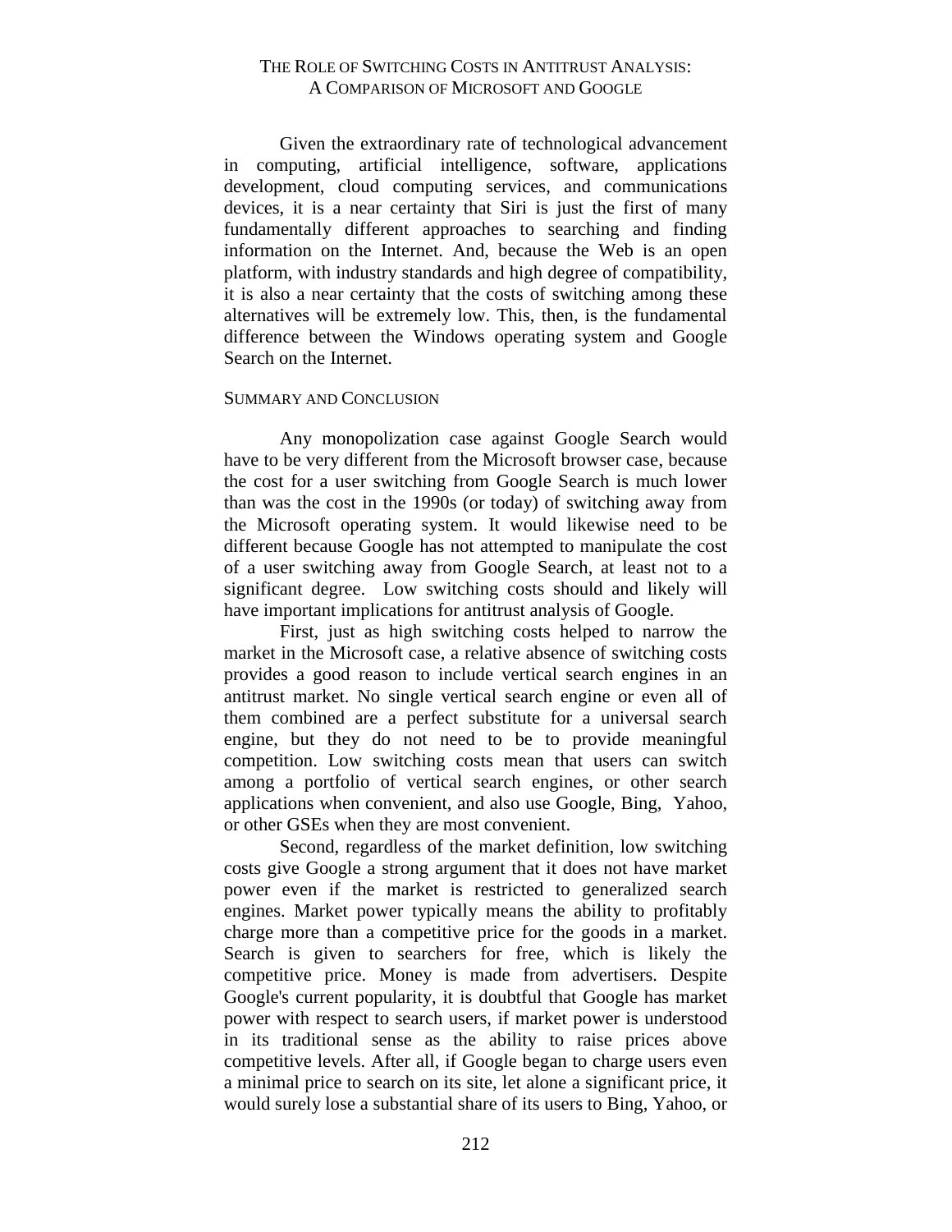Given the extraordinary rate of technological advancement in computing, artificial intelligence, software, applications development, cloud computing services, and communications devices, it is a near certainty that Siri is just the first of many fundamentally different approaches to searching and finding information on the Internet. And, because the Web is an open platform, with industry standards and high degree of compatibility, it is also a near certainty that the costs of switching among these alternatives will be extremely low. This, then, is the fundamental difference between the Windows operating system and Google Search on the Internet.

## SUMMARY AND CONCLUSION

Any monopolization case against Google Search would have to be very different from the Microsoft browser case, because the cost for a user switching from Google Search is much lower than was the cost in the 1990s (or today) of switching away from the Microsoft operating system. It would likewise need to be different because Google has not attempted to manipulate the cost of a user switching away from Google Search, at least not to a significant degree. Low switching costs should and likely will have important implications for antitrust analysis of Google.

First, just as high switching costs helped to narrow the market in the Microsoft case, a relative absence of switching costs provides a good reason to include vertical search engines in an antitrust market. No single vertical search engine or even all of them combined are a perfect substitute for a universal search engine, but they do not need to be to provide meaningful competition. Low switching costs mean that users can switch among a portfolio of vertical search engines, or other search applications when convenient, and also use Google, Bing, Yahoo, or other GSEs when they are most convenient.

Second, regardless of the market definition, low switching costs give Google a strong argument that it does not have market power even if the market is restricted to generalized search engines. Market power typically means the ability to profitably charge more than a competitive price for the goods in a market. Search is given to searchers for free, which is likely the competitive price. Money is made from advertisers. Despite Google's current popularity, it is doubtful that Google has market power with respect to search users, if market power is understood in its traditional sense as the ability to raise prices above competitive levels. After all, if Google began to charge users even a minimal price to search on its site, let alone a significant price, it would surely lose a substantial share of its users to Bing, Yahoo, or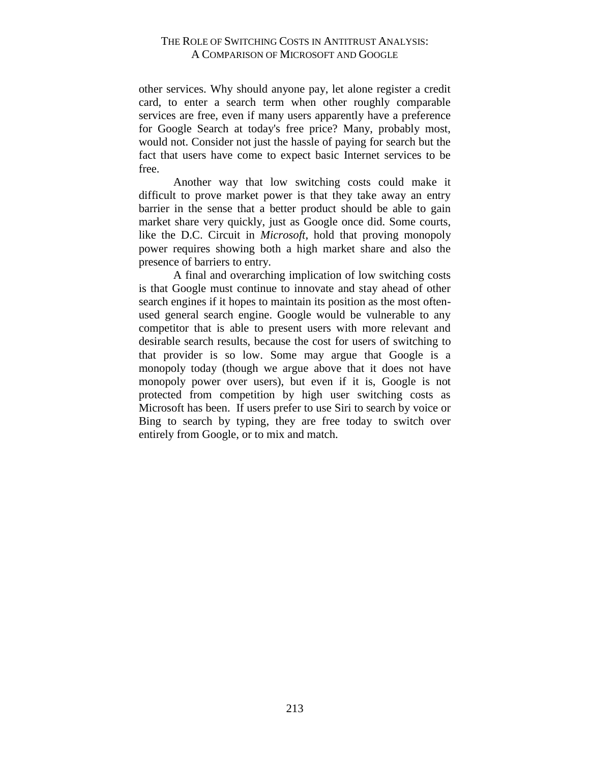other services. Why should anyone pay, let alone register a credit card, to enter a search term when other roughly comparable services are free, even if many users apparently have a preference for Google Search at today's free price? Many, probably most, would not. Consider not just the hassle of paying for search but the fact that users have come to expect basic Internet services to be free.

Another way that low switching costs could make it difficult to prove market power is that they take away an entry barrier in the sense that a better product should be able to gain market share very quickly, just as Google once did. Some courts, like the D.C. Circuit in *Microsoft*, hold that proving monopoly power requires showing both a high market share and also the presence of barriers to entry.

A final and overarching implication of low switching costs is that Google must continue to innovate and stay ahead of other search engines if it hopes to maintain its position as the most often-used general search engine. Google would be vulnerable to any competitor that is able to present users with more relevant and desirable search results, because the cost for users of switching to that provider is so low. Some may argue that Google is a monopoly today (though we argue above that it does not have monopoly power over users), but even if it is, Google is not protected from competition by high user switching costs as Microsoft has been. If users prefer to use Siri to search by voice or Bing to search by typing, they are free today to switch over entirely from Google, or to mix and match.